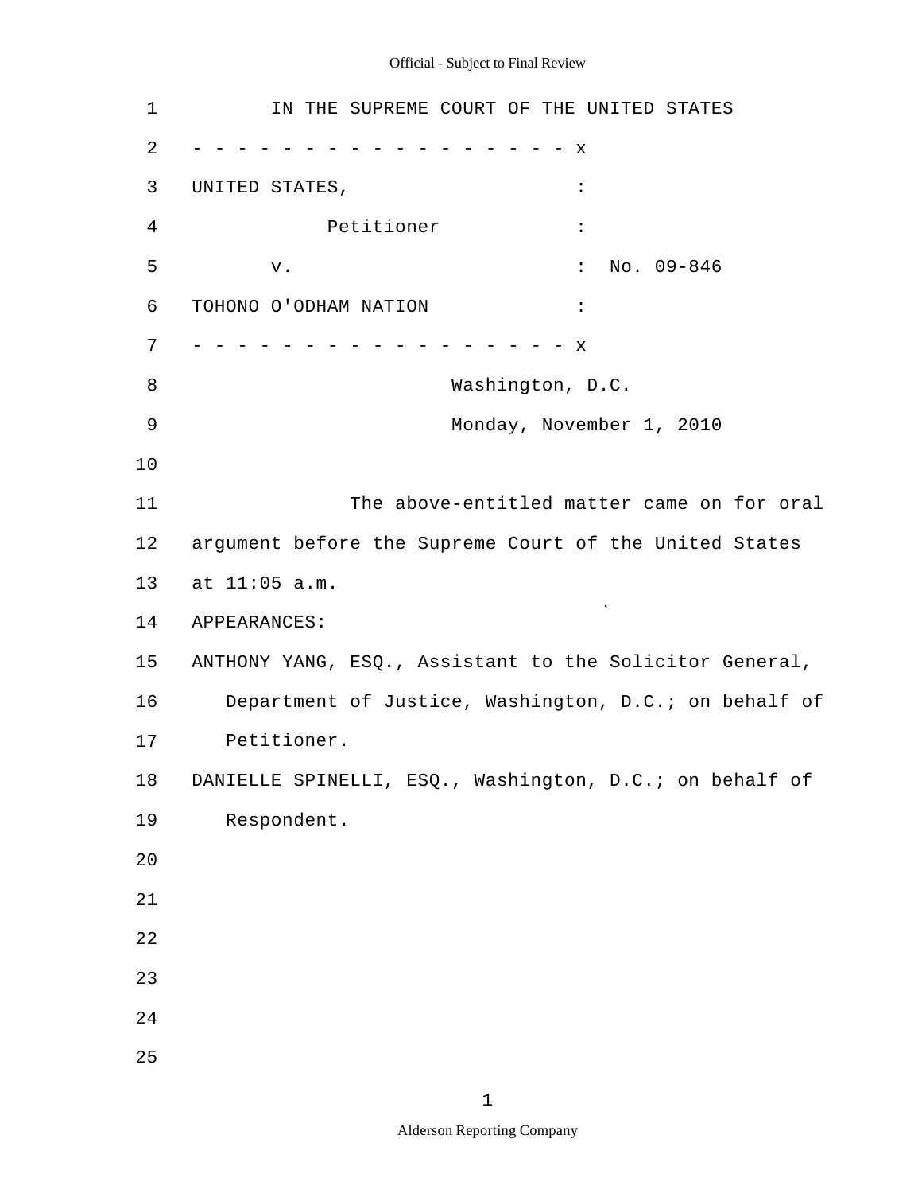IN THE SUPREME COURT OF THE UNITED STATES

- - - - - - - - - - - - - - - - - - x

UNITED STATES, :

Petitioner :

v. : No. 09-846

TOHONO O'ODHAM NATION :

- - - - - - - - - - - - - - - - - - x

Washington, D.C.

Monday, November 1, 2010

The above-entitled matter came on for oral argument before the Supreme Court of the United States at 11:05 a.m.

APPEARANCES:

ANTHONY YANG, ESQ., Assistant to the Solicitor General, Department of Justice, Washington, D.C.; on behalf of Petitioner.

DANIELLE SPINELLI, ESQ., Washington, D.C.; on behalf of Respondent.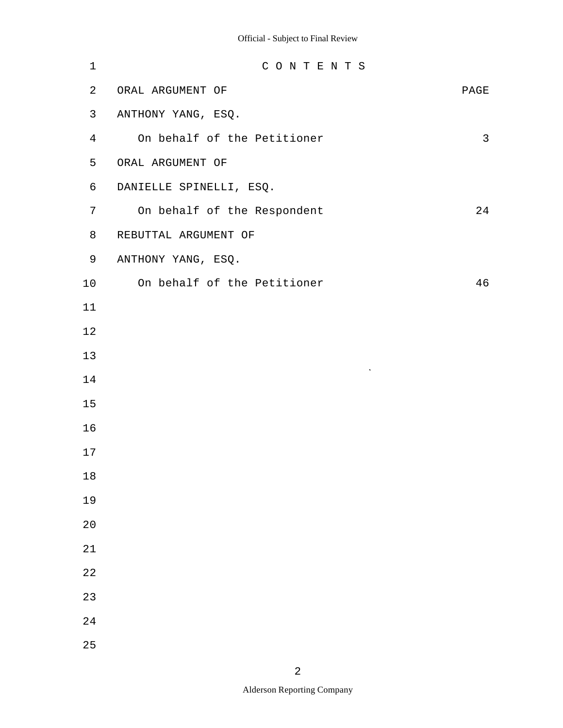# C O N T E N T S

| ORAL ARGUMENT OF | PAGE |
| --- | --- |
| ANTHONY YANG, ESQ. | |
| On behalf of the Petitioner | 3 |
| ORAL ARGUMENT OF | |
| DANIELLE SPINELLI, ESQ. | |
| On behalf of the Respondent | 24 |
| REBUTTAL ARGUMENT OF | |
| ANTHONY YANG, ESQ. | |
| On behalf of the Petitioner | 46 |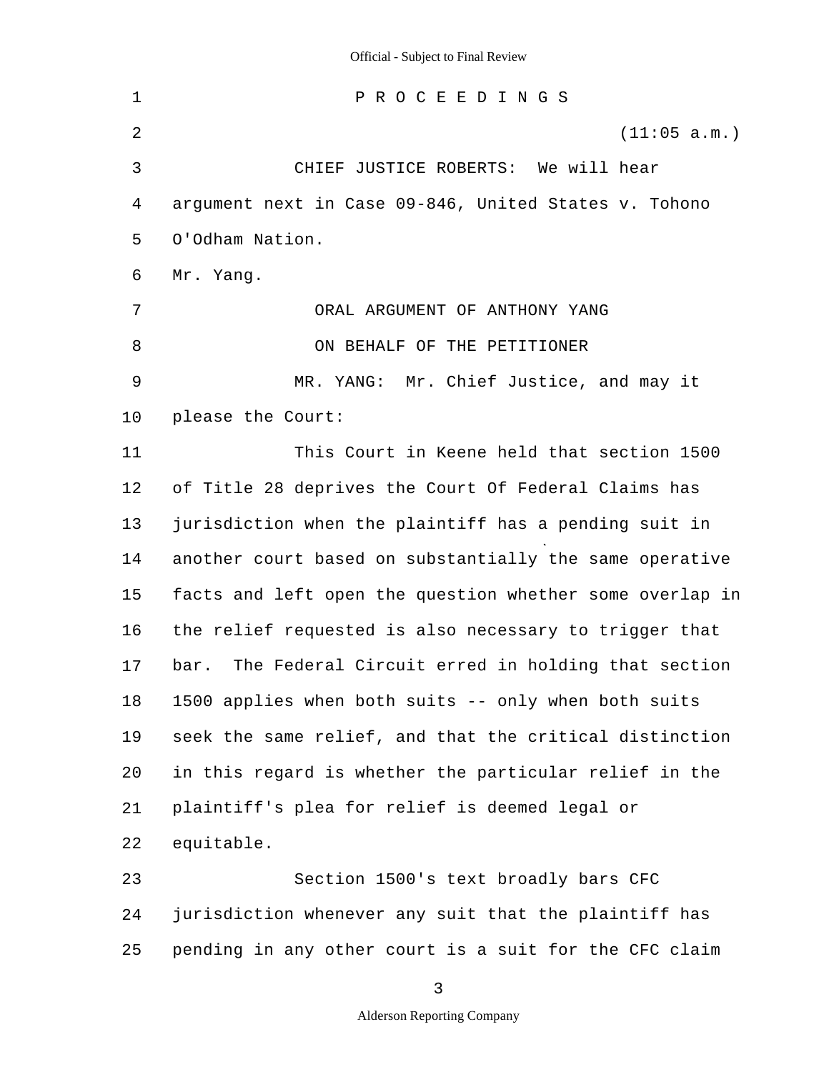P R O C E E D I N G S

(11:05 a.m.)

CHIEF JUSTICE ROBERTS: We will hear argument next in Case 09-846, United States v. Tohono O'Odham Nation.

Mr. Yang.

ORAL ARGUMENT OF ANTHONY YANG

ON BEHALF OF THE PETITIONER

MR. YANG: Mr. Chief Justice, and may it please the Court:

This Court in Keene held that section 1500 of Title 28 deprives the Court Of Federal Claims has jurisdiction when the plaintiff has a pending suit in another court based on substantially the same operative facts and left open the question whether some overlap in the relief requested is also necessary to trigger that bar. The Federal Circuit erred in holding that section 1500 applies when both suits -- only when both suits seek the same relief, and that the critical distinction in this regard is whether the particular relief in the plaintiff's plea for relief is deemed legal or equitable.

Section 1500's text broadly bars CFC jurisdiction whenever any suit that the plaintiff has pending in any other court is a suit for the CFC claim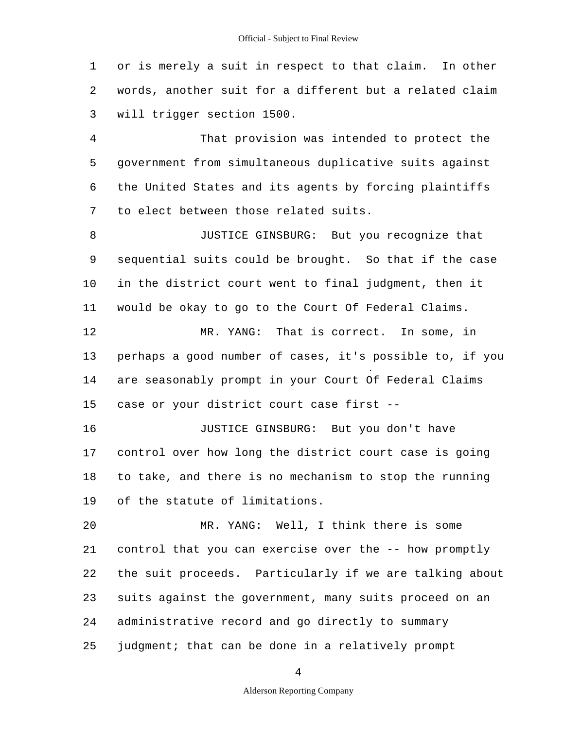or is merely a suit in respect to that claim. In other words, another suit for a different but a related claim will trigger section 1500.

That provision was intended to protect the government from simultaneous duplicative suits against the United States and its agents by forcing plaintiffs to elect between those related suits.

JUSTICE GINSBURG: But you recognize that sequential suits could be brought. So that if the case in the district court went to final judgment, then it would be okay to go to the Court Of Federal Claims.

MR. YANG: That is correct. In some, in perhaps a good number of cases, it's possible to, if you are seasonably prompt in your Court Of Federal Claims case or your district court case first --

JUSTICE GINSBURG: But you don't have control over how long the district court case is going to take, and there is no mechanism to stop the running of the statute of limitations.

MR. YANG: Well, I think there is some control that you can exercise over the -- how promptly the suit proceeds. Particularly if we are talking about suits against the government, many suits proceed on an administrative record and go directly to summary judgment; that can be done in a relatively prompt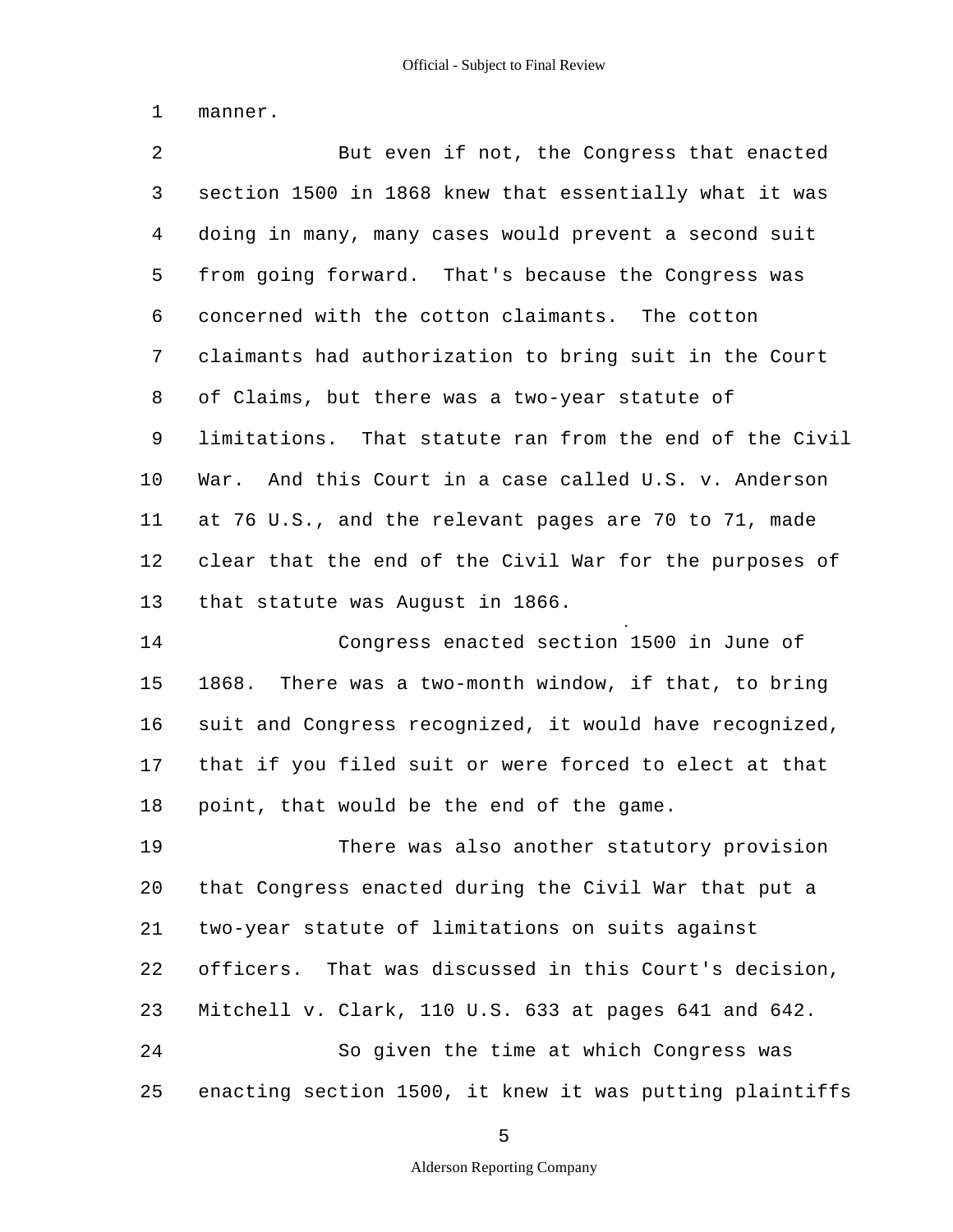manner.

But even if not, the Congress that enacted section 1500 in 1868 knew that essentially what it was doing in many, many cases would prevent a second suit from going forward. That's because the Congress was concerned with the cotton claimants. The cotton claimants had authorization to bring suit in the Court of Claims, but there was a two-year statute of limitations. That statute ran from the end of the Civil War. And this Court in a case called U.S. v. Anderson at 76 U.S., and the relevant pages are 70 to 71, made clear that the end of the Civil War for the purposes of that statute was August in 1866.

Congress enacted section 1500 in June of 1868. There was a two-month window, if that, to bring suit and Congress recognized, it would have recognized, that if you filed suit or were forced to elect at that point, that would be the end of the game.

There was also another statutory provision that Congress enacted during the Civil War that put a two-year statute of limitations on suits against officers. That was discussed in this Court's decision, Mitchell v. Clark, 110 U.S. 633 at pages 641 and 642.

So given the time at which Congress was enacting section 1500, it knew it was putting plaintiffs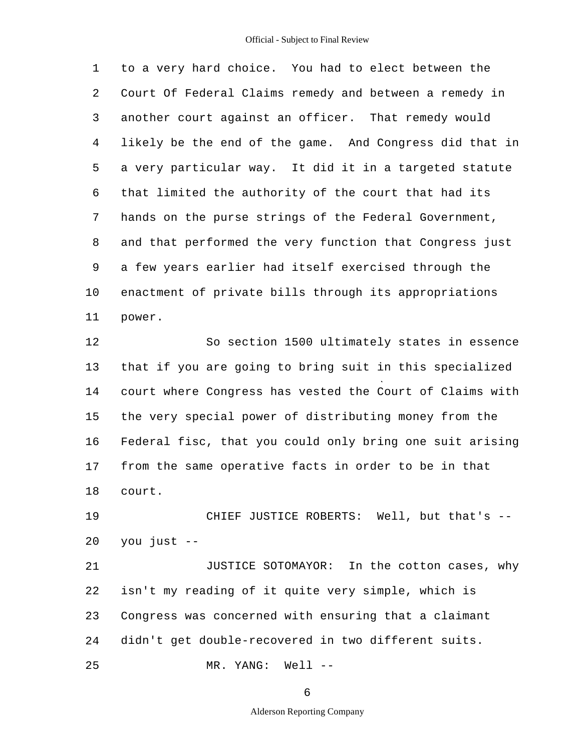to a very hard choice. You had to elect between the Court Of Federal Claims remedy and between a remedy in another court against an officer. That remedy would likely be the end of the game. And Congress did that in a very particular way. It did it in a targeted statute that limited the authority of the court that had its hands on the purse strings of the Federal Government, and that performed the very function that Congress just a few years earlier had itself exercised through the enactment of private bills through its appropriations power.

So section 1500 ultimately states in essence that if you are going to bring suit in this specialized court where Congress has vested the Court of Claims with the very special power of distributing money from the Federal fisc, that you could only bring one suit arising from the same operative facts in order to be in that court.

CHIEF JUSTICE ROBERTS: Well, but that's -- you just --

JUSTICE SOTOMAYOR: In the cotton cases, why isn't my reading of it quite very simple, which is Congress was concerned with ensuring that a claimant didn't get double-recovered in two different suits.

MR. YANG: Well --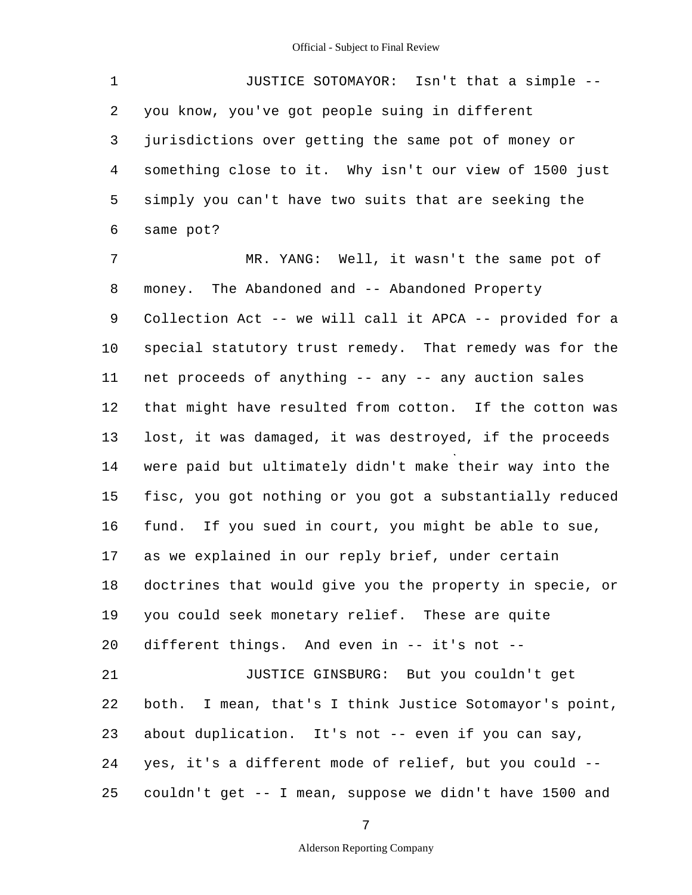JUSTICE SOTOMAYOR: Isn't that a simple -- you know, you've got people suing in different jurisdictions over getting the same pot of money or something close to it. Why isn't our view of 1500 just simply you can't have two suits that are seeking the same pot?

MR. YANG: Well, it wasn't the same pot of money. The Abandoned and -- Abandoned Property Collection Act -- we will call it APCA -- provided for a special statutory trust remedy. That remedy was for the net proceeds of anything -- any -- any auction sales that might have resulted from cotton. If the cotton was lost, it was damaged, it was destroyed, if the proceeds were paid but ultimately didn't make their way into the fisc, you got nothing or you got a substantially reduced fund. If you sued in court, you might be able to sue, as we explained in our reply brief, under certain doctrines that would give you the property in specie, or you could seek monetary relief. These are quite different things. And even in -- it's not --

JUSTICE GINSBURG: But you couldn't get both. I mean, that's I think Justice Sotomayor's point, about duplication. It's not -- even if you can say, yes, it's a different mode of relief, but you could -- couldn't get -- I mean, suppose we didn't have 1500 and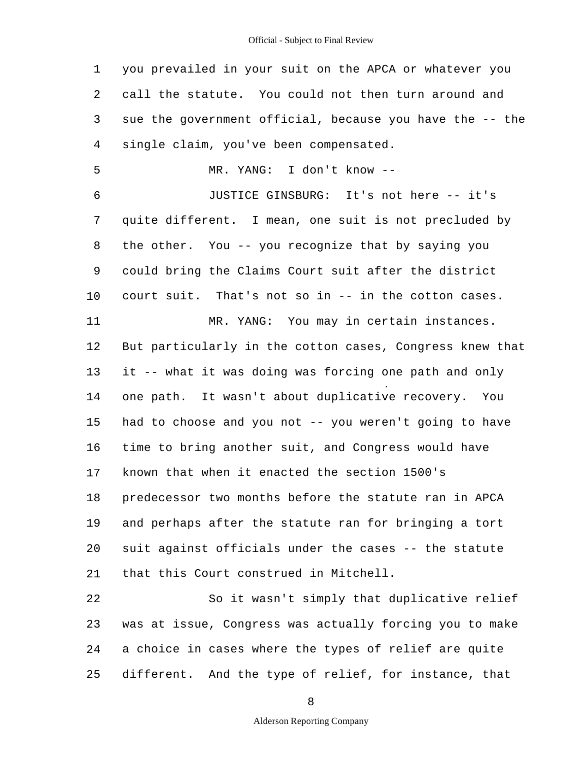1 you prevailed in your suit on the APCA or whatever you
2 call the statute. You could not then turn around and
3 sue the government official, because you have the -- the
4 single claim, you've been compensated.

5 MR. YANG: I don't know --

6 JUSTICE GINSBURG: It's not here -- it's
7 quite different. I mean, one suit is not precluded by
8 the other. You -- you recognize that by saying you
9 could bring the Claims Court suit after the district
10 court suit. That's not so in -- in the cotton cases.

11 MR. YANG: You may in certain instances.
12 But particularly in the cotton cases, Congress knew that
13 it -- what it was doing was forcing one path and only
14 one path. It wasn't about duplicative recovery. You
15 had to choose and you not -- you weren't going to have
16 time to bring another suit, and Congress would have
17 known that when it enacted the section 1500's
18 predecessor two months before the statute ran in APCA
19 and perhaps after the statute ran for bringing a tort
20 suit against officials under the cases -- the statute
21 that this Court construed in Mitchell.

22 So it wasn't simply that duplicative relief
23 was at issue, Congress was actually forcing you to make
24 a choice in cases where the types of relief are quite
25 different. And the type of relief, for instance, that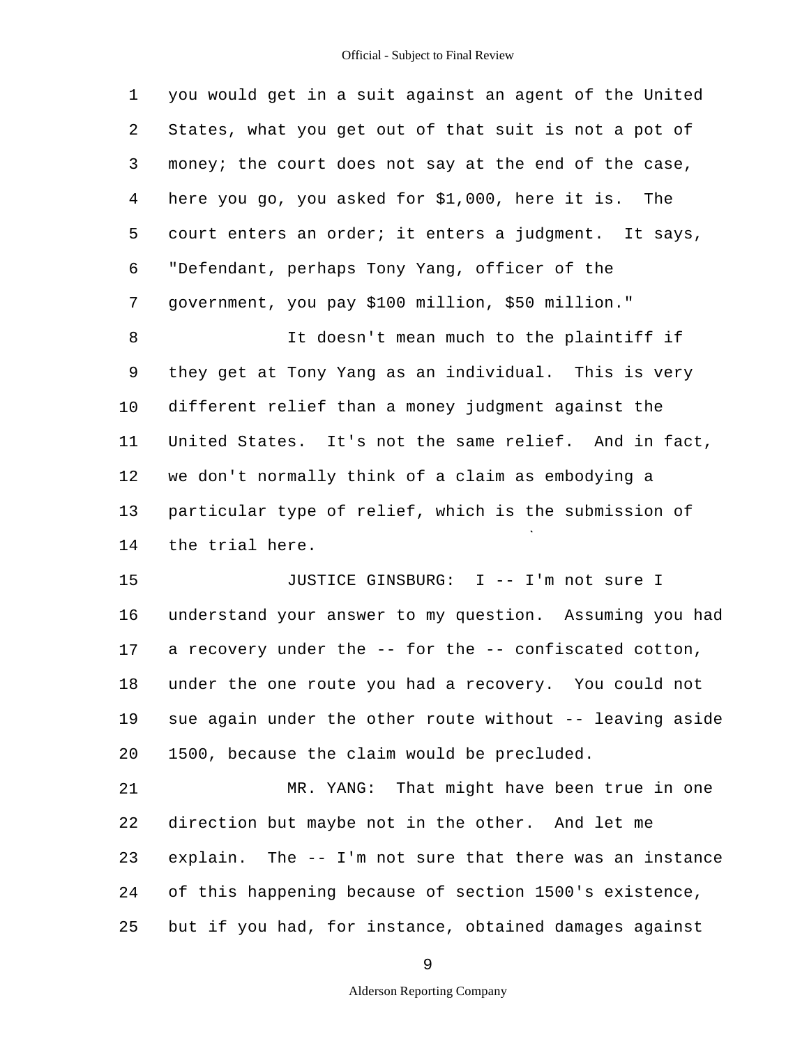you would get in a suit against an agent of the United States, what you get out of that suit is not a pot of money; the court does not say at the end of the case, here you go, you asked for $1,000, here it is. The court enters an order; it enters a judgment. It says, "Defendant, perhaps Tony Yang, officer of the government, you pay $100 million, $50 million."

It doesn't mean much to the plaintiff if they get at Tony Yang as an individual. This is very different relief than a money judgment against the United States. It's not the same relief. And in fact, we don't normally think of a claim as embodying a particular type of relief, which is the submission of the trial here.

JUSTICE GINSBURG: I -- I'm not sure I understand your answer to my question. Assuming you had a recovery under the -- for the -- confiscated cotton, under the one route you had a recovery. You could not sue again under the other route without -- leaving aside 1500, because the claim would be precluded.

MR. YANG: That might have been true in one direction but maybe not in the other. And let me explain. The -- I'm not sure that there was an instance of this happening because of section 1500's existence, but if you had, for instance, obtained damages against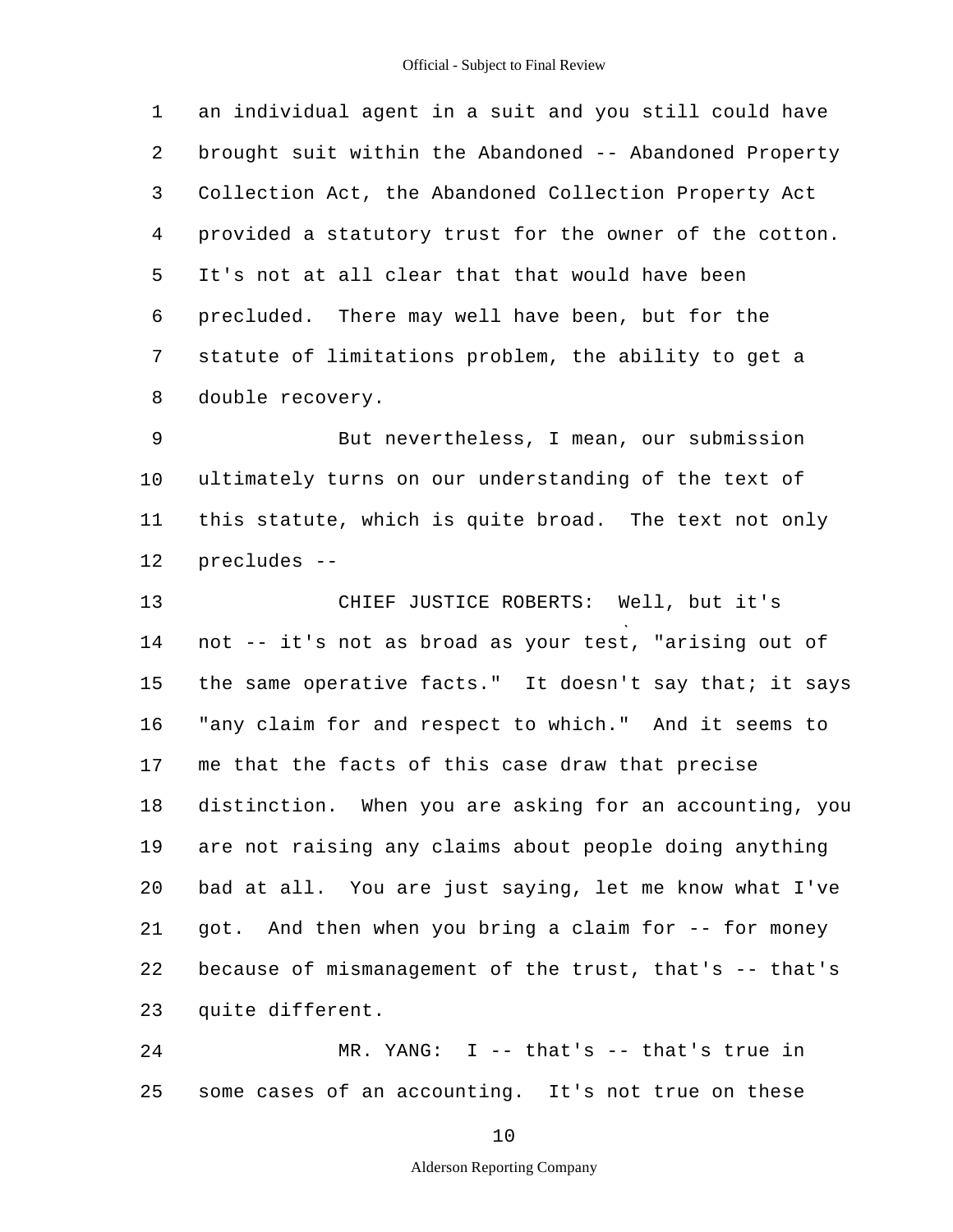an individual agent in a suit and you still could have brought suit within the Abandoned -- Abandoned Property Collection Act, the Abandoned Collection Property Act provided a statutory trust for the owner of the cotton. It's not at all clear that that would have been precluded. There may well have been, but for the statute of limitations problem, the ability to get a double recovery.

But nevertheless, I mean, our submission ultimately turns on our understanding of the text of this statute, which is quite broad. The text not only precludes --

CHIEF JUSTICE ROBERTS: Well, but it's not -- it's not as broad as your test, "arising out of the same operative facts." It doesn't say that; it says "any claim for and respect to which." And it seems to me that the facts of this case draw that precise distinction. When you are asking for an accounting, you are not raising any claims about people doing anything bad at all. You are just saying, let me know what I've got. And then when you bring a claim for -- for money because of mismanagement of the trust, that's -- that's quite different.

MR. YANG: I -- that's -- that's true in some cases of an accounting. It's not true on these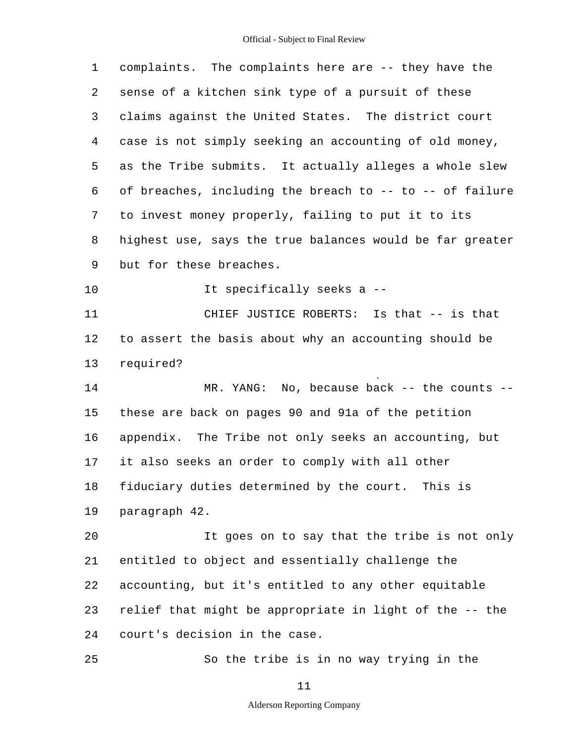complaints. The complaints here are -- they have the sense of a kitchen sink type of a pursuit of these claims against the United States. The district court case is not simply seeking an accounting of old money, as the Tribe submits. It actually alleges a whole slew of breaches, including the breach to -- to -- of failure to invest money properly, failing to put it to its highest use, says the true balances would be far greater but for these breaches.

It specifically seeks a --

CHIEF JUSTICE ROBERTS: Is that -- is that to assert the basis about why an accounting should be required?

MR. YANG: No, because back -- the counts -- these are back on pages 90 and 91a of the petition appendix. The Tribe not only seeks an accounting, but it also seeks an order to comply with all other fiduciary duties determined by the court. This is paragraph 42.

It goes on to say that the tribe is not only entitled to object and essentially challenge the accounting, but it's entitled to any other equitable relief that might be appropriate in light of the -- the court's decision in the case.

So the tribe is in no way trying in the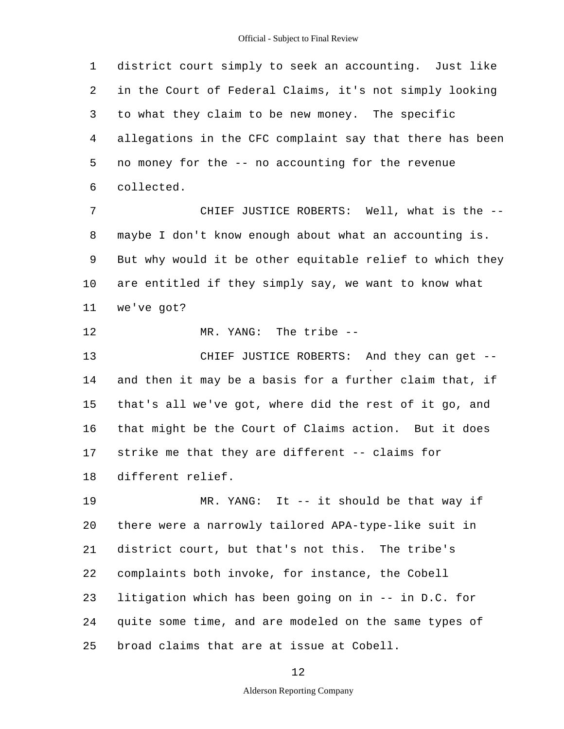district court simply to seek an accounting. Just like in the Court of Federal Claims, it's not simply looking to what they claim to be new money. The specific allegations in the CFC complaint say that there has been no money for the -- no accounting for the revenue collected.

CHIEF JUSTICE ROBERTS: Well, what is the -- maybe I don't know enough about what an accounting is. But why would it be other equitable relief to which they are entitled if they simply say, we want to know what we've got?

MR. YANG: The tribe --

CHIEF JUSTICE ROBERTS: And they can get -- and then it may be a basis for a further claim that, if that's all we've got, where did the rest of it go, and that might be the Court of Claims action. But it does strike me that they are different -- claims for different relief.

MR. YANG: It -- it should be that way if there were a narrowly tailored APA-type-like suit in district court, but that's not this. The tribe's complaints both invoke, for instance, the Cobell litigation which has been going on in -- in D.C. for quite some time, and are modeled on the same types of broad claims that are at issue at Cobell.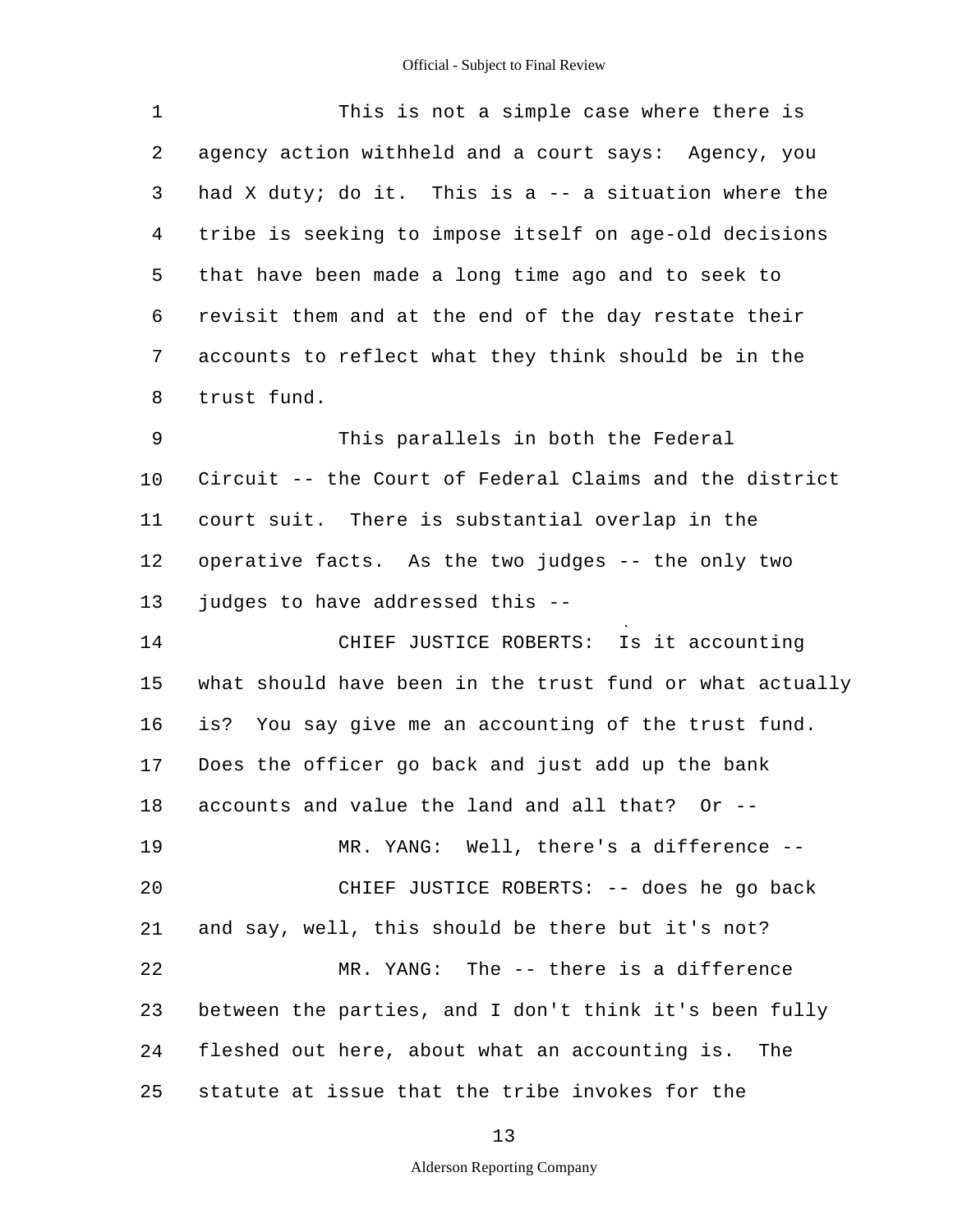This is not a simple case where there is agency action withheld and a court says: Agency, you had X duty; do it. This is a -- a situation where the tribe is seeking to impose itself on age-old decisions that have been made a long time ago and to seek to revisit them and at the end of the day restate their accounts to reflect what they think should be in the trust fund.

This parallels in both the Federal Circuit -- the Court of Federal Claims and the district court suit. There is substantial overlap in the operative facts. As the two judges -- the only two judges to have addressed this --

CHIEF JUSTICE ROBERTS: Is it accounting what should have been in the trust fund or what actually is? You say give me an accounting of the trust fund. Does the officer go back and just add up the bank accounts and value the land and all that? Or --

MR. YANG: Well, there's a difference --

CHIEF JUSTICE ROBERTS: -- does he go back and say, well, this should be there but it's not?

MR. YANG: The -- there is a difference between the parties, and I don't think it's been fully fleshed out here, about what an accounting is. The statute at issue that the tribe invokes for the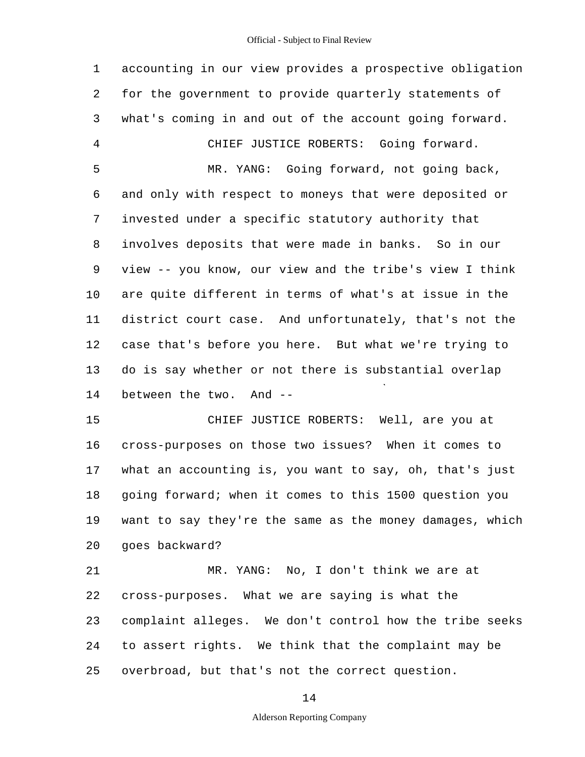accounting in our view provides a prospective obligation for the government to provide quarterly statements of what's coming in and out of the account going forward.

CHIEF JUSTICE ROBERTS: Going forward.

MR. YANG: Going forward, not going back, and only with respect to moneys that were deposited or invested under a specific statutory authority that involves deposits that were made in banks. So in our view -- you know, our view and the tribe's view I think are quite different in terms of what's at issue in the district court case. And unfortunately, that's not the case that's before you here. But what we're trying to do is say whether or not there is substantial overlap between the two. And --

CHIEF JUSTICE ROBERTS: Well, are you at cross-purposes on those two issues? When it comes to what an accounting is, you want to say, oh, that's just going forward; when it comes to this 1500 question you want to say they're the same as the money damages, which goes backward?

MR. YANG: No, I don't think we are at cross-purposes. What we are saying is what the complaint alleges. We don't control how the tribe seeks to assert rights. We think that the complaint may be overbroad, but that's not the correct question.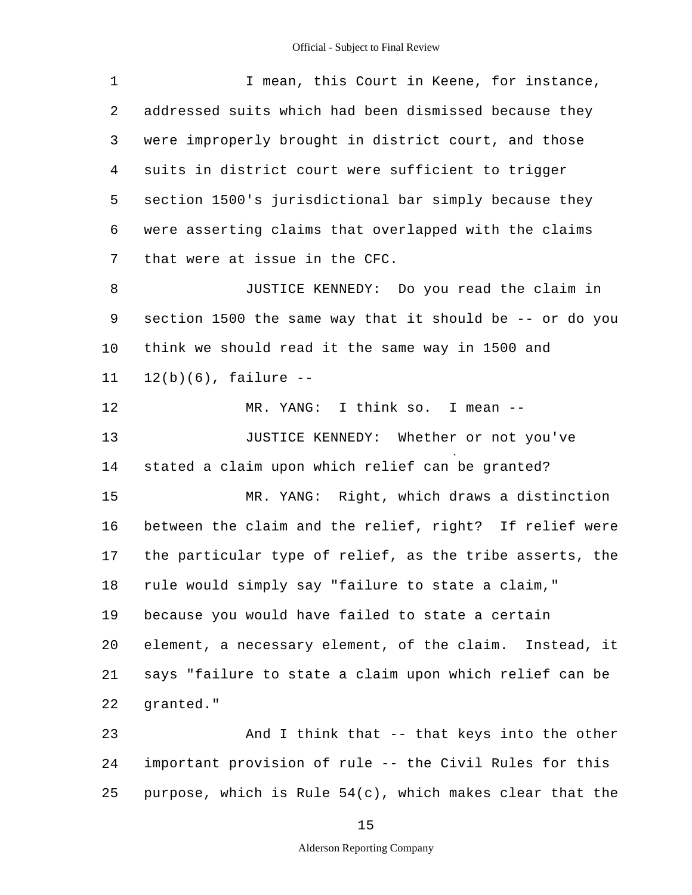I mean, this Court in Keene, for instance, addressed suits which had been dismissed because they were improperly brought in district court, and those suits in district court were sufficient to trigger section 1500's jurisdictional bar simply because they were asserting claims that overlapped with the claims that were at issue in the CFC.

JUSTICE KENNEDY: Do you read the claim in section 1500 the same way that it should be -- or do you think we should read it the same way in 1500 and 12(b)(6), failure --

MR. YANG: I think so. I mean --

JUSTICE KENNEDY: Whether or not you've stated a claim upon which relief can be granted?

MR. YANG: Right, which draws a distinction between the claim and the relief, right? If relief were the particular type of relief, as the tribe asserts, the rule would simply say "failure to state a claim," because you would have failed to state a certain element, a necessary element, of the claim. Instead, it says "failure to state a claim upon which relief can be granted."

And I think that -- that keys into the other important provision of rule -- the Civil Rules for this purpose, which is Rule 54(c), which makes clear that the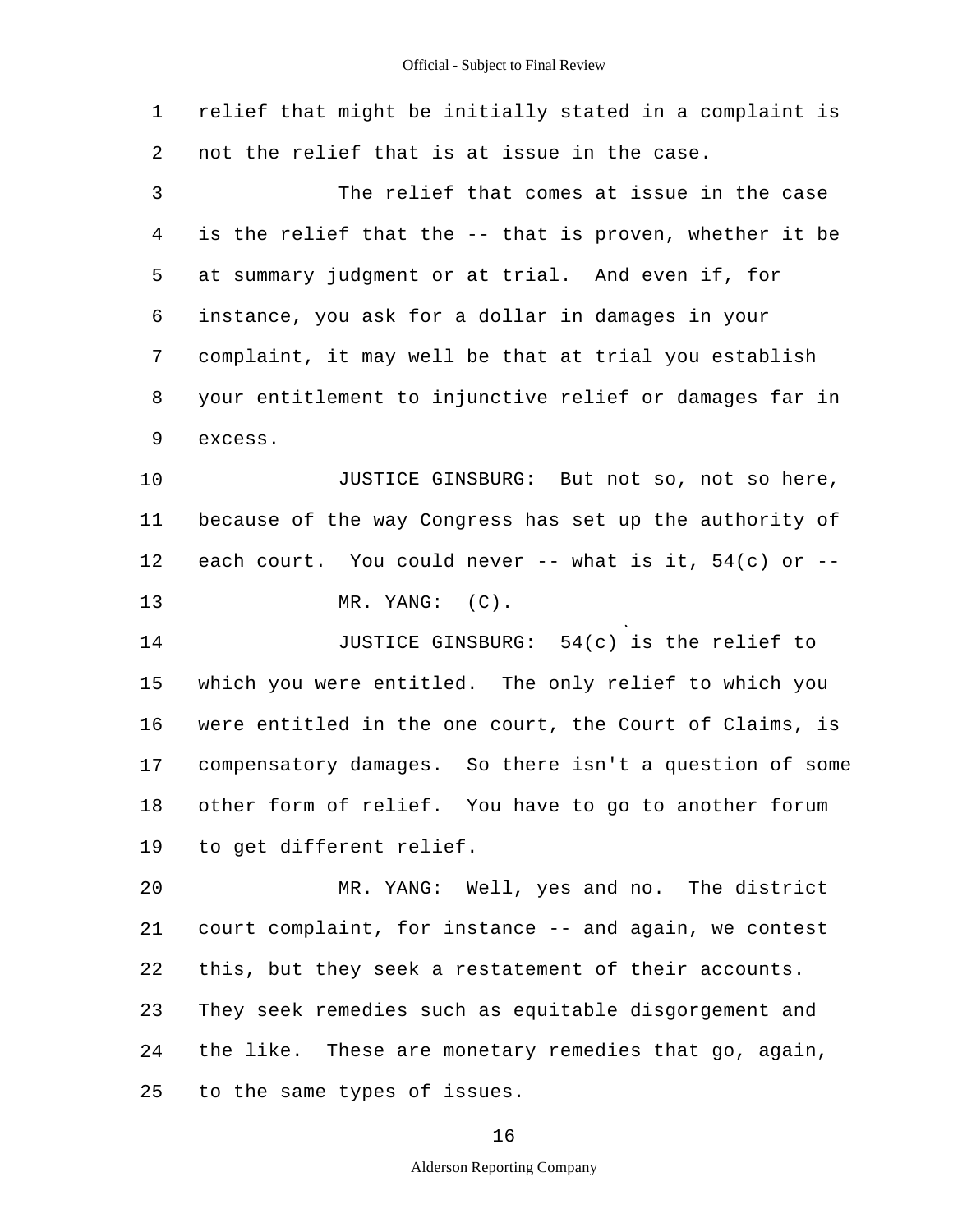relief that might be initially stated in a complaint is not the relief that is at issue in the case.

The relief that comes at issue in the case is the relief that the -- that is proven, whether it be at summary judgment or at trial. And even if, for instance, you ask for a dollar in damages in your complaint, it may well be that at trial you establish your entitlement to injunctive relief or damages far in excess.

JUSTICE GINSBURG: But not so, not so here, because of the way Congress has set up the authority of each court. You could never -- what is it, 54(c) or --

MR. YANG: (C).

JUSTICE GINSBURG: 54(c) is the relief to which you were entitled. The only relief to which you were entitled in the one court, the Court of Claims, is compensatory damages. So there isn't a question of some other form of relief. You have to go to another forum to get different relief.

MR. YANG: Well, yes and no. The district court complaint, for instance -- and again, we contest this, but they seek a restatement of their accounts. They seek remedies such as equitable disgorgement and the like. These are monetary remedies that go, again, to the same types of issues.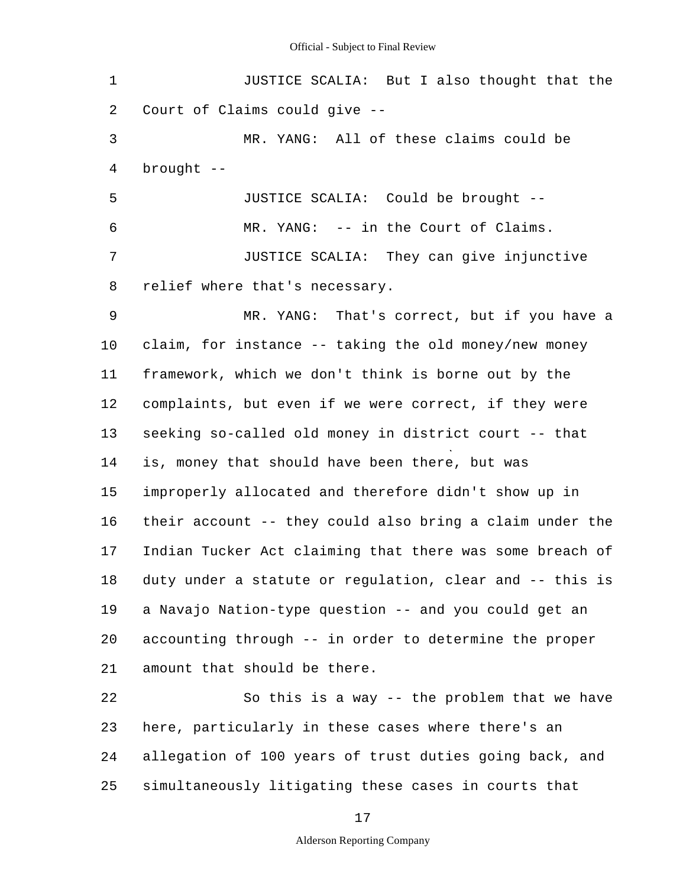JUSTICE SCALIA: But I also thought that the Court of Claims could give --

MR. YANG: All of these claims could be brought --

JUSTICE SCALIA: Could be brought --

MR. YANG: -- in the Court of Claims.

JUSTICE SCALIA: They can give injunctive relief where that's necessary.

MR. YANG: That's correct, but if you have a claim, for instance -- taking the old money/new money framework, which we don't think is borne out by the complaints, but even if we were correct, if they were seeking so-called old money in district court -- that is, money that should have been there, but was improperly allocated and therefore didn't show up in their account -- they could also bring a claim under the Indian Tucker Act claiming that there was some breach of duty under a statute or regulation, clear and -- this is a Navajo Nation-type question -- and you could get an accounting through -- in order to determine the proper amount that should be there.

So this is a way -- the problem that we have here, particularly in these cases where there's an allegation of 100 years of trust duties going back, and simultaneously litigating these cases in courts that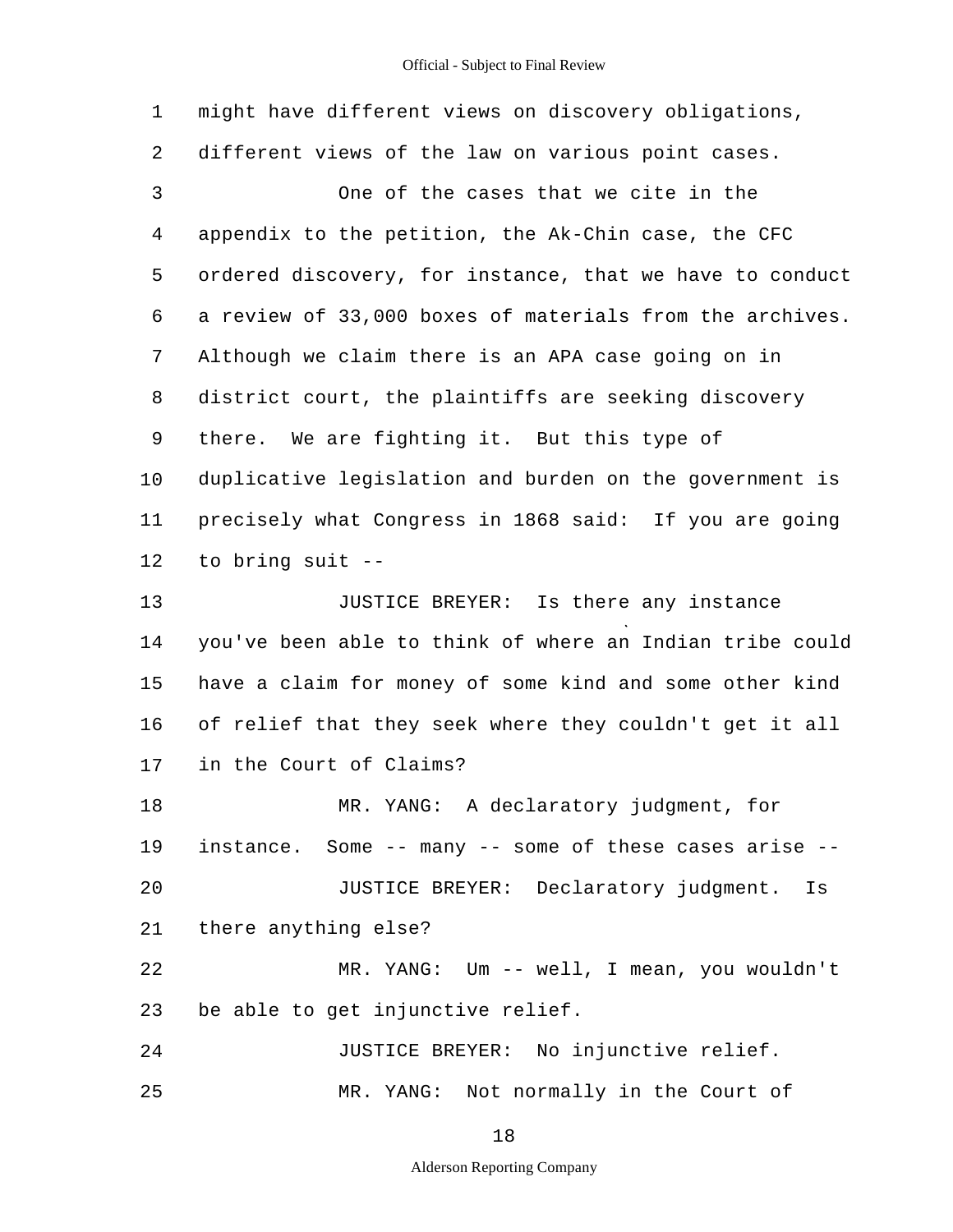might have different views on discovery obligations, different views of the law on various point cases.

One of the cases that we cite in the appendix to the petition, the Ak-Chin case, the CFC ordered discovery, for instance, that we have to conduct a review of 33,000 boxes of materials from the archives. Although we claim there is an APA case going on in district court, the plaintiffs are seeking discovery there. We are fighting it. But this type of duplicative legislation and burden on the government is precisely what Congress in 1868 said: If you are going to bring suit --

JUSTICE BREYER: Is there any instance you've been able to think of where an Indian tribe could have a claim for money of some kind and some other kind of relief that they seek where they couldn't get it all in the Court of Claims?

MR. YANG: A declaratory judgment, for instance. Some -- many -- some of these cases arise --

JUSTICE BREYER: Declaratory judgment. Is there anything else?

MR. YANG: Um -- well, I mean, you wouldn't be able to get injunctive relief.

JUSTICE BREYER: No injunctive relief.

MR. YANG: Not normally in the Court of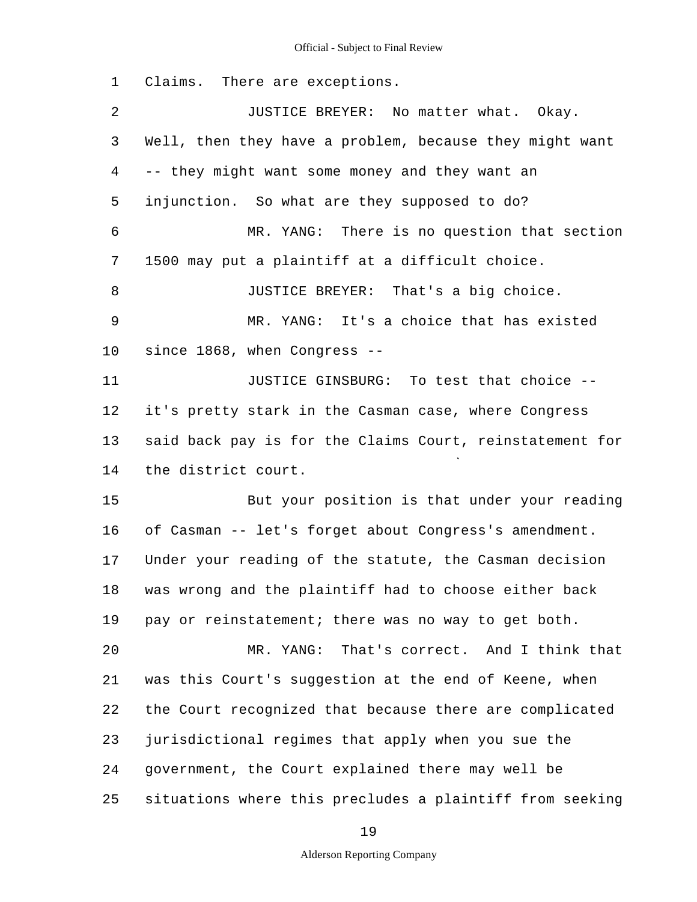Claims. There are exceptions.

JUSTICE BREYER: No matter what. Okay. Well, then they have a problem, because they might want -- they might want some money and they want an injunction. So what are they supposed to do?

MR. YANG: There is no question that section 1500 may put a plaintiff at a difficult choice.

JUSTICE BREYER: That's a big choice.

MR. YANG: It's a choice that has existed since 1868, when Congress --

JUSTICE GINSBURG: To test that choice -- it's pretty stark in the Casman case, where Congress said back pay is for the Claims Court, reinstatement for the district court.

But your position is that under your reading of Casman -- let's forget about Congress's amendment. Under your reading of the statute, the Casman decision was wrong and the plaintiff had to choose either back pay or reinstatement; there was no way to get both.

MR. YANG: That's correct. And I think that was this Court's suggestion at the end of Keene, when the Court recognized that because there are complicated jurisdictional regimes that apply when you sue the government, the Court explained there may well be situations where this precludes a plaintiff from seeking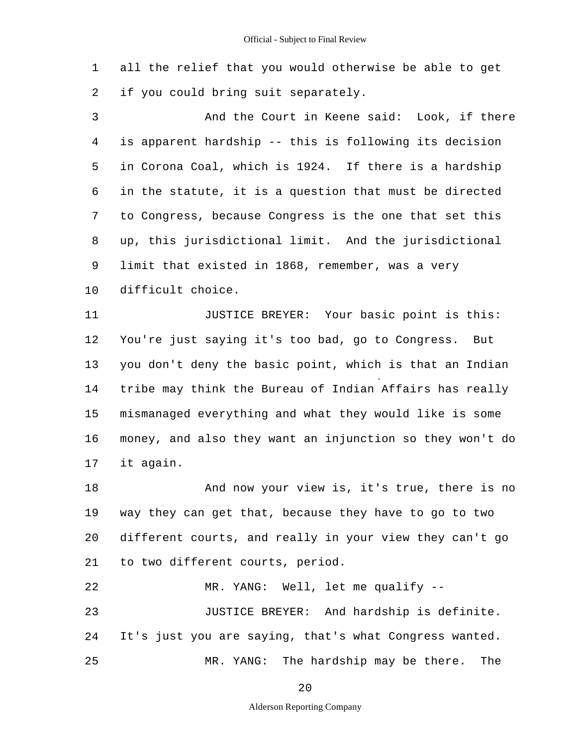all the relief that you would otherwise be able to get if you could bring suit separately.

And the Court in Keene said: Look, if there is apparent hardship -- this is following its decision in Corona Coal, which is 1924. If there is a hardship in the statute, it is a question that must be directed to Congress, because Congress is the one that set this up, this jurisdictional limit. And the jurisdictional limit that existed in 1868, remember, was a very difficult choice.

JUSTICE BREYER: Your basic point is this: You're just saying it's too bad, go to Congress. But you don't deny the basic point, which is that an Indian tribe may think the Bureau of Indian Affairs has really mismanaged everything and what they would like is some money, and also they want an injunction so they won't do it again.

And now your view is, it's true, there is no way they can get that, because they have to go to two different courts, and really in your view they can't go to two different courts, period.

MR. YANG: Well, let me qualify --

JUSTICE BREYER: And hardship is definite. It's just you are saying, that's what Congress wanted.

MR. YANG: The hardship may be there. The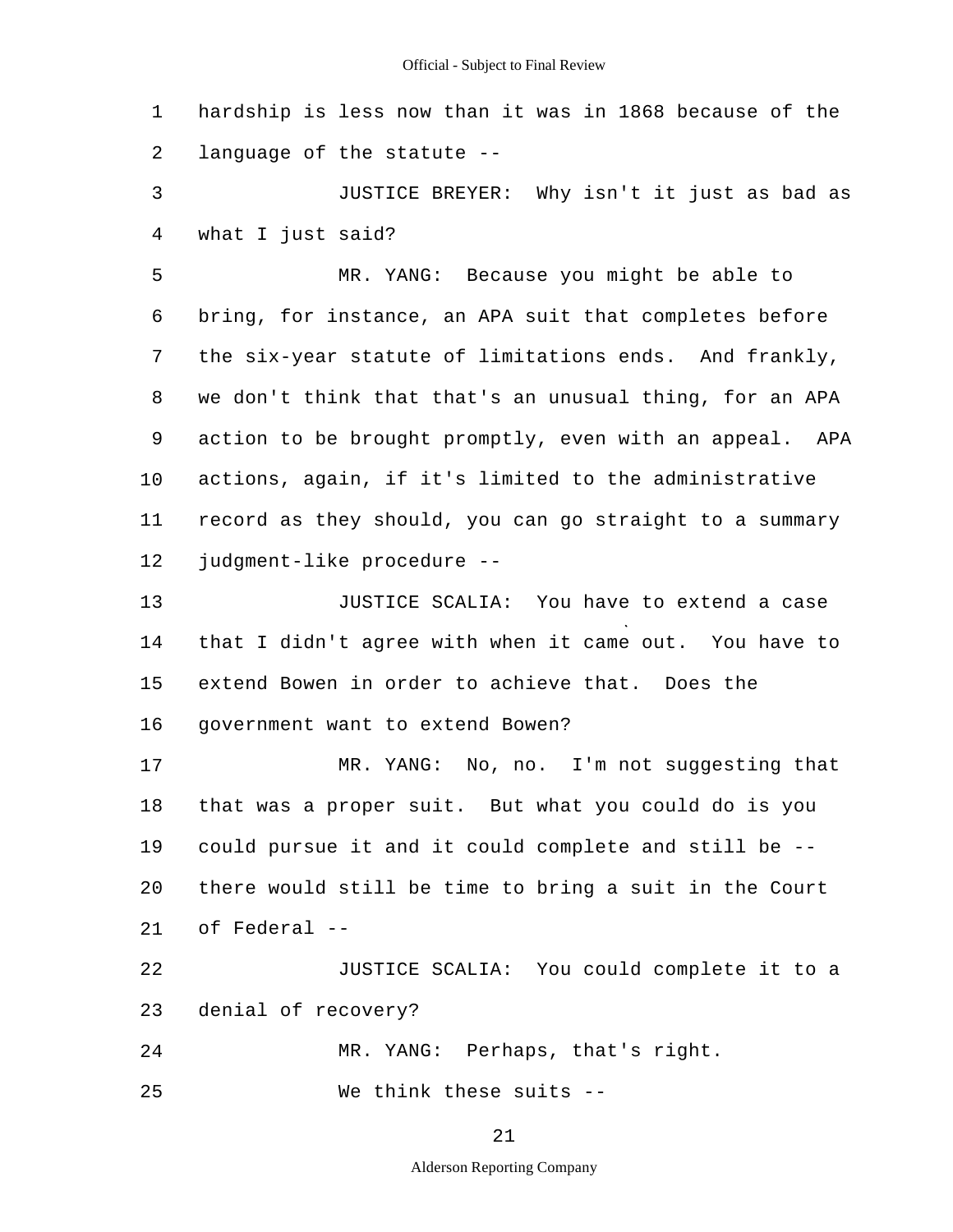hardship is less now than it was in 1868 because of the language of the statute --

JUSTICE BREYER: Why isn't it just as bad as what I just said?

MR. YANG: Because you might be able to bring, for instance, an APA suit that completes before the six-year statute of limitations ends. And frankly, we don't think that that's an unusual thing, for an APA action to be brought promptly, even with an appeal. APA actions, again, if it's limited to the administrative record as they should, you can go straight to a summary judgment-like procedure --

JUSTICE SCALIA: You have to extend a case that I didn't agree with when it came out. You have to extend Bowen in order to achieve that. Does the government want to extend Bowen?

MR. YANG: No, no. I'm not suggesting that that was a proper suit. But what you could do is you could pursue it and it could complete and still be -- there would still be time to bring a suit in the Court of Federal --

JUSTICE SCALIA: You could complete it to a denial of recovery?

MR. YANG: Perhaps, that's right.

We think these suits --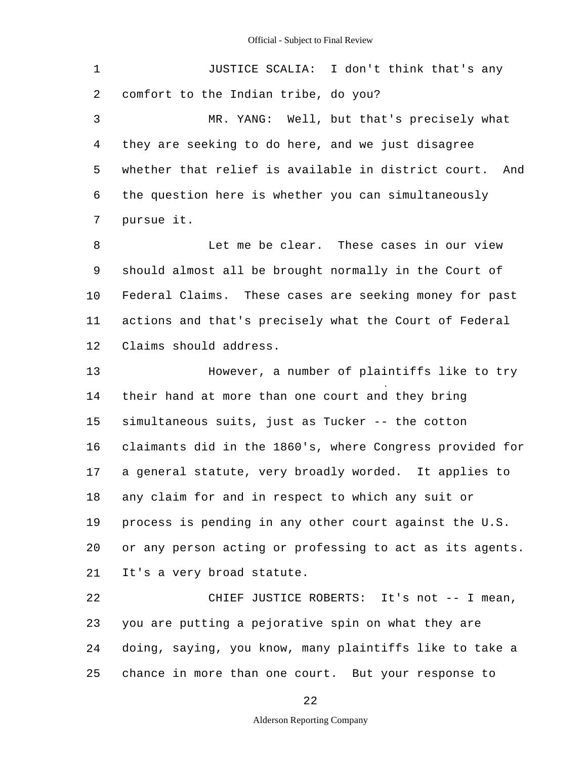1 JUSTICE SCALIA: I don't think that's any
2 comfort to the Indian tribe, do you?
3 MR. YANG: Well, but that's precisely what
4 they are seeking to do here, and we just disagree
5 whether that relief is available in district court. And
6 the question here is whether you can simultaneously
7 pursue it.
8 Let me be clear. These cases in our view
9 should almost all be brought normally in the Court of
10 Federal Claims. These cases are seeking money for past
11 actions and that's precisely what the Court of Federal
12 Claims should address.
13 However, a number of plaintiffs like to try
14 their hand at more than one court and they bring
15 simultaneous suits, just as Tucker -- the cotton
16 claimants did in the 1860's, where Congress provided for
17 a general statute, very broadly worded. It applies to
18 any claim for and in respect to which any suit or
19 process is pending in any other court against the U.S.
20 or any person acting or professing to act as its agents.
21 It's a very broad statute.
22 CHIEF JUSTICE ROBERTS: It's not -- I mean,
23 you are putting a pejorative spin on what they are
24 doing, saying, you know, many plaintiffs like to take a
25 chance in more than one court. But your response to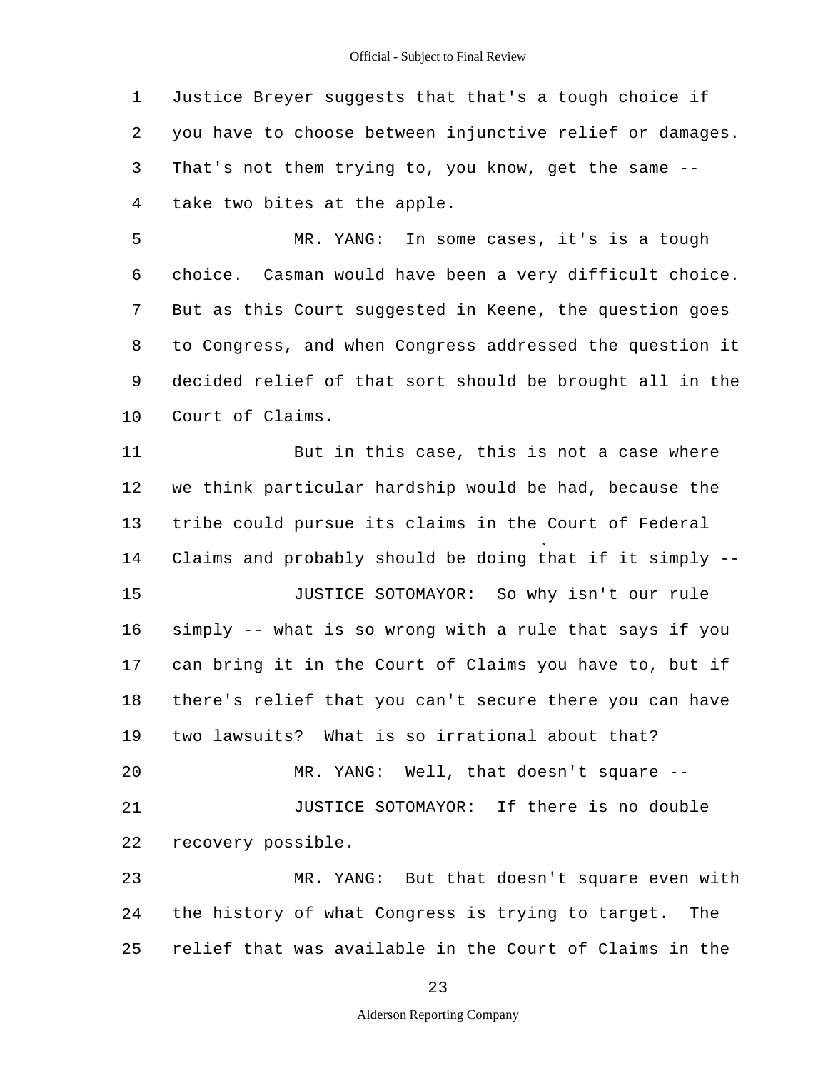Justice Breyer suggests that that's a tough choice if you have to choose between injunctive relief or damages. That's not them trying to, you know, get the same -- take two bites at the apple.

MR. YANG: In some cases, it's is a tough choice. Casman would have been a very difficult choice. But as this Court suggested in Keene, the question goes to Congress, and when Congress addressed the question it decided relief of that sort should be brought all in the Court of Claims.

But in this case, this is not a case where we think particular hardship would be had, because the tribe could pursue its claims in the Court of Federal Claims and probably should be doing that if it simply --

JUSTICE SOTOMAYOR: So why isn't our rule simply -- what is so wrong with a rule that says if you can bring it in the Court of Claims you have to, but if there's relief that you can't secure there you can have two lawsuits? What is so irrational about that?

MR. YANG: Well, that doesn't square --

JUSTICE SOTOMAYOR: If there is no double recovery possible.

MR. YANG: But that doesn't square even with the history of what Congress is trying to target. The relief that was available in the Court of Claims in the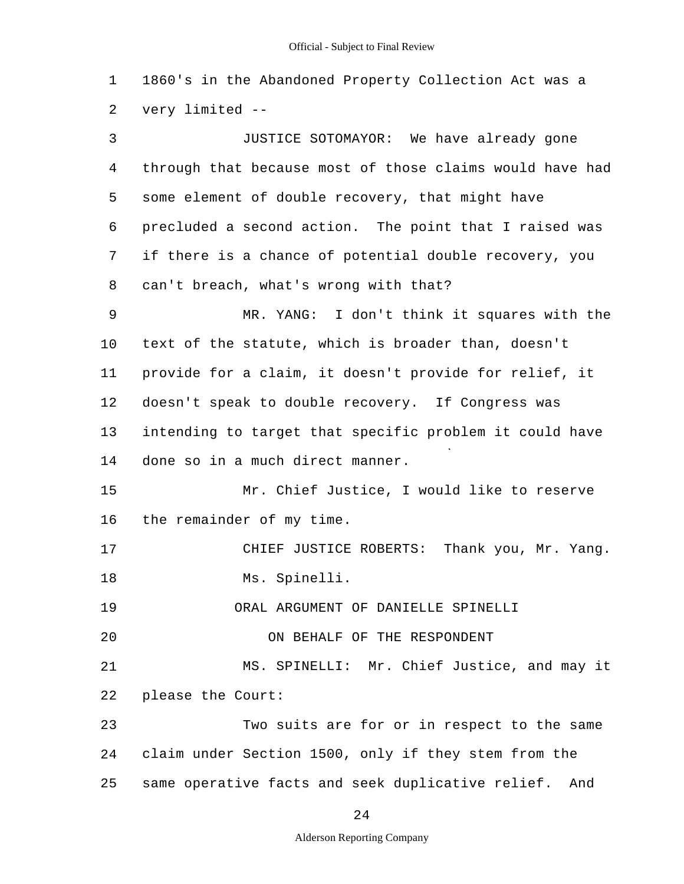1860's in the Abandoned Property Collection Act was a very limited --

JUSTICE SOTOMAYOR: We have already gone through that because most of those claims would have had some element of double recovery, that might have precluded a second action. The point that I raised was if there is a chance of potential double recovery, you can't breach, what's wrong with that?

MR. YANG: I don't think it squares with the text of the statute, which is broader than, doesn't provide for a claim, it doesn't provide for relief, it doesn't speak to double recovery. If Congress was intending to target that specific problem it could have done so in a much direct manner.

Mr. Chief Justice, I would like to reserve the remainder of my time.

CHIEF JUSTICE ROBERTS: Thank you, Mr. Yang.

Ms. Spinelli.

ORAL ARGUMENT OF DANIELLE SPINELLI

ON BEHALF OF THE RESPONDENT

MS. SPINELLI: Mr. Chief Justice, and may it please the Court:

Two suits are for or in respect to the same claim under Section 1500, only if they stem from the same operative facts and seek duplicative relief. And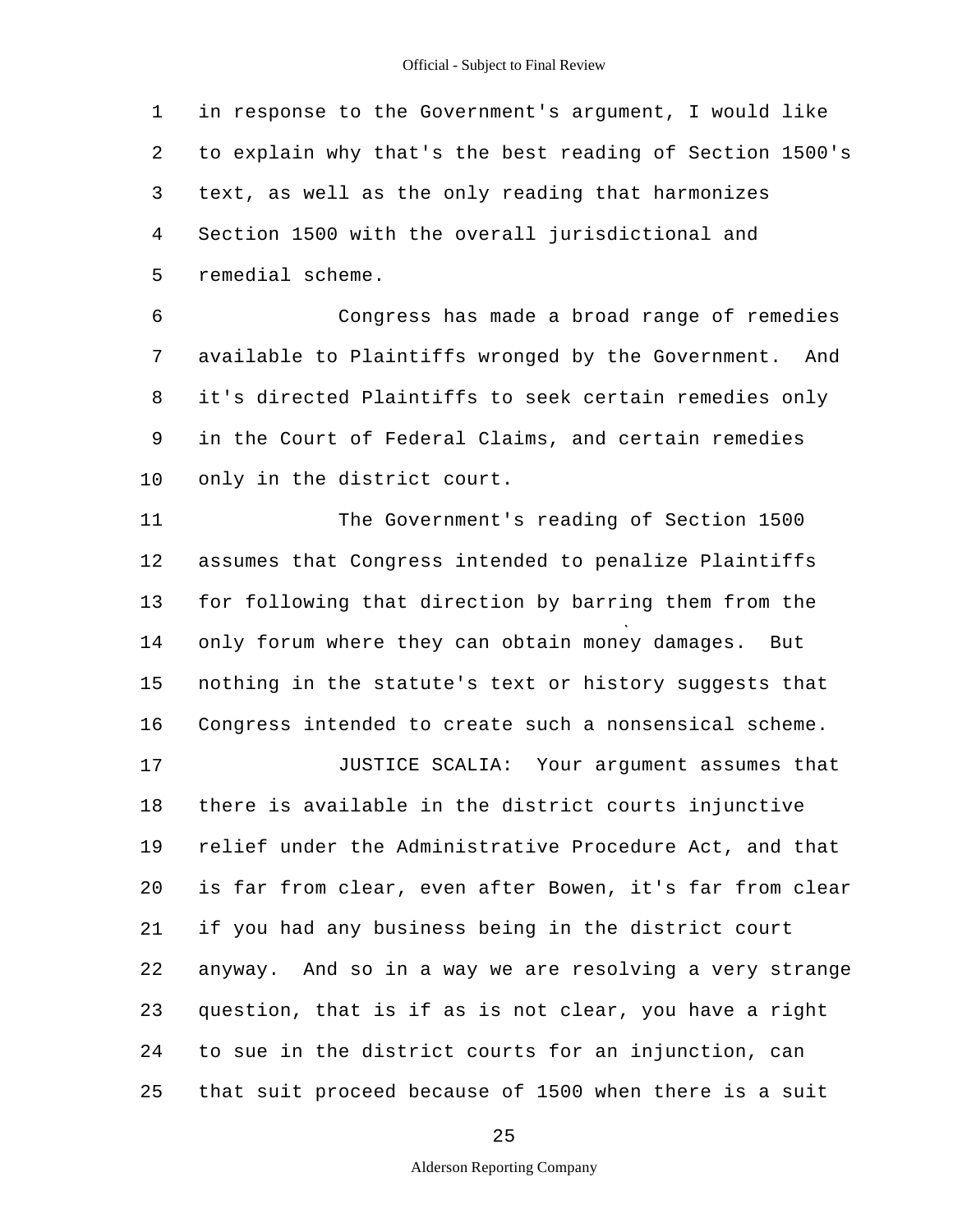in response to the Government's argument, I would like to explain why that's the best reading of Section 1500's text, as well as the only reading that harmonizes Section 1500 with the overall jurisdictional and remedial scheme.

Congress has made a broad range of remedies available to Plaintiffs wronged by the Government. And it's directed Plaintiffs to seek certain remedies only in the Court of Federal Claims, and certain remedies only in the district court.

The Government's reading of Section 1500 assumes that Congress intended to penalize Plaintiffs for following that direction by barring them from the only forum where they can obtain money damages. But nothing in the statute's text or history suggests that Congress intended to create such a nonsensical scheme.

JUSTICE SCALIA: Your argument assumes that there is available in the district courts injunctive relief under the Administrative Procedure Act, and that is far from clear, even after Bowen, it's far from clear if you had any business being in the district court anyway. And so in a way we are resolving a very strange question, that is if as is not clear, you have a right to sue in the district courts for an injunction, can that suit proceed because of 1500 when there is a suit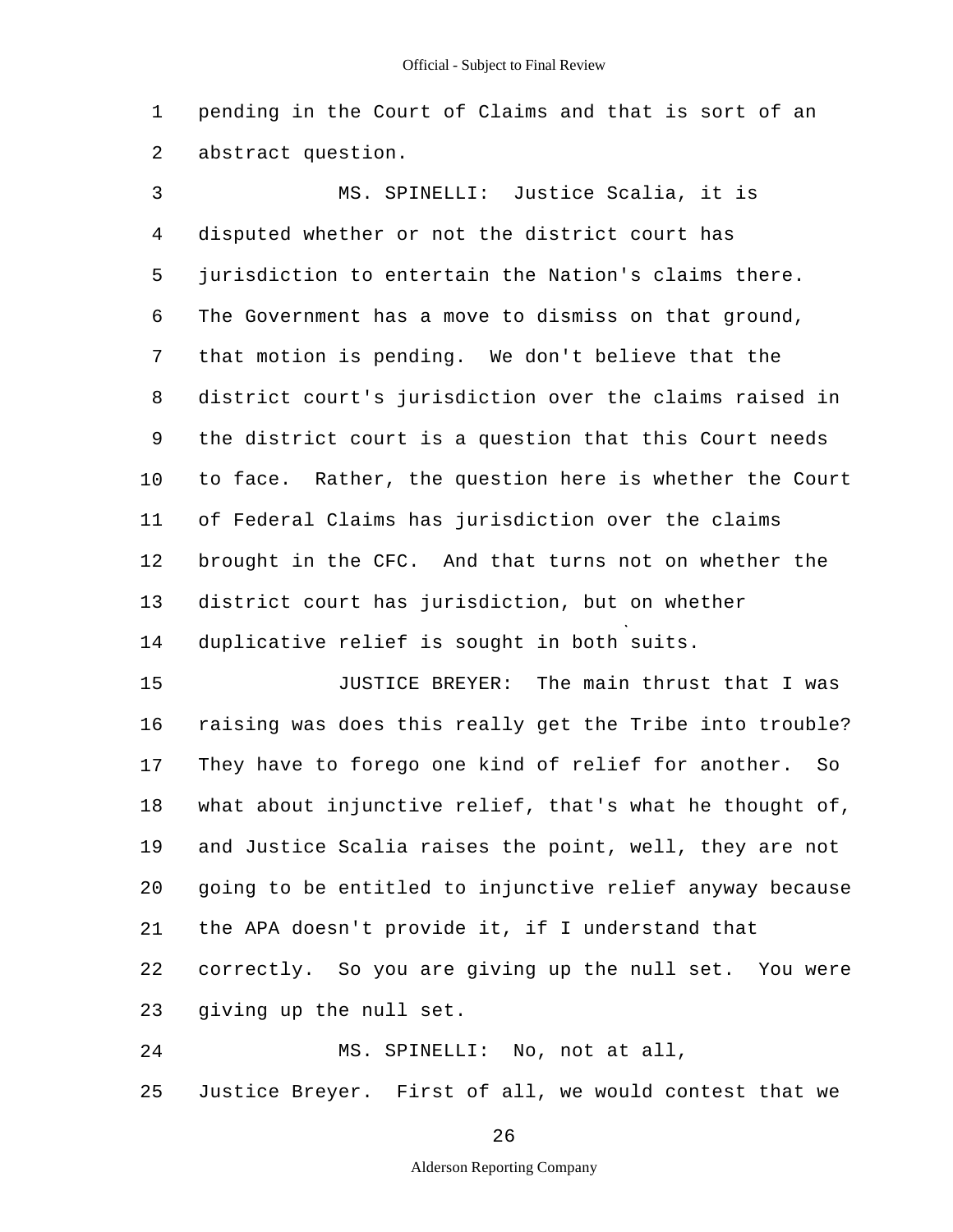pending in the Court of Claims and that is sort of an abstract question.

MS. SPINELLI: Justice Scalia, it is disputed whether or not the district court has jurisdiction to entertain the Nation's claims there. The Government has a move to dismiss on that ground, that motion is pending. We don't believe that the district court's jurisdiction over the claims raised in the district court is a question that this Court needs to face. Rather, the question here is whether the Court of Federal Claims has jurisdiction over the claims brought in the CFC. And that turns not on whether the district court has jurisdiction, but on whether duplicative relief is sought in both suits.

JUSTICE BREYER: The main thrust that I was raising was does this really get the Tribe into trouble? They have to forego one kind of relief for another. So what about injunctive relief, that's what he thought of, and Justice Scalia raises the point, well, they are not going to be entitled to injunctive relief anyway because the APA doesn't provide it, if I understand that correctly. So you are giving up the null set. You were giving up the null set.

MS. SPINELLI: No, not at all, Justice Breyer. First of all, we would contest that we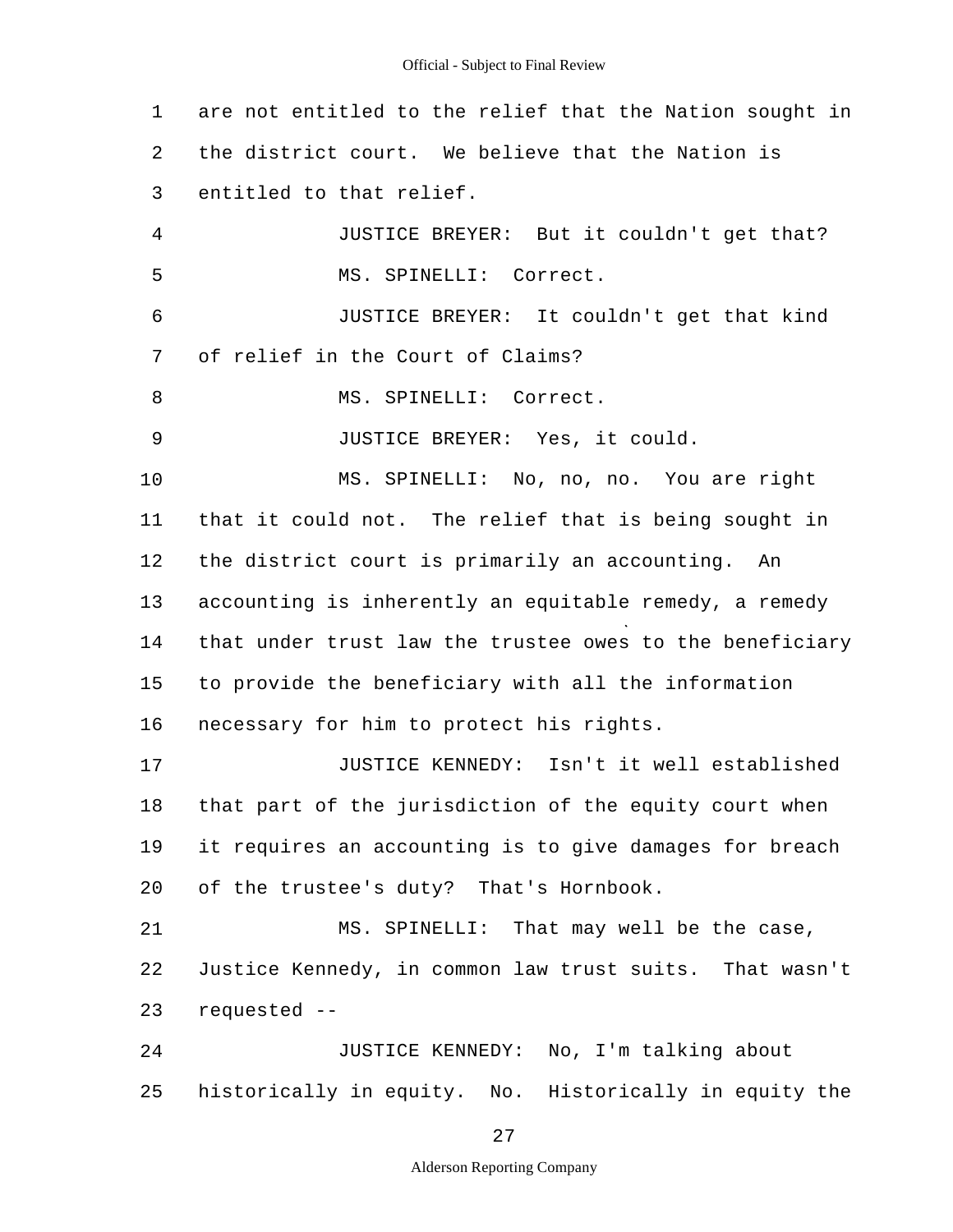1 are not entitled to the relief that the Nation sought in
2 the district court. We believe that the Nation is
3 entitled to that relief.

4 JUSTICE BREYER: But it couldn't get that?

5 MS. SPINELLI: Correct.

6 JUSTICE BREYER: It couldn't get that kind
7 of relief in the Court of Claims?

8 MS. SPINELLI: Correct.

9 JUSTICE BREYER: Yes, it could.

10 MS. SPINELLI: No, no, no. You are right
11 that it could not. The relief that is being sought in
12 the district court is primarily an accounting. An
13 accounting is inherently an equitable remedy, a remedy
14 that under trust law the trustee owes to the beneficiary
15 to provide the beneficiary with all the information
16 necessary for him to protect his rights.

17 JUSTICE KENNEDY: Isn't it well established
18 that part of the jurisdiction of the equity court when
19 it requires an accounting is to give damages for breach
20 of the trustee's duty? That's Hornbook.

21 MS. SPINELLI: That may well be the case,
22 Justice Kennedy, in common law trust suits. That wasn't
23 requested --

24 JUSTICE KENNEDY: No, I'm talking about
25 historically in equity. No. Historically in equity the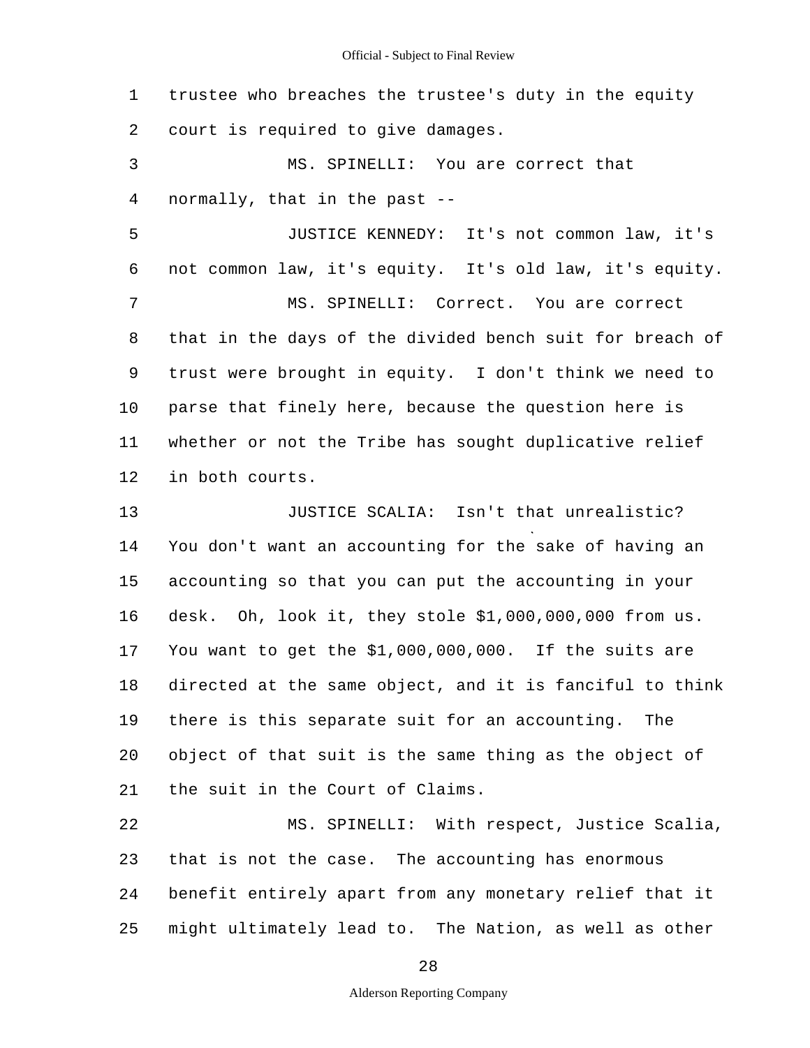1 trustee who breaches the trustee's duty in the equity
2 court is required to give damages.

3 MS. SPINELLI: You are correct that
4 normally, that in the past --

5 JUSTICE KENNEDY: It's not common law, it's
6 not common law, it's equity. It's old law, it's equity.

7 MS. SPINELLI: Correct. You are correct
8 that in the days of the divided bench suit for breach of
9 trust were brought in equity. I don't think we need to
10 parse that finely here, because the question here is
11 whether or not the Tribe has sought duplicative relief
12 in both courts.

13 JUSTICE SCALIA: Isn't that unrealistic?
14 You don't want an accounting for the sake of having an
15 accounting so that you can put the accounting in your
16 desk. Oh, look it, they stole $1,000,000,000 from us.
17 You want to get the $1,000,000,000. If the suits are
18 directed at the same object, and it is fanciful to think
19 there is this separate suit for an accounting. The
20 object of that suit is the same thing as the object of
21 the suit in the Court of Claims.

22 MS. SPINELLI: With respect, Justice Scalia,
23 that is not the case. The accounting has enormous
24 benefit entirely apart from any monetary relief that it
25 might ultimately lead to. The Nation, as well as other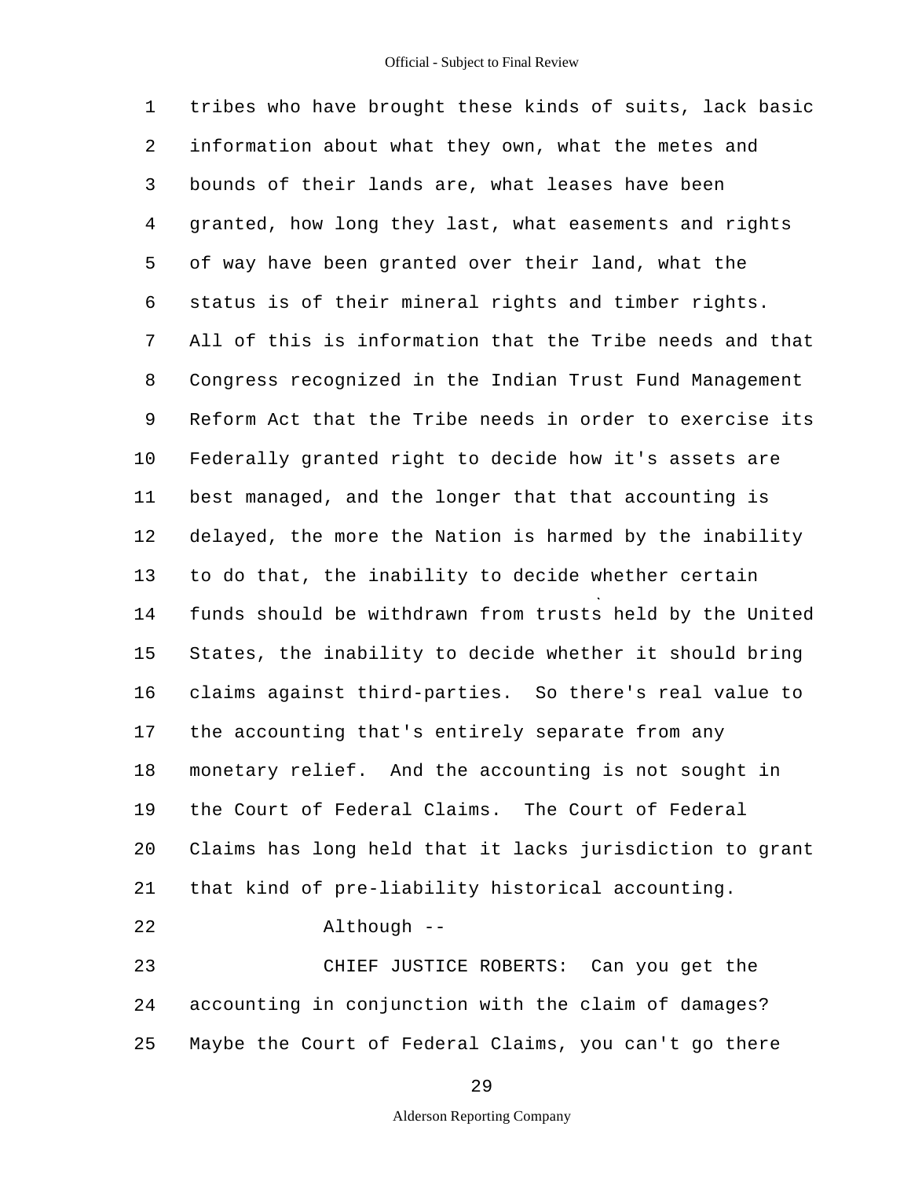tribes who have brought these kinds of suits, lack basic information about what they own, what the metes and bounds of their lands are, what leases have been granted, how long they last, what easements and rights of way have been granted over their land, what the status is of their mineral rights and timber rights. All of this is information that the Tribe needs and that Congress recognized in the Indian Trust Fund Management Reform Act that the Tribe needs in order to exercise its Federally granted right to decide how it's assets are best managed, and the longer that that accounting is delayed, the more the Nation is harmed by the inability to do that, the inability to decide whether certain funds should be withdrawn from trusts held by the United States, the inability to decide whether it should bring claims against third-parties. So there's real value to the accounting that's entirely separate from any monetary relief. And the accounting is not sought in the Court of Federal Claims. The Court of Federal Claims has long held that it lacks jurisdiction to grant that kind of pre-liability historical accounting.

Although --

CHIEF JUSTICE ROBERTS: Can you get the accounting in conjunction with the claim of damages? Maybe the Court of Federal Claims, you can't go there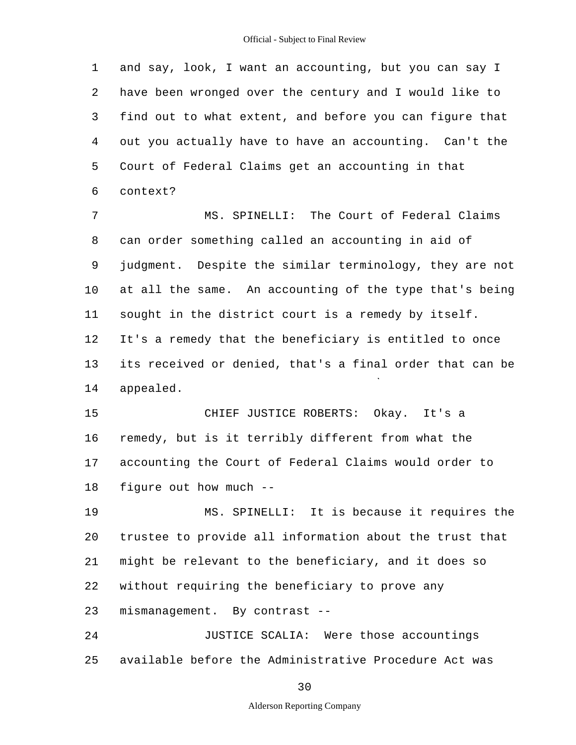and say, look, I want an accounting, but you can say I have been wronged over the century and I would like to find out to what extent, and before you can figure that out you actually have to have an accounting. Can't the Court of Federal Claims get an accounting in that context?

MS. SPINELLI: The Court of Federal Claims can order something called an accounting in aid of judgment. Despite the similar terminology, they are not at all the same. An accounting of the type that's being sought in the district court is a remedy by itself. It's a remedy that the beneficiary is entitled to once its received or denied, that's a final order that can be appealed.

CHIEF JUSTICE ROBERTS: Okay. It's a remedy, but is it terribly different from what the accounting the Court of Federal Claims would order to figure out how much --

MS. SPINELLI: It is because it requires the trustee to provide all information about the trust that might be relevant to the beneficiary, and it does so without requiring the beneficiary to prove any mismanagement. By contrast --

JUSTICE SCALIA: Were those accountings available before the Administrative Procedure Act was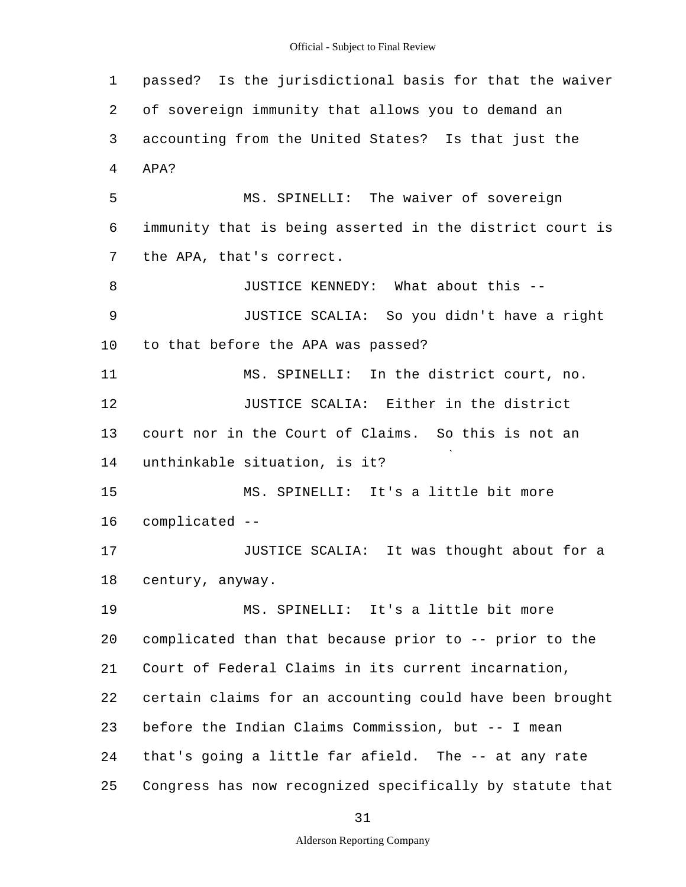passed? Is the jurisdictional basis for that the waiver of sovereign immunity that allows you to demand an accounting from the United States? Is that just the APA?

MS. SPINELLI: The waiver of sovereign immunity that is being asserted in the district court is the APA, that's correct.

JUSTICE KENNEDY: What about this --

JUSTICE SCALIA: So you didn't have a right to that before the APA was passed?

MS. SPINELLI: In the district court, no.

JUSTICE SCALIA: Either in the district court nor in the Court of Claims. So this is not an unthinkable situation, is it?

MS. SPINELLI: It's a little bit more complicated --

JUSTICE SCALIA: It was thought about for a century, anyway.

MS. SPINELLI: It's a little bit more complicated than that because prior to -- prior to the Court of Federal Claims in its current incarnation, certain claims for an accounting could have been brought before the Indian Claims Commission, but -- I mean that's going a little far afield. The -- at any rate Congress has now recognized specifically by statute that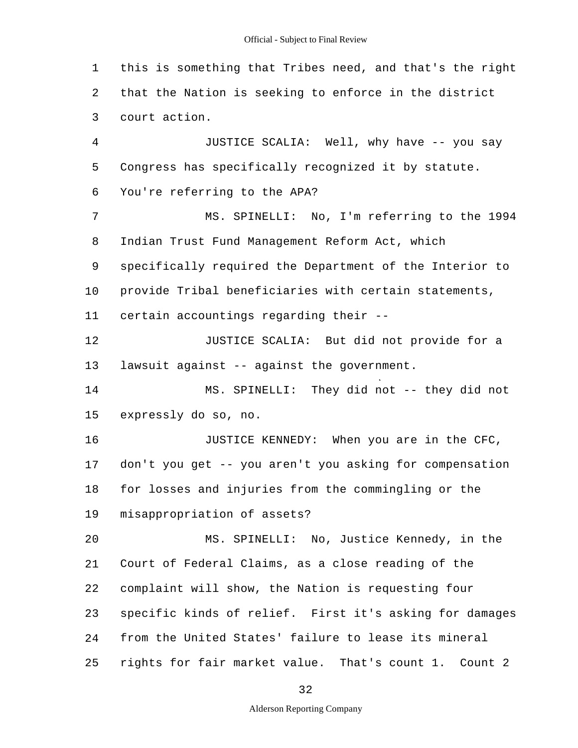this is something that Tribes need, and that's the right that the Nation is seeking to enforce in the district court action.

JUSTICE SCALIA: Well, why have -- you say Congress has specifically recognized it by statute. You're referring to the APA?

MS. SPINELLI: No, I'm referring to the 1994 Indian Trust Fund Management Reform Act, which specifically required the Department of the Interior to provide Tribal beneficiaries with certain statements, certain accountings regarding their --

JUSTICE SCALIA: But did not provide for a lawsuit against -- against the government.

MS. SPINELLI: They did not -- they did not expressly do so, no.

JUSTICE KENNEDY: When you are in the CFC, don't you get -- you aren't you asking for compensation for losses and injuries from the commingling or the misappropriation of assets?

MS. SPINELLI: No, Justice Kennedy, in the Court of Federal Claims, as a close reading of the complaint will show, the Nation is requesting four specific kinds of relief. First it's asking for damages from the United States' failure to lease its mineral rights for fair market value. That's count 1. Count 2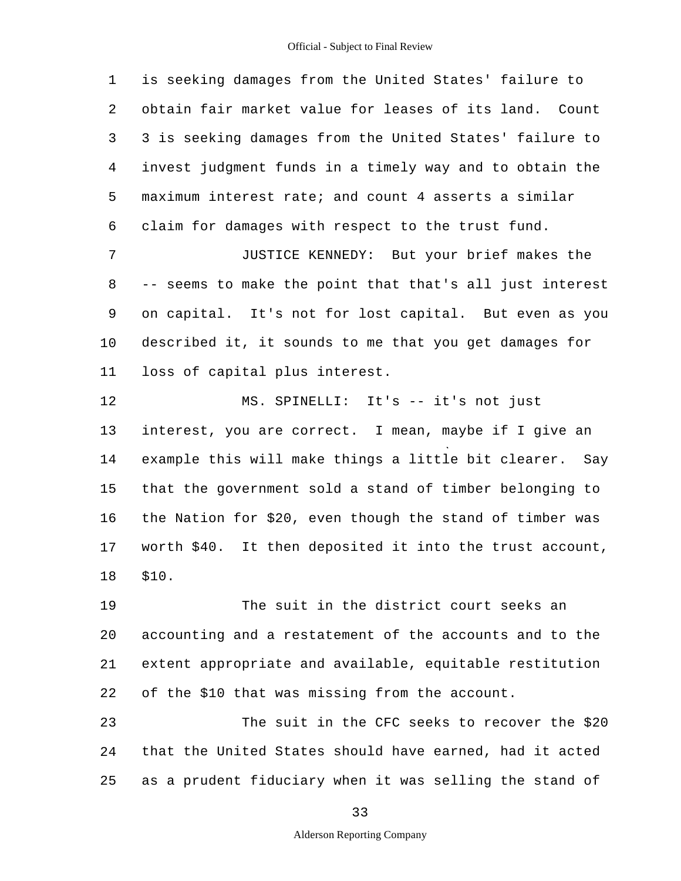is seeking damages from the United States' failure to obtain fair market value for leases of its land. Count 3 is seeking damages from the United States' failure to invest judgment funds in a timely way and to obtain the maximum interest rate; and count 4 asserts a similar claim for damages with respect to the trust fund.

JUSTICE KENNEDY: But your brief makes the -- seems to make the point that that's all just interest on capital. It's not for lost capital. But even as you described it, it sounds to me that you get damages for loss of capital plus interest.

MS. SPINELLI: It's -- it's not just interest, you are correct. I mean, maybe if I give an example this will make things a little bit clearer. Say that the government sold a stand of timber belonging to the Nation for $20, even though the stand of timber was worth $40. It then deposited it into the trust account, $10.

The suit in the district court seeks an accounting and a restatement of the accounts and to the extent appropriate and available, equitable restitution of the $10 that was missing from the account.

The suit in the CFC seeks to recover the $20 that the United States should have earned, had it acted as a prudent fiduciary when it was selling the stand of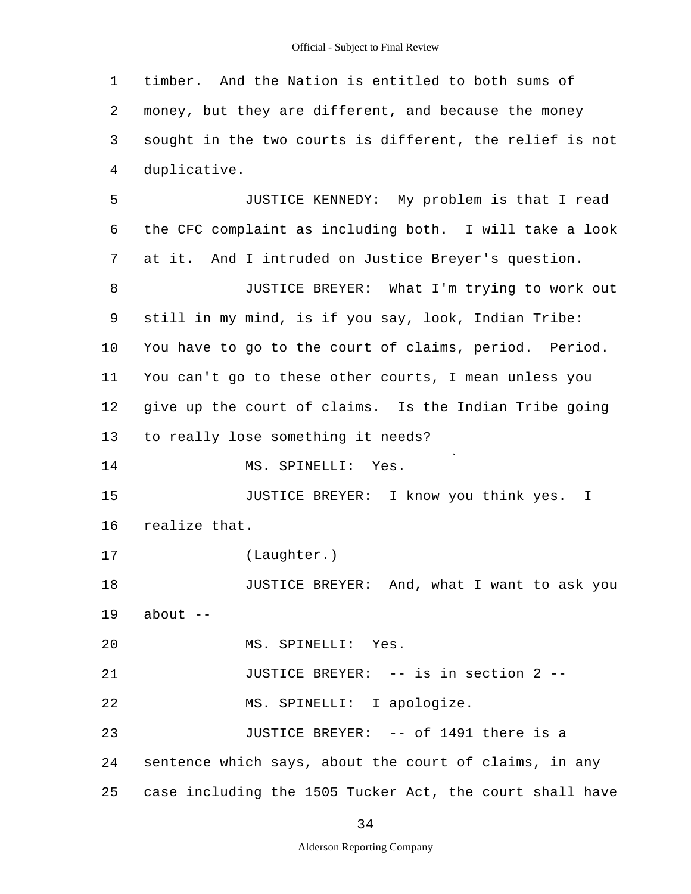timber. And the Nation is entitled to both sums of money, but they are different, and because the money sought in the two courts is different, the relief is not duplicative.

JUSTICE KENNEDY: My problem is that I read the CFC complaint as including both. I will take a look at it. And I intruded on Justice Breyer's question.

JUSTICE BREYER: What I'm trying to work out still in my mind, is if you say, look, Indian Tribe: You have to go to the court of claims, period. Period. You can't go to these other courts, I mean unless you give up the court of claims. Is the Indian Tribe going to really lose something it needs?

MS. SPINELLI: Yes.

JUSTICE BREYER: I know you think yes. I realize that.

(Laughter.)

JUSTICE BREYER: And, what I want to ask you about --

MS. SPINELLI: Yes.

JUSTICE BREYER: -- is in section 2 --

MS. SPINELLI: I apologize.

JUSTICE BREYER: -- of 1491 there is a sentence which says, about the court of claims, in any case including the 1505 Tucker Act, the court shall have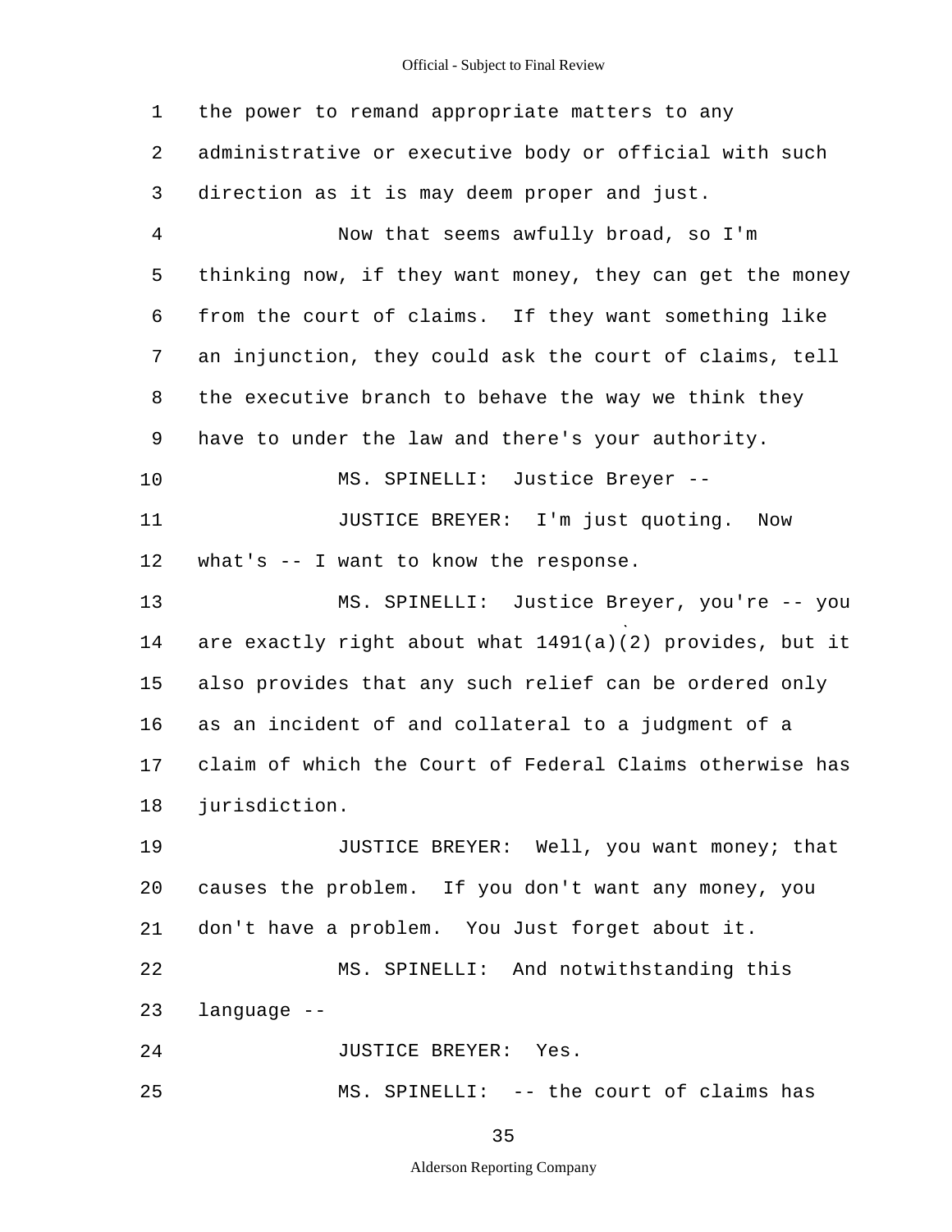1 the power to remand appropriate matters to any
2 administrative or executive body or official with such
3 direction as it is may deem proper and just.
4 Now that seems awfully broad, so I'm
5 thinking now, if they want money, they can get the money
6 from the court of claims. If they want something like
7 an injunction, they could ask the court of claims, tell
8 the executive branch to behave the way we think they
9 have to under the law and there's your authority.
10 MS. SPINELLI: Justice Breyer --
11 JUSTICE BREYER: I'm just quoting. Now
12 what's -- I want to know the response.
13 MS. SPINELLI: Justice Breyer, you're -- you
14 are exactly right about what 1491(a)(2) provides, but it
15 also provides that any such relief can be ordered only
16 as an incident of and collateral to a judgment of a
17 claim of which the Court of Federal Claims otherwise has
18 jurisdiction.
19 JUSTICE BREYER: Well, you want money; that
20 causes the problem. If you don't want any money, you
21 don't have a problem. You Just forget about it.
22 MS. SPINELLI: And notwithstanding this
23 language --
24 JUSTICE BREYER: Yes.
25 MS. SPINELLI: -- the court of claims has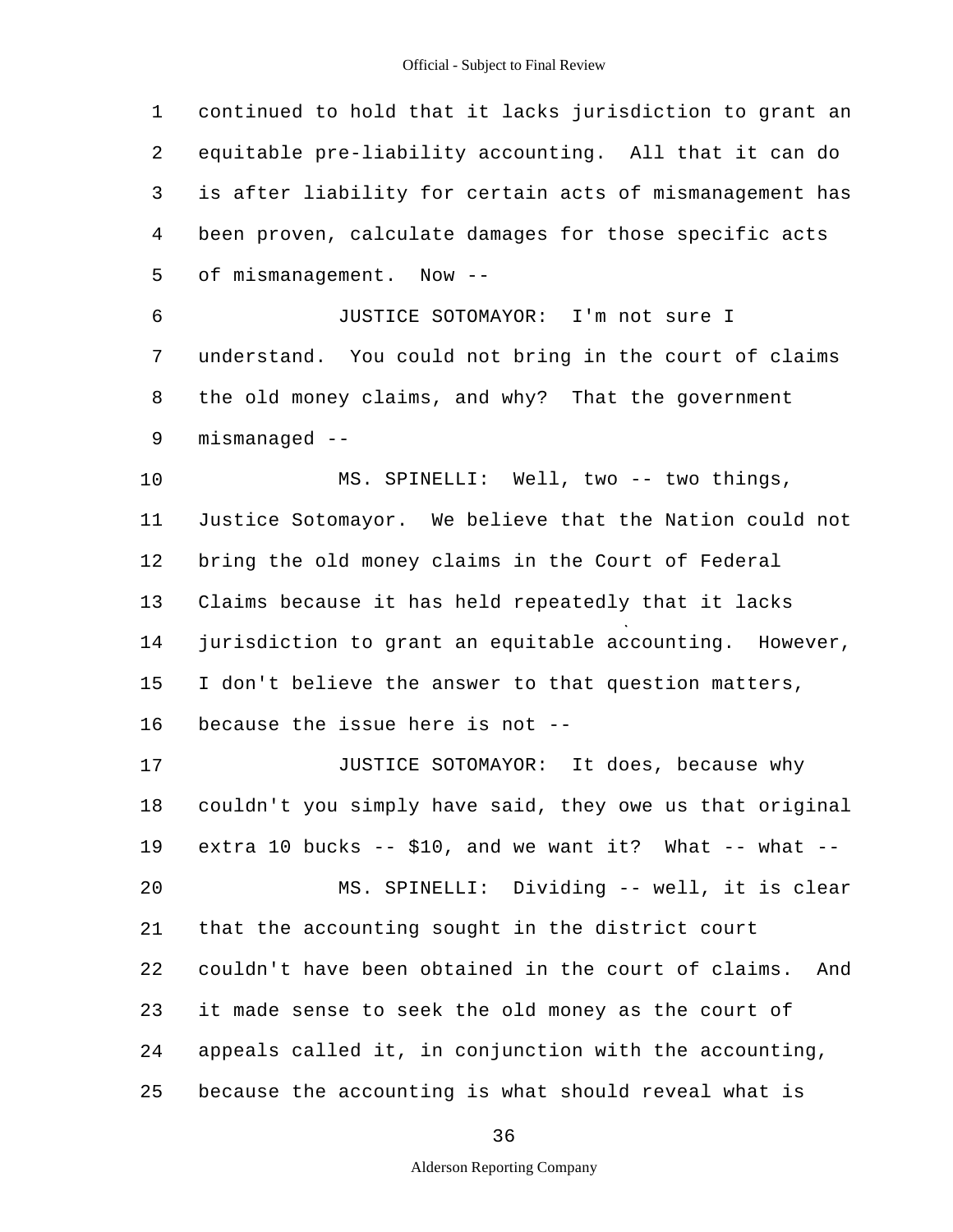continued to hold that it lacks jurisdiction to grant an equitable pre-liability accounting. All that it can do is after liability for certain acts of mismanagement has been proven, calculate damages for those specific acts of mismanagement. Now --

JUSTICE SOTOMAYOR: I'm not sure I understand. You could not bring in the court of claims the old money claims, and why? That the government mismanaged --

MS. SPINELLI: Well, two -- two things, Justice Sotomayor. We believe that the Nation could not bring the old money claims in the Court of Federal Claims because it has held repeatedly that it lacks jurisdiction to grant an equitable accounting. However, I don't believe the answer to that question matters, because the issue here is not --

JUSTICE SOTOMAYOR: It does, because why couldn't you simply have said, they owe us that original extra 10 bucks -- $10, and we want it? What -- what --

MS. SPINELLI: Dividing -- well, it is clear that the accounting sought in the district court couldn't have been obtained in the court of claims. And it made sense to seek the old money as the court of appeals called it, in conjunction with the accounting, because the accounting is what should reveal what is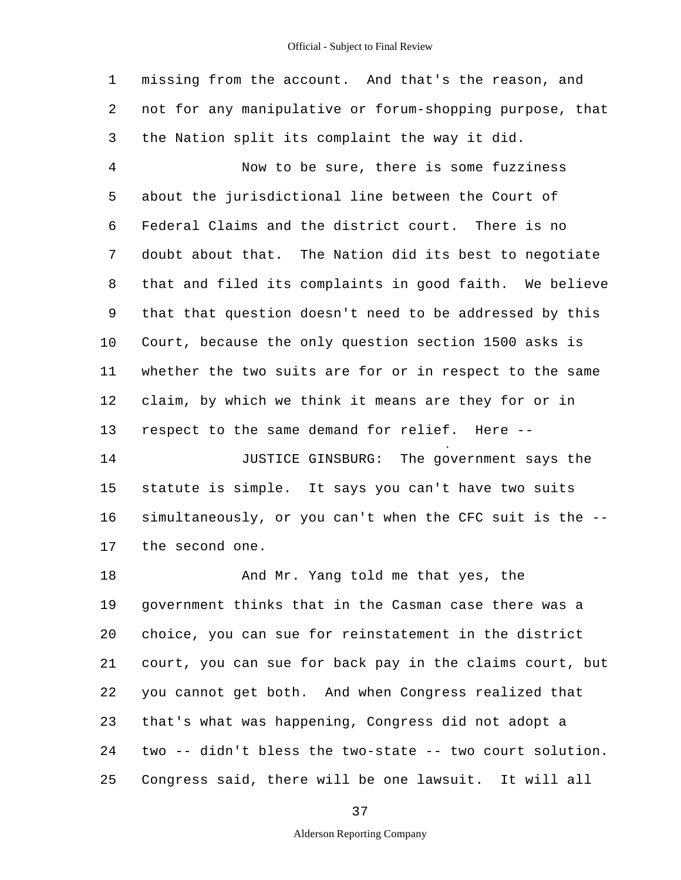missing from the account. And that's the reason, and not for any manipulative or forum-shopping purpose, that the Nation split its complaint the way it did.

Now to be sure, there is some fuzziness about the jurisdictional line between the Court of Federal Claims and the district court. There is no doubt about that. The Nation did its best to negotiate that and filed its complaints in good faith. We believe that that question doesn't need to be addressed by this Court, because the only question section 1500 asks is whether the two suits are for or in respect to the same claim, by which we think it means are they for or in respect to the same demand for relief. Here --

JUSTICE GINSBURG: The government says the statute is simple. It says you can't have two suits simultaneously, or you can't when the CFC suit is the -- the second one.

And Mr. Yang told me that yes, the government thinks that in the Casman case there was a choice, you can sue for reinstatement in the district court, you can sue for back pay in the claims court, but you cannot get both. And when Congress realized that that's what was happening, Congress did not adopt a two -- didn't bless the two-state -- two court solution. Congress said, there will be one lawsuit. It will all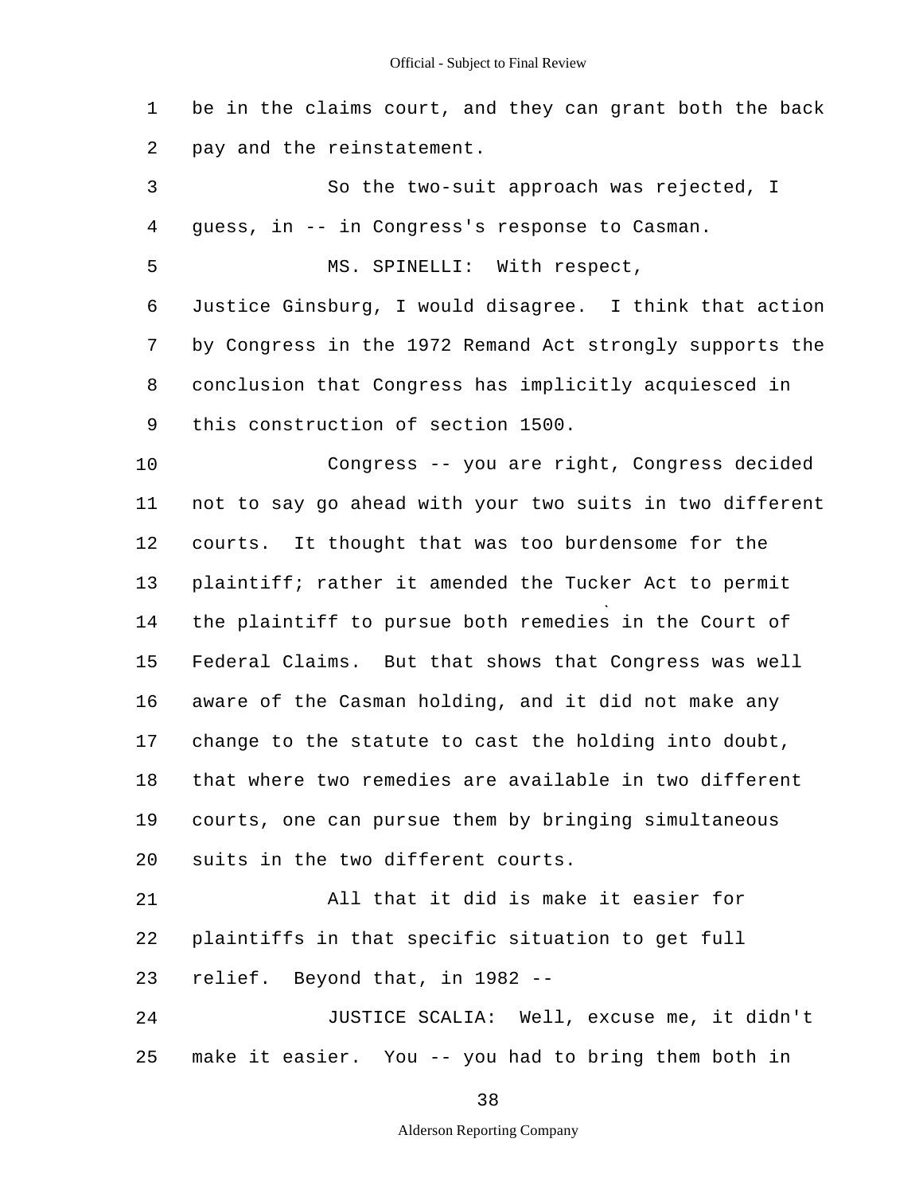be in the claims court, and they can grant both the back pay and the reinstatement.

So the two-suit approach was rejected, I guess, in -- in Congress's response to Casman.

MS. SPINELLI: With respect, Justice Ginsburg, I would disagree. I think that action by Congress in the 1972 Remand Act strongly supports the conclusion that Congress has implicitly acquiesced in this construction of section 1500.

Congress -- you are right, Congress decided not to say go ahead with your two suits in two different courts. It thought that was too burdensome for the plaintiff; rather it amended the Tucker Act to permit the plaintiff to pursue both remedies in the Court of Federal Claims. But that shows that Congress was well aware of the Casman holding, and it did not make any change to the statute to cast the holding into doubt, that where two remedies are available in two different courts, one can pursue them by bringing simultaneous suits in the two different courts.

All that it did is make it easier for plaintiffs in that specific situation to get full relief. Beyond that, in 1982 --

JUSTICE SCALIA: Well, excuse me, it didn't make it easier. You -- you had to bring them both in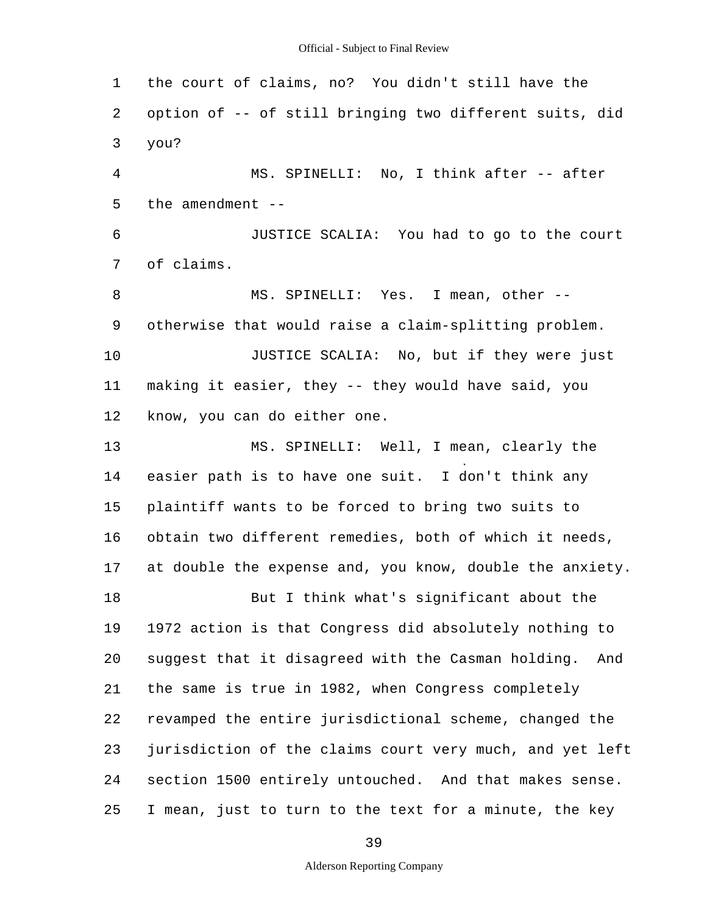the court of claims, no? You didn't still have the option of -- of still bringing two different suits, did you?

MS. SPINELLI: No, I think after -- after the amendment --

JUSTICE SCALIA: You had to go to the court of claims.

MS. SPINELLI: Yes. I mean, other -- otherwise that would raise a claim-splitting problem.

JUSTICE SCALIA: No, but if they were just making it easier, they -- they would have said, you know, you can do either one.

MS. SPINELLI: Well, I mean, clearly the easier path is to have one suit. I don't think any plaintiff wants to be forced to bring two suits to obtain two different remedies, both of which it needs, at double the expense and, you know, double the anxiety.

But I think what's significant about the 1972 action is that Congress did absolutely nothing to suggest that it disagreed with the Casman holding. And the same is true in 1982, when Congress completely revamped the entire jurisdictional scheme, changed the jurisdiction of the claims court very much, and yet left section 1500 entirely untouched. And that makes sense. I mean, just to turn to the text for a minute, the key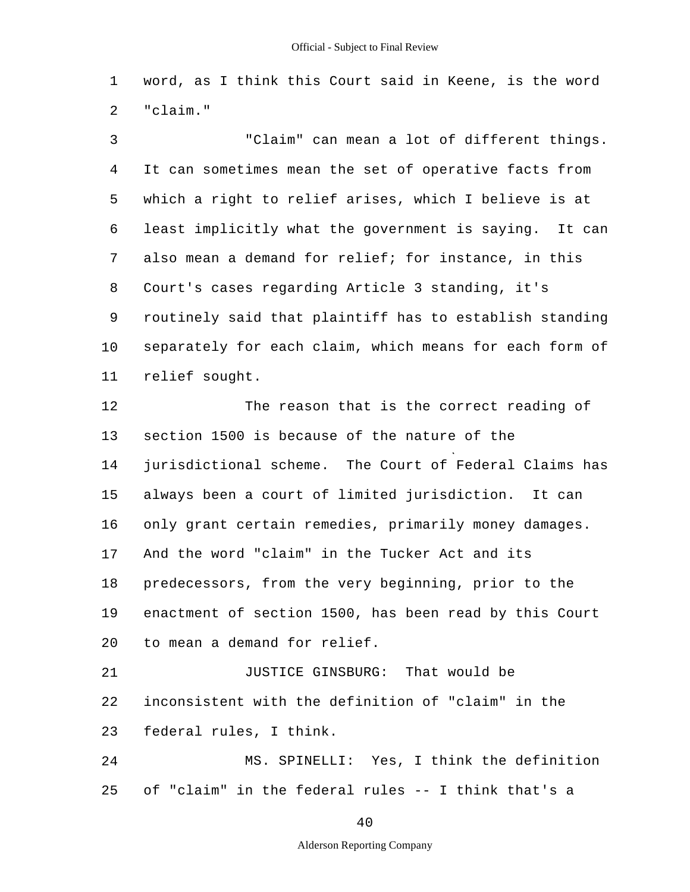word, as I think this Court said in Keene, is the word "claim."

"Claim" can mean a lot of different things. It can sometimes mean the set of operative facts from which a right to relief arises, which I believe is at least implicitly what the government is saying. It can also mean a demand for relief; for instance, in this Court's cases regarding Article 3 standing, it's routinely said that plaintiff has to establish standing separately for each claim, which means for each form of relief sought.

The reason that is the correct reading of section 1500 is because of the nature of the jurisdictional scheme. The Court of Federal Claims has always been a court of limited jurisdiction. It can only grant certain remedies, primarily money damages. And the word "claim" in the Tucker Act and its predecessors, from the very beginning, prior to the enactment of section 1500, has been read by this Court to mean a demand for relief.

JUSTICE GINSBURG: That would be inconsistent with the definition of "claim" in the federal rules, I think.

MS. SPINELLI: Yes, I think the definition of "claim" in the federal rules -- I think that's a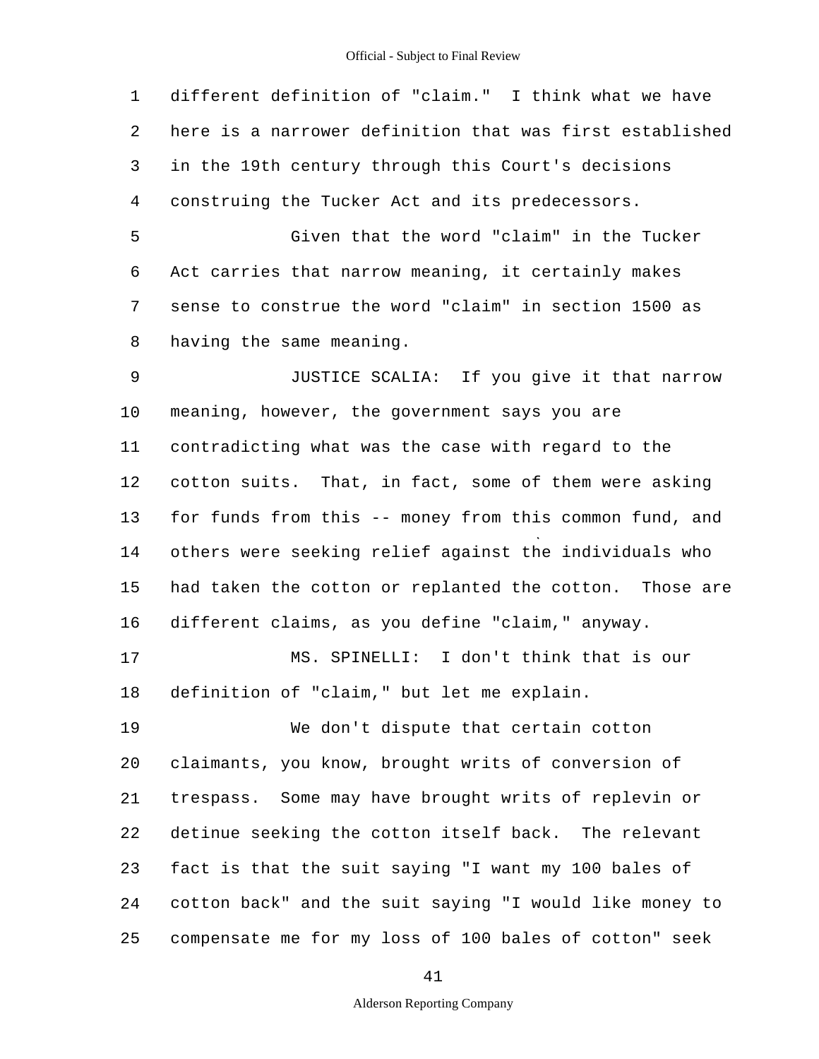different definition of "claim." I think what we have here is a narrower definition that was first established in the 19th century through this Court's decisions construing the Tucker Act and its predecessors.

Given that the word "claim" in the Tucker Act carries that narrow meaning, it certainly makes sense to construe the word "claim" in section 1500 as having the same meaning.

JUSTICE SCALIA: If you give it that narrow meaning, however, the government says you are contradicting what was the case with regard to the cotton suits. That, in fact, some of them were asking for funds from this -- money from this common fund, and others were seeking relief against the individuals who had taken the cotton or replanted the cotton. Those are different claims, as you define "claim," anyway.

MS. SPINELLI: I don't think that is our definition of "claim," but let me explain.

We don't dispute that certain cotton claimants, you know, brought writs of conversion of trespass. Some may have brought writs of replevin or detinue seeking the cotton itself back. The relevant fact is that the suit saying "I want my 100 bales of cotton back" and the suit saying "I would like money to compensate me for my loss of 100 bales of cotton" seek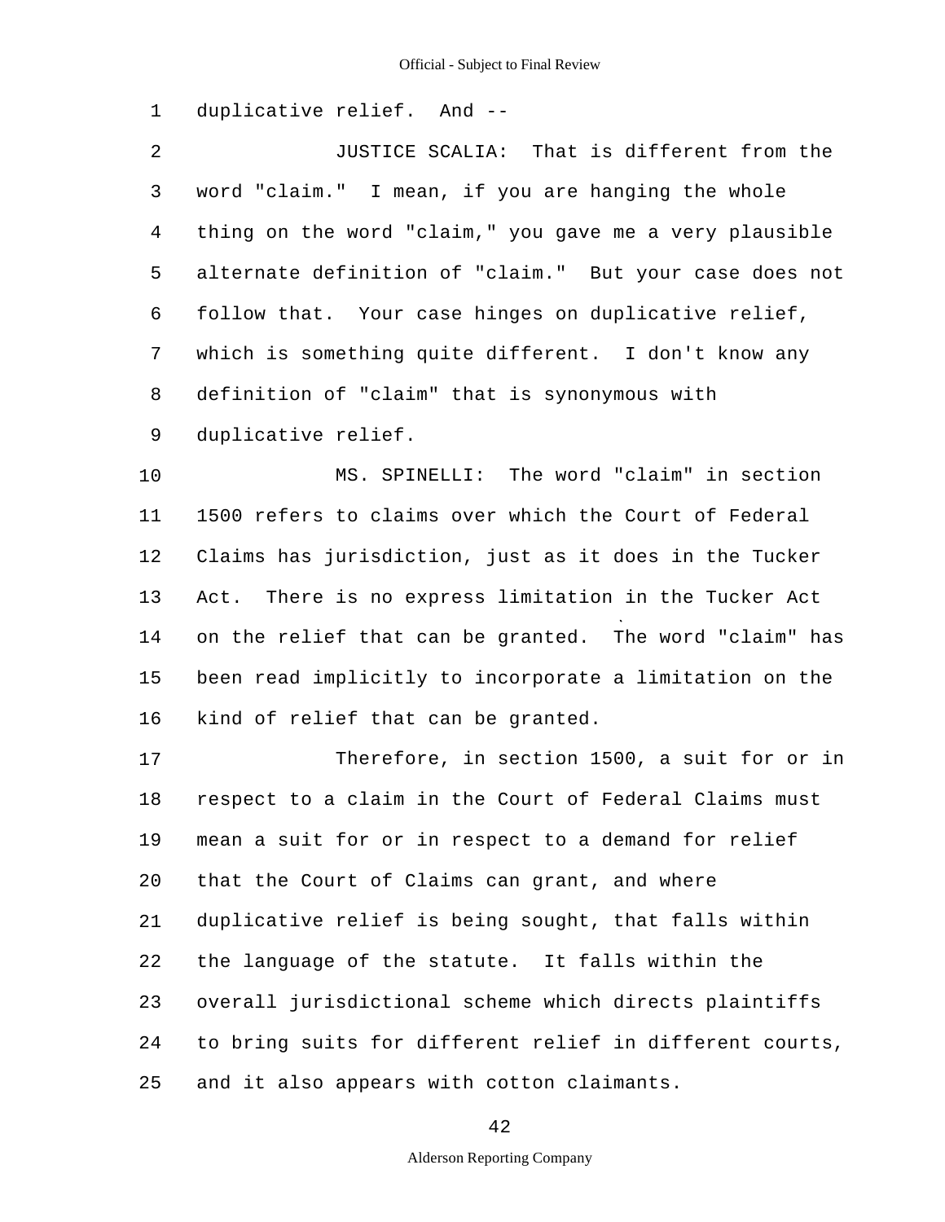duplicative relief. And --

JUSTICE SCALIA: That is different from the word "claim." I mean, if you are hanging the whole thing on the word "claim," you gave me a very plausible alternate definition of "claim." But your case does not follow that. Your case hinges on duplicative relief, which is something quite different. I don't know any definition of "claim" that is synonymous with duplicative relief.

MS. SPINELLI: The word "claim" in section 1500 refers to claims over which the Court of Federal Claims has jurisdiction, just as it does in the Tucker Act. There is no express limitation in the Tucker Act on the relief that can be granted. The word "claim" has been read implicitly to incorporate a limitation on the kind of relief that can be granted.

Therefore, in section 1500, a suit for or in respect to a claim in the Court of Federal Claims must mean a suit for or in respect to a demand for relief that the Court of Claims can grant, and where duplicative relief is being sought, that falls within the language of the statute. It falls within the overall jurisdictional scheme which directs plaintiffs to bring suits for different relief in different courts, and it also appears with cotton claimants.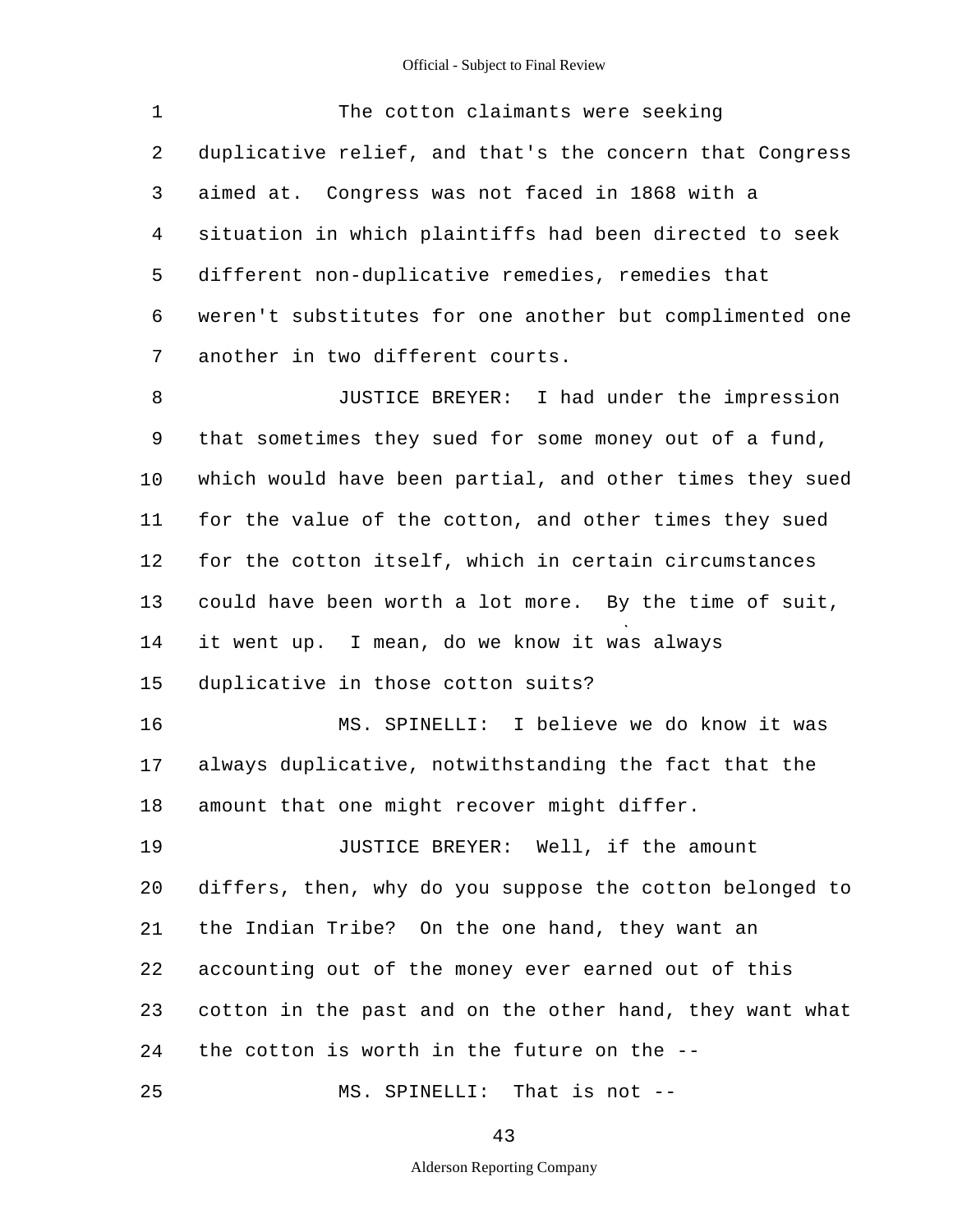The cotton claimants were seeking duplicative relief, and that's the concern that Congress aimed at. Congress was not faced in 1868 with a situation in which plaintiffs had been directed to seek different non-duplicative remedies, remedies that weren't substitutes for one another but complimented one another in two different courts.

JUSTICE BREYER: I had under the impression that sometimes they sued for some money out of a fund, which would have been partial, and other times they sued for the value of the cotton, and other times they sued for the cotton itself, which in certain circumstances could have been worth a lot more. By the time of suit, it went up. I mean, do we know it was always duplicative in those cotton suits?

MS. SPINELLI: I believe we do know it was always duplicative, notwithstanding the fact that the amount that one might recover might differ.

JUSTICE BREYER: Well, if the amount differs, then, why do you suppose the cotton belonged to the Indian Tribe? On the one hand, they want an accounting out of the money ever earned out of this cotton in the past and on the other hand, they want what the cotton is worth in the future on the --

MS. SPINELLI: That is not --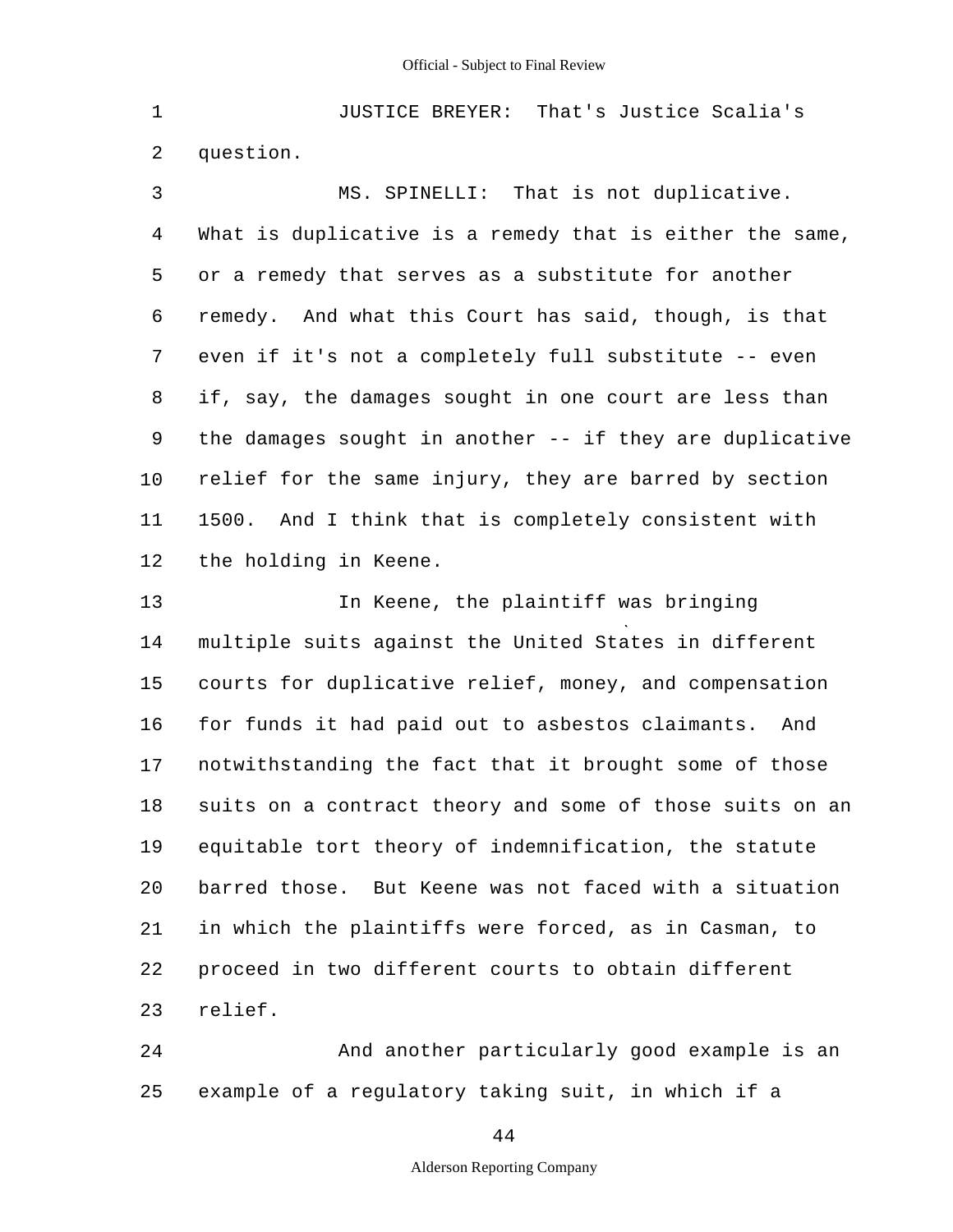JUSTICE BREYER: That's Justice Scalia's question.

MS. SPINELLI: That is not duplicative. What is duplicative is a remedy that is either the same, or a remedy that serves as a substitute for another remedy. And what this Court has said, though, is that even if it's not a completely full substitute -- even if, say, the damages sought in one court are less than the damages sought in another -- if they are duplicative relief for the same injury, they are barred by section 1500. And I think that is completely consistent with the holding in Keene.

In Keene, the plaintiff was bringing multiple suits against the United States in different courts for duplicative relief, money, and compensation for funds it had paid out to asbestos claimants. And notwithstanding the fact that it brought some of those suits on a contract theory and some of those suits on an equitable tort theory of indemnification, the statute barred those. But Keene was not faced with a situation in which the plaintiffs were forced, as in Casman, to proceed in two different courts to obtain different relief.

And another particularly good example is an example of a regulatory taking suit, in which if a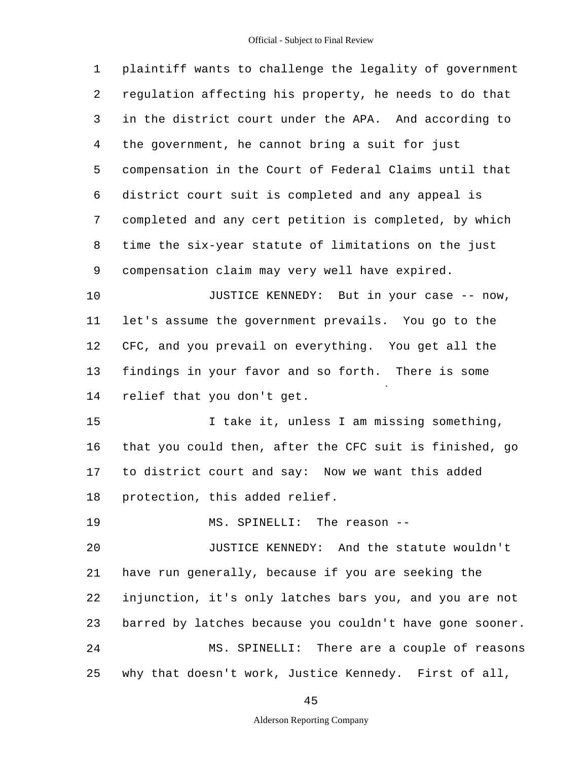1 plaintiff wants to challenge the legality of government
2 regulation affecting his property, he needs to do that
3 in the district court under the APA. And according to
4 the government, he cannot bring a suit for just
5 compensation in the Court of Federal Claims until that
6 district court suit is completed and any appeal is
7 completed and any cert petition is completed, by which
8 time the six-year statute of limitations on the just
9 compensation claim may very well have expired.

10 JUSTICE KENNEDY: But in your case -- now,
11 let's assume the government prevails. You go to the
12 CFC, and you prevail on everything. You get all the
13 findings in your favor and so forth. There is some
14 relief that you don't get.

15 I take it, unless I am missing something,
16 that you could then, after the CFC suit is finished, go
17 to district court and say: Now we want this added
18 protection, this added relief.

19 MS. SPINELLI: The reason --

20 JUSTICE KENNEDY: And the statute wouldn't
21 have run generally, because if you are seeking the
22 injunction, it's only latches bars you, and you are not
23 barred by latches because you couldn't have gone sooner.

24 MS. SPINELLI: There are a couple of reasons
25 why that doesn't work, Justice Kennedy. First of all,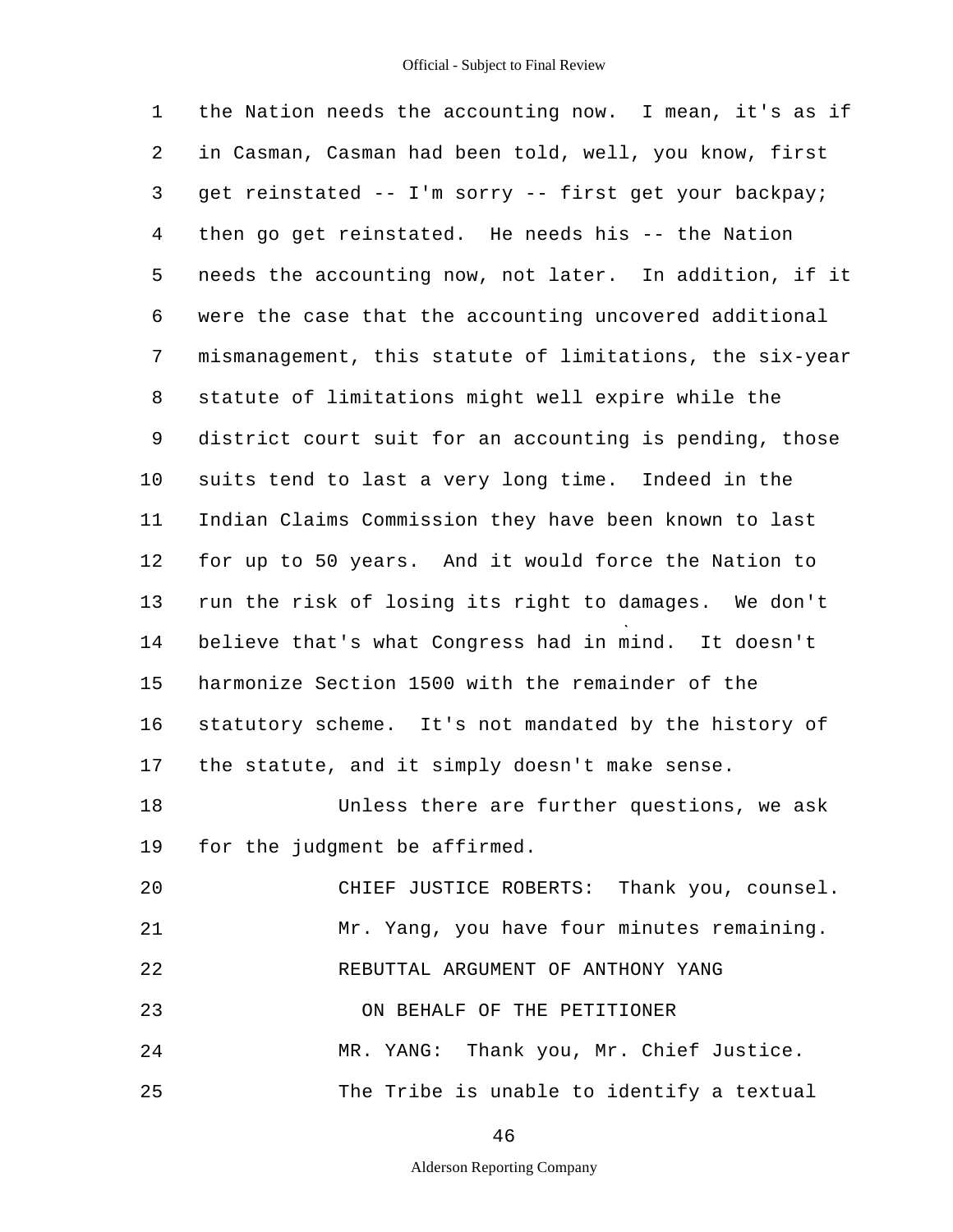the Nation needs the accounting now. I mean, it's as if in Casman, Casman had been told, well, you know, first get reinstated -- I'm sorry -- first get your backpay; then go get reinstated. He needs his -- the Nation needs the accounting now, not later. In addition, if it were the case that the accounting uncovered additional mismanagement, this statute of limitations, the six-year statute of limitations might well expire while the district court suit for an accounting is pending, those suits tend to last a very long time. Indeed in the Indian Claims Commission they have been known to last for up to 50 years. And it would force the Nation to run the risk of losing its right to damages. We don't believe that's what Congress had in mind. It doesn't harmonize Section 1500 with the remainder of the statutory scheme. It's not mandated by the history of the statute, and it simply doesn't make sense.

Unless there are further questions, we ask for the judgment be affirmed.

CHIEF JUSTICE ROBERTS: Thank you, counsel.

Mr. Yang, you have four minutes remaining.

REBUTTAL ARGUMENT OF ANTHONY YANG

ON BEHALF OF THE PETITIONER

MR. YANG: Thank you, Mr. Chief Justice.

The Tribe is unable to identify a textual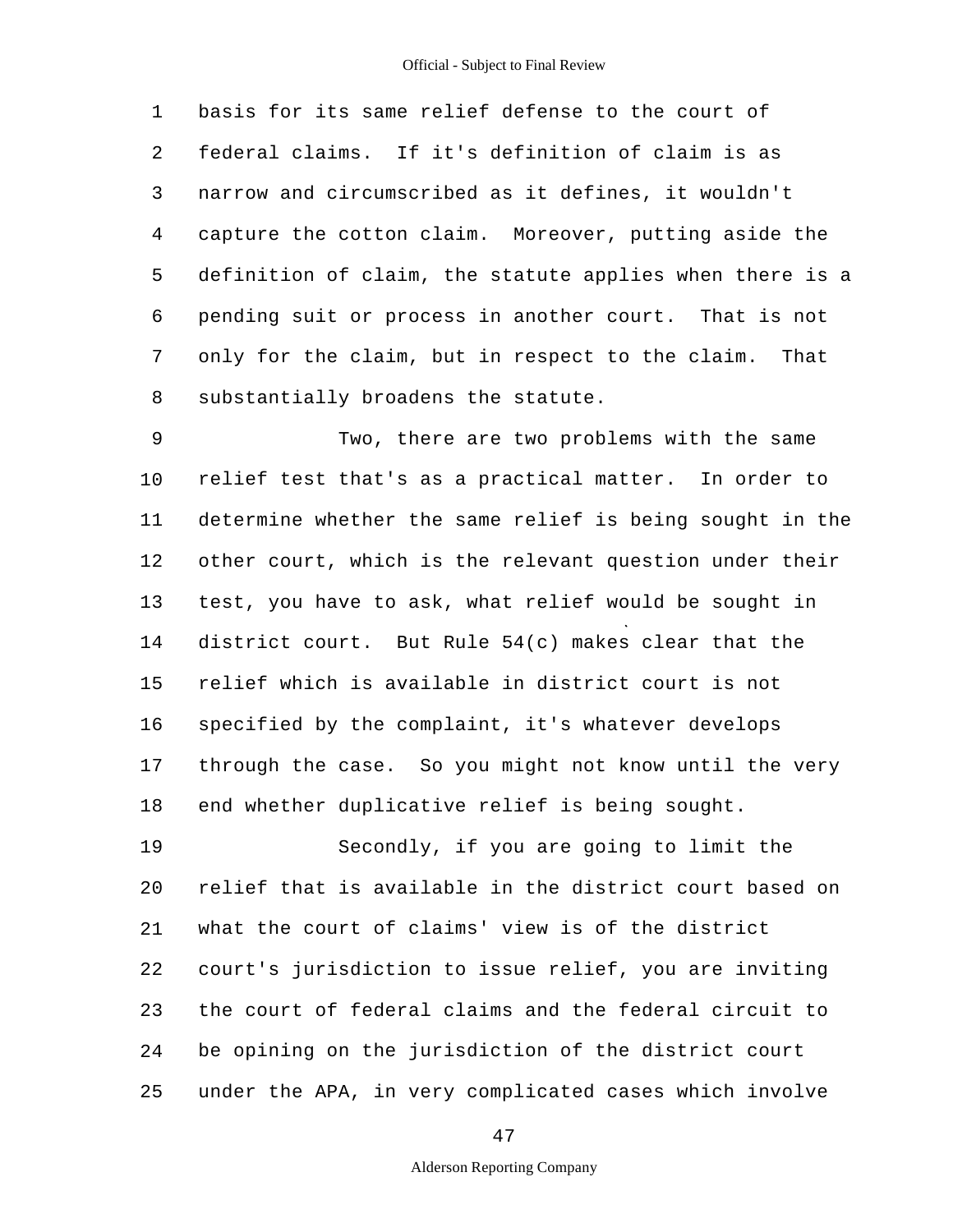basis for its same relief defense to the court of federal claims. If it's definition of claim is as narrow and circumscribed as it defines, it wouldn't capture the cotton claim. Moreover, putting aside the definition of claim, the statute applies when there is a pending suit or process in another court. That is not only for the claim, but in respect to the claim. That substantially broadens the statute.

Two, there are two problems with the same relief test that's as a practical matter. In order to determine whether the same relief is being sought in the other court, which is the relevant question under their test, you have to ask, what relief would be sought in district court. But Rule 54(c) makes clear that the relief which is available in district court is not specified by the complaint, it's whatever develops through the case. So you might not know until the very end whether duplicative relief is being sought.

Secondly, if you are going to limit the relief that is available in the district court based on what the court of claims' view is of the district court's jurisdiction to issue relief, you are inviting the court of federal claims and the federal circuit to be opining on the jurisdiction of the district court under the APA, in very complicated cases which involve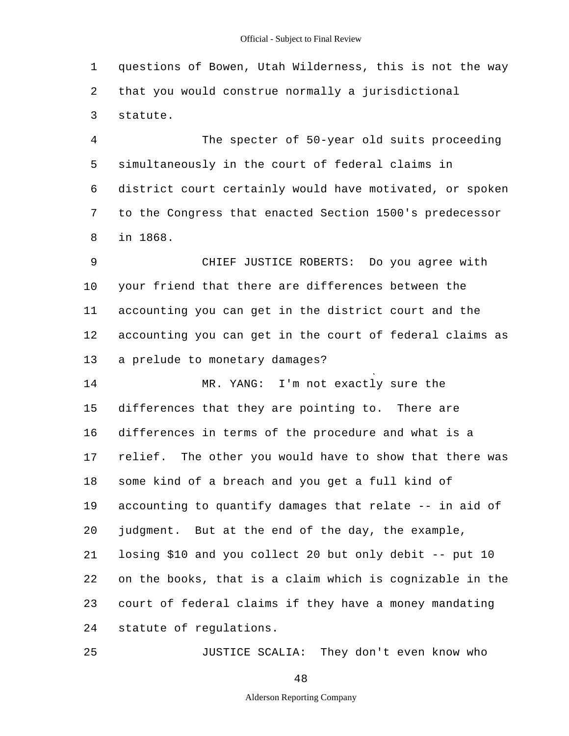questions of Bowen, Utah Wilderness, this is not the way that you would construe normally a jurisdictional statute.

The specter of 50-year old suits proceeding simultaneously in the court of federal claims in district court certainly would have motivated, or spoken to the Congress that enacted Section 1500's predecessor in 1868.

CHIEF JUSTICE ROBERTS: Do you agree with your friend that there are differences between the accounting you can get in the district court and the accounting you can get in the court of federal claims as a prelude to monetary damages?

MR. YANG: I'm not exactly sure the differences that they are pointing to. There are differences in terms of the procedure and what is a relief. The other you would have to show that there was some kind of a breach and you get a full kind of accounting to quantify damages that relate -- in aid of judgment. But at the end of the day, the example, losing $10 and you collect 20 but only debit -- put 10 on the books, that is a claim which is cognizable in the court of federal claims if they have a money mandating statute of regulations.

JUSTICE SCALIA: They don't even know who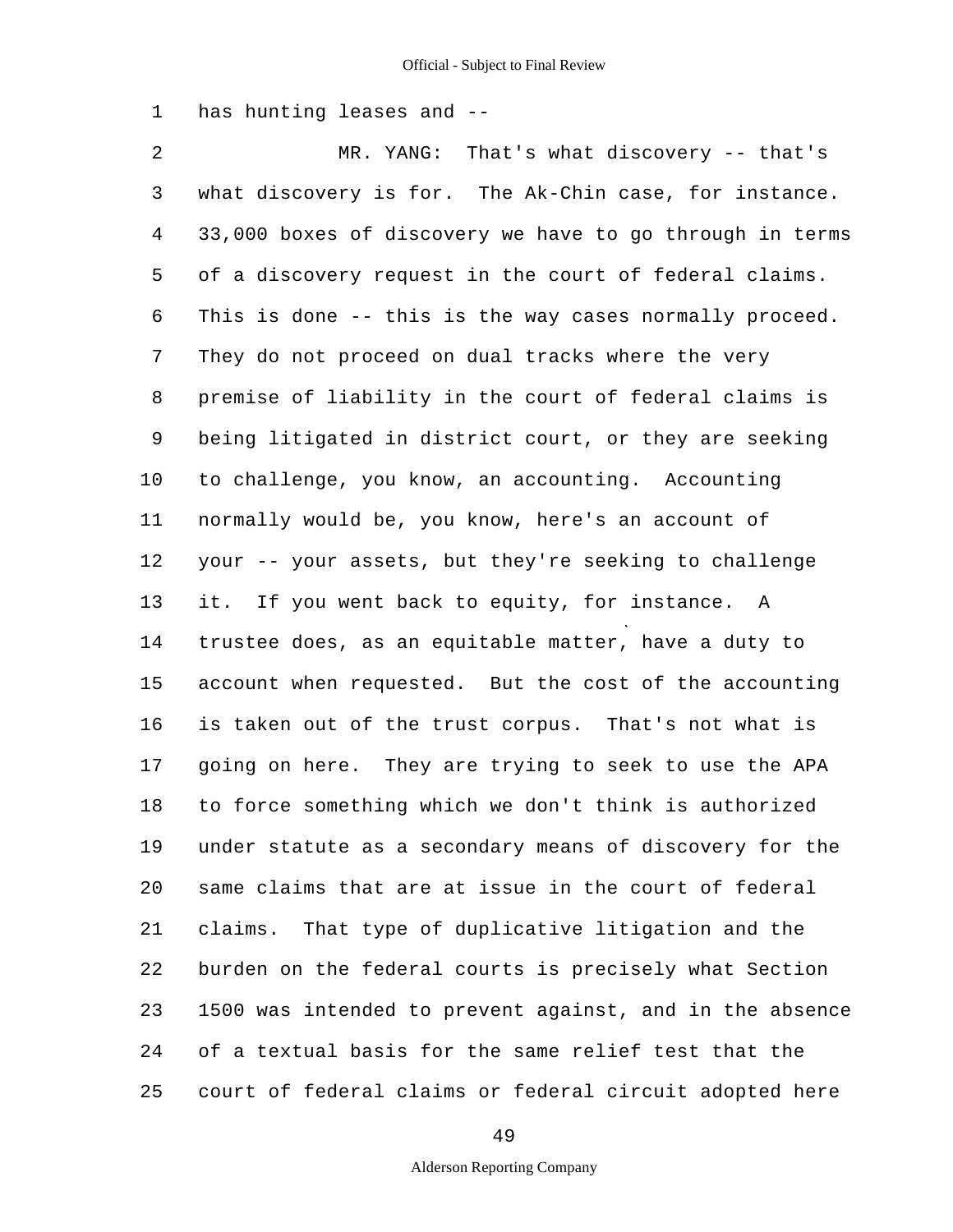1 has hunting leases and --

2 MR. YANG: That's what discovery -- that's

3 what discovery is for. The Ak-Chin case, for instance.

4 33,000 boxes of discovery we have to go through in terms

5 of a discovery request in the court of federal claims.

6 This is done -- this is the way cases normally proceed.

7 They do not proceed on dual tracks where the very

8 premise of liability in the court of federal claims is

9 being litigated in district court, or they are seeking

10 to challenge, you know, an accounting. Accounting

11 normally would be, you know, here's an account of

12 your -- your assets, but they're seeking to challenge

13 it. If you went back to equity, for instance. A

14 trustee does, as an equitable matter, have a duty to

15 account when requested. But the cost of the accounting

16 is taken out of the trust corpus. That's not what is

17 going on here. They are trying to seek to use the APA

18 to force something which we don't think is authorized

19 under statute as a secondary means of discovery for the

20 same claims that are at issue in the court of federal

21 claims. That type of duplicative litigation and the

22 burden on the federal courts is precisely what Section

23 1500 was intended to prevent against, and in the absence

24 of a textual basis for the same relief test that the

25 court of federal claims or federal circuit adopted here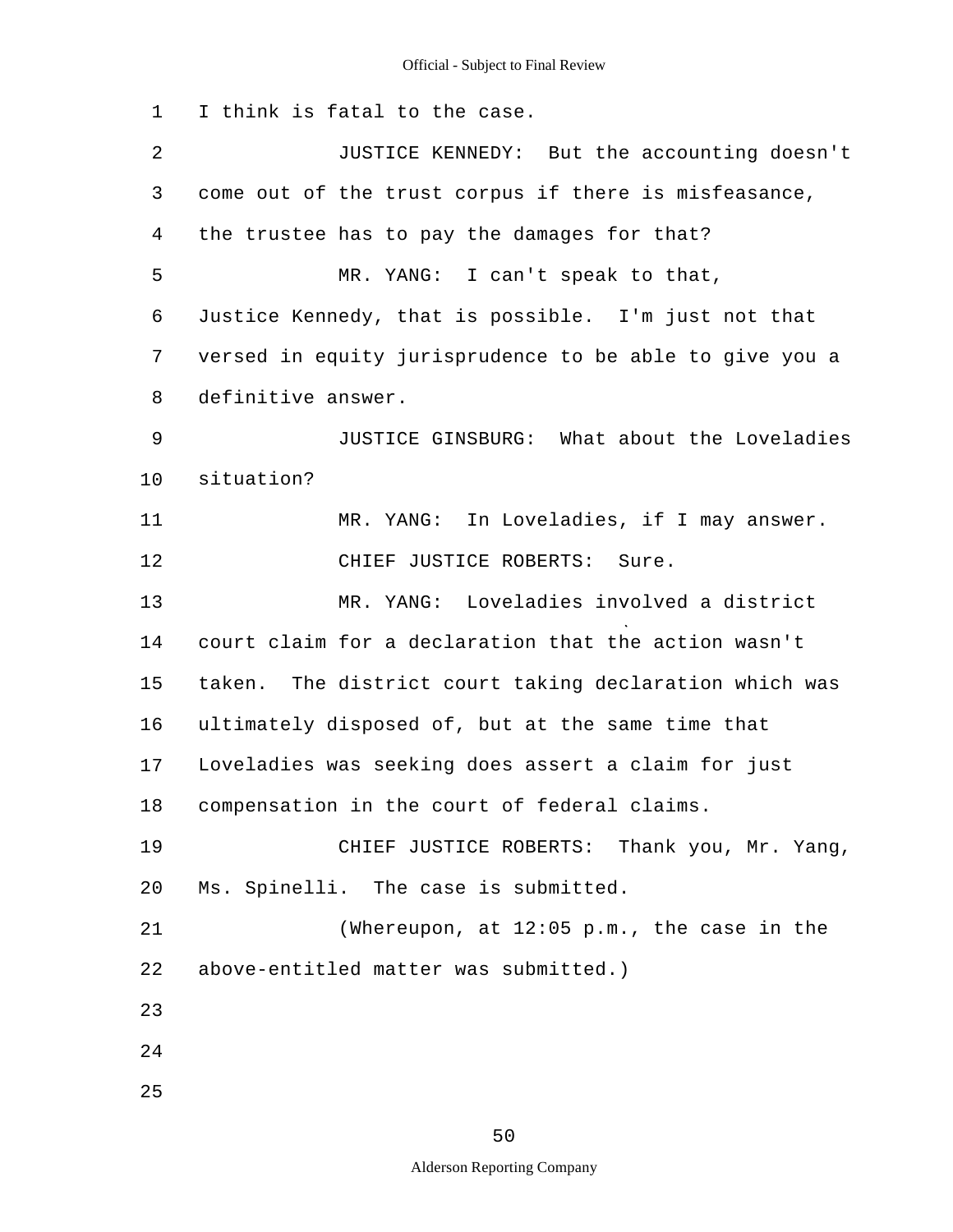I think is fatal to the case.

JUSTICE KENNEDY: But the accounting doesn't come out of the trust corpus if there is misfeasance, the trustee has to pay the damages for that?

MR. YANG: I can't speak to that, Justice Kennedy, that is possible. I'm just not that versed in equity jurisprudence to be able to give you a definitive answer.

JUSTICE GINSBURG: What about the Loveladies situation?

MR. YANG: In Loveladies, if I may answer.

CHIEF JUSTICE ROBERTS: Sure.

MR. YANG: Loveladies involved a district court claim for a declaration that the action wasn't taken. The district court taking declaration which was ultimately disposed of, but at the same time that Loveladies was seeking does assert a claim for just compensation in the court of federal claims.

CHIEF JUSTICE ROBERTS: Thank you, Mr. Yang, Ms. Spinelli. The case is submitted.

(Whereupon, at 12:05 p.m., the case in the above-entitled matter was submitted.)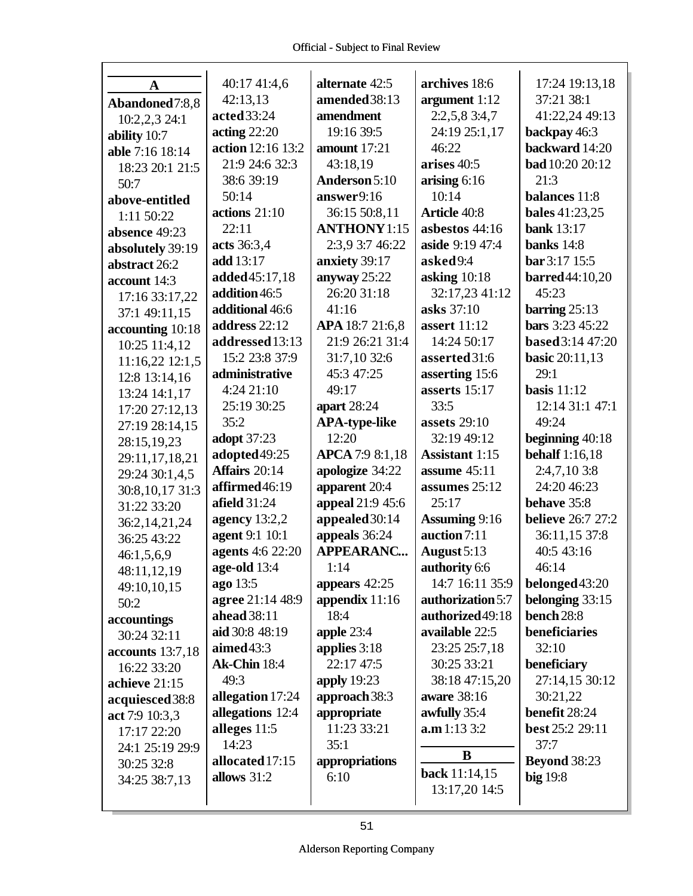**A**

**Abandoned** 7:8,8 10:2,2,3 24:1
**ability** 10:7
**able** 7:16 18:14 18:23 20:1 21:5 50:7
**above-entitled** 1:11 50:22
**absence** 49:23
**absolutely** 39:19
**abstract** 26:2
**account** 14:3 17:16 33:17,22 37:1 49:11,15
**accounting** 10:18 10:25 11:4,12 11:16,22 12:1,5 12:8 13:14,16 13:24 14:1,17 17:20 27:12,13 27:19 28:14,15 28:15,19,23 29:11,17,18,21 29:24 30:1,4,5 30:8,10,17 31:3 31:22 33:20 36:2,14,21,24 36:25 43:22 46:1,5,6,9 48:11,12,19 49:10,10,15 50:2
**accountings** 30:24 32:11
**accounts** 13:7,18 16:22 33:20
**achieve** 21:15
**acquiesced** 38:8
**act** 7:9 10:3,3 17:17 22:20 24:1 25:19 29:9 30:25 32:8 34:25 38:7,13 40:17 41:4,6 42:13,13
**acted** 33:24
**acting** 22:20
**action** 12:16 13:2 21:9 24:6 32:3 38:6 39:19 50:14
**actions** 21:10 22:11
**acts** 36:3,4
**add** 13:17
**added** 45:17,18
**addition** 46:5
**additional** 46:6
**address** 22:12
**addressed** 13:13 15:2 23:8 37:9
**administrative** 4:24 21:10 25:19 30:25 35:2
**adopt** 37:23
**adopted** 49:25
**Affairs** 20:14
**affirmed** 46:19
**afield** 31:24
**agency** 13:2,2
**agent** 9:1 10:1
**agents** 4:6 22:20
**age-old** 13:4
**ago** 13:5
**agree** 21:14 48:9
**ahead** 38:11
**aid** 30:8 48:19
**aimed** 43:3
**Ak-Chin** 18:4 49:3
**allegation** 17:24
**allegations** 12:4
**alleges** 11:5 14:23
**allocated** 17:15
**allows** 31:2
**alternate** 42:5
**amended** 38:13
**amendment** 19:16 39:5
**amount** 17:21 43:18,19
**Anderson** 5:10
**answer** 9:16 36:15 50:8,11
**ANTHONY** 1:15 2:3,9 3:7 46:22
**anxiety** 39:17
**anyway** 25:22 26:20 31:18 41:16
**APA** 18:7 21:6,8 21:9 26:21 31:4 31:7,10 32:6 45:3 47:25 49:17
**apart** 28:24
**APA-type-like** 12:20
**APCA** 7:9 8:1,18
**apologize** 34:22
**apparent** 20:4
**appeal** 21:9 45:6
**appealed** 30:14
**appeals** 36:24
**APPEARANC...** 1:14
**appears** 42:25
**appendix** 11:16 18:4
**apple** 23:4
**applies** 3:18 22:17 47:5
**apply** 19:23
**approach** 38:3
**appropriate** 11:23 33:21 35:1
**appropriations** 6:10
**archives** 18:6
**argument** 1:12 2:2,5,8 3:4,7 24:19 25:1,17 46:22
**arises** 40:5
**arising** 6:16 10:14
**Article** 40:8
**asbestos** 44:16
**aside** 9:19 47:4
**asked** 9:4
**asking** 10:18 32:17,23 41:12
**asks** 37:10
**assert** 11:12 14:24 50:17
**asserted** 31:6
**asserting** 15:6
**asserts** 15:17 33:5
**assets** 29:10 32:19 49:12
**Assistant** 1:15
**assume** 45:11
**assumes** 25:12 25:17
**Assuming** 9:16
**auction** 7:11
**August** 5:13
**authority** 6:6 14:7 16:11 35:9
**authorization** 5:7
**authorized** 49:18
**available** 22:5 23:25 25:7,18 30:25 33:21 38:18 47:15,20
**aware** 38:16
**awfully** 35:4
**a.m** 1:13 3:2

**B**

**back** 11:14,15 13:17,20 14:5 17:24 19:13,18 37:21 38:1 41:22,24 49:13
**backpay** 46:3
**backward** 14:20
**bad** 10:20 20:12 21:3
**balances** 11:8
**bales** 41:23,25
**bank** 13:17
**banks** 14:8
**bar** 3:17 15:5
**barred** 44:10,20 45:23
**barring** 25:13
**bars** 3:23 45:22
**based** 3:14 47:20
**basic** 20:11,13 29:1
**basis** 11:12 12:14 31:1 47:1 49:24
**beginning** 40:18
**behalf** 1:16,18 2:4,7,10 3:8 24:20 46:23
**behave** 35:8
**believe** 26:7 27:2 36:11,15 37:8 40:5 43:16 46:14
**belonged** 43:20
**belonging** 33:15
**bench** 28:8
**beneficiaries** 32:10
**beneficiary** 27:14,15 30:12 30:21,22
**benefit** 28:24
**best** 25:2 29:11 37:7
**Beyond** 38:23
**big** 19:8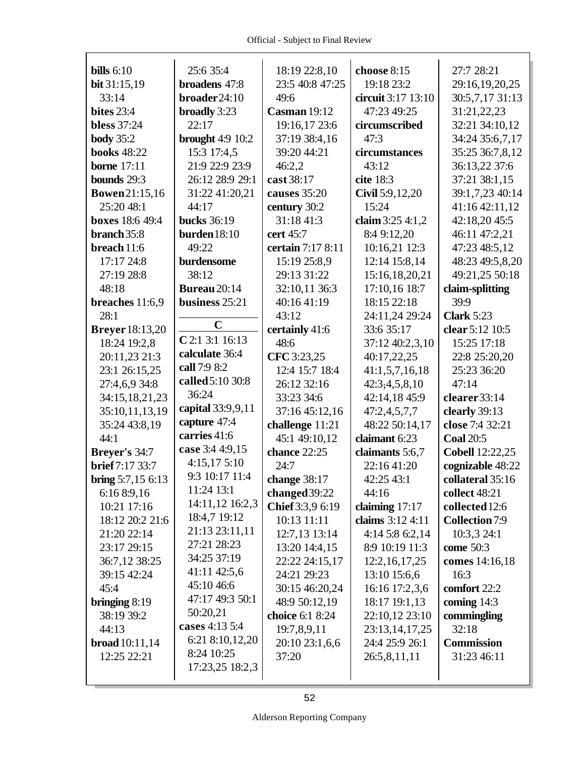**bills** 6:10
**bit** 31:15,19 33:14
**bites** 23:4
**bless** 37:24
**body** 35:2
**books** 48:22
**borne** 17:11
**bounds** 29:3
**Bowen** 21:15,16 25:20 48:1
**boxes** 18:6 49:4
**branch** 35:8
**breach** 11:6 17:17 24:8 27:19 28:8 48:18
**breaches** 11:6,9 28:1
**Breyer** 18:13,20 18:24 19:2,8 20:11,23 21:3 23:1 26:15,25 27:4,6,9 34:8 34:15,18,21,23 35:10,11,13,19 35:24 43:8,19 44:1
**Breyer's** 34:7
**brief** 7:17 33:7
**bring** 5:7,15 6:13 6:16 8:9,16 10:21 17:16 18:12 20:2 21:6 21:20 22:14 23:17 29:15 36:7,12 38:25 39:15 42:24 45:4
**bringing** 8:19 38:19 39:2 44:13
**broad** 10:11,14 12:25 22:21 25:6 35:4
**broadens** 47:8
**broader** 24:10
**broadly** 3:23 22:17
**brought** 4:9 10:2 15:3 17:4,5 21:9 22:9 23:9 26:12 28:9 29:1 31:22 41:20,21 44:17
**bucks** 36:19
**burden** 18:10 49:22
**burdensome** 38:12
**Bureau** 20:14
**business** 25:21

## C

**C** 2:1 3:1 16:13
**calculate** 36:4
**call** 7:9 8:2
**called** 5:10 30:8 36:24
**capital** 33:9,9,11
**capture** 47:4
**carries** 41:6
**case** 3:4 4:9,15 4:15,17 5:10 9:3 10:17 11:4 11:24 13:1 14:11,12 16:2,3 18:4,7 19:12 21:13 23:11,11 27:21 28:23 34:25 37:19 41:11 42:5,6 45:10 46:6 47:17 49:3 50:1 50:20,21
**cases** 4:13 5:4 6:21 8:10,12,20 8:24 10:25 17:23,25 18:2,3 18:19 22:8,10 23:5 40:8 47:25 49:6
**Casman** 19:12 19:16,17 23:6 37:19 38:4,16 39:20 44:21 46:2,2
**cast** 38:17
**causes** 35:20
**century** 30:2 31:18 41:3
**cert** 45:7
**certain** 7:17 8:11 15:19 25:8,9 29:13 31:22 32:10,11 36:3 40:16 41:19 43:12
**certainly** 41:6 48:6
**CFC** 3:23,25 12:4 15:7 18:4 26:12 32:16 33:23 34:6 37:16 45:12,16
**challenge** 11:21 45:1 49:10,12
**chance** 22:25 24:7
**change** 38:17
**changed** 39:22
**Chief** 3:3,9 6:19 10:13 11:11 12:7,13 13:14 13:20 14:4,15 22:22 24:15,17 24:21 29:23 30:15 46:20,24 48:9 50:12,19
**choice** 6:1 8:24 19:7,8,9,11 20:10 23:1,6,6 37:20
**choose** 8:15 19:18 23:2
**circuit** 3:17 13:10 47:23 49:25
**circumscribed** 47:3
**circumstances** 43:12
**cite** 18:3
**Civil** 5:9,12,20 15:24
**claim** 3:25 4:1,2 8:4 9:12,20 10:16,21 12:3 12:14 15:8,14 15:16,18,20,21 17:10,16 18:7 18:15 22:18 24:11,24 29:24 33:6 35:17 37:12 40:2,3,10 40:17,22,25 41:1,5,7,16,18 42:3;4,5,8,10 42:14,18 45:9 47:2,4,5,7,7 48:22 50:14,17
**claimant** 6:23
**claimants** 5:6,7 22:16 41:20 42:25 43:1 44:16
**claiming** 17:17
**claims** 3:12 4:11 4:14 5:8 6:2,14 8:9 10:19 11:3 12:2,16,17,25 13:10 15:6,6 16:16 17:2,3,6 18:17 19:1,13 22:10,12 23:10 23:13,14,17,25 24:4 25:9 26:1 26:5,8,11,11 27:7 28:21 29:16,19,20,25 30:5,7,17 31:13 31:21,22,23 32:21 34:10,12 34:24 35:6,7,17 35:25 36:7,8,12 36:13,22 37:6 37:21 38:1,15 39:1,7,23 40:14 41:16 42:11,12 42:18,20 45:5 46:11 47:2,21 47:23 48:5,12 48:23 49:5,8,20 49:21,25 50:18
**claim-splitting** 39:9
**Clark** 5:23
**clear** 5:12 10:5 15:25 17:18 22:8 25:20,20 25:23 36:20 47:14
**clearer** 33:14
**clearly** 39:13
**close** 7:4 32:21
**Coal** 20:5
**Cobell** 12:22,25
**cognizable** 48:22
**collateral** 35:16
**collect** 48:21
**collected** 12:6
**Collection** 7:9 10:3,3 24:1
**come** 50:3
**comes** 14:16,18 16:3
**comfort** 22:2
**coming** 14:3
**commingling** 32:18
**Commission** 31:23 46:11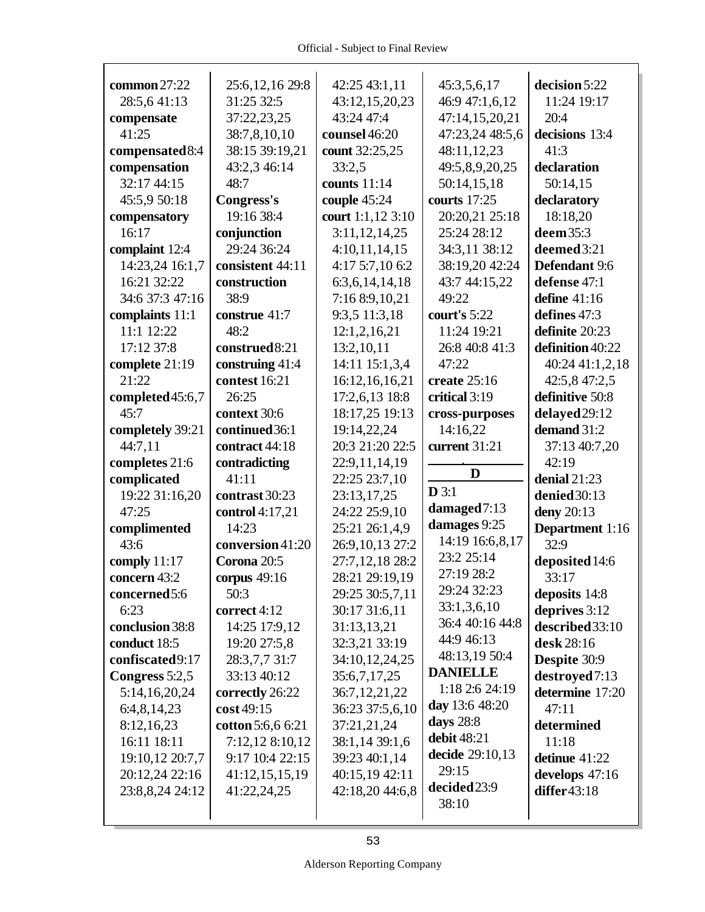**common** 27:22 28:5,6 41:13
**compensate** 41:25
**compensated** 8:4
**compensation** 32:17 44:15 45:5,9 50:18
**compensatory** 16:17
**complaint** 12:4 14:23,24 16:1,7 16:21 32:22 34:6 37:3 47:16
**complaints** 11:1 11:1 12:22 17:12 37:8
**complete** 21:19 21:22
**completed** 45:6,7 45:7
**completely** 39:21 44:7,11
**completes** 21:6
**complicated** 19:22 31:16,20 47:25
**complimented** 43:6
**comply** 11:17
**concern** 43:2
**concerned** 5:6 6:23
**conclusion** 38:8
**conduct** 18:5
**confiscated** 9:17
**Congress** 5:2,5 5:14,16,20,24 6:4,8,14,23 8:12,16,23 16:11 18:11 19:10,12 20:7,7 20:12,24 22:16 23:8,8,24 24:12 25:6,12,16 29:8 31:25 32:5 37:22,23,25 38:7,8,10,10 38:15 39:19,21 43:2,3 46:14 48:7
**Congress's** 19:16 38:4
**conjunction** 29:24 36:24
**consistent** 44:11
**construction** 38:9
**construe** 41:7 48:2
**construed** 8:21
**construing** 41:4
**contest** 16:21 26:25
**context** 30:6
**continued** 36:1
**contract** 44:18
**contradicting** 41:11
**contrast** 30:23
**control** 4:17,21 14:23
**conversion** 41:20
**Corona** 20:5
**corpus** 49:16 50:3
**correct** 4:12 14:25 17:9,12 19:20 27:5,8 28:3,7,7 31:7 33:13 40:12
**correctly** 26:22
**cost** 49:15
**cotton** 5:6,6 6:21 7:12,12 8:10,12 9:17 10:4 22:15 41:12,15,15,19 41:22,24,25 42:25 43:1,11 43:12,15,20,23 43:24 47:4
**counsel** 46:20
**count** 32:25,25 33:2,5
**counts** 11:14
**couple** 45:24
**court** 1:1,12 3:10 3:11,12,14,25 4:10,11,14,15 4:17 5:7,10 6:2 6:3,6,14,14,18 7:16 8:9,10,21 9:3,5 11:3,18 12:1,2,16,21 13:2,10,11 14:11 15:1,3,4 16:12,16,16,21 17:2,6,13 18:8 18:17,25 19:13 19:14,22,24 20:3 21:20 22:5 22:9,11,14,19 22:25 23:7,10 23:13,17,25 24:22 25:9,10 25:21 26:1,4,9 26:9,10,13 27:2 27:7,12,18 28:2 28:21 29:19,19 29:25 30:5,7,11 30:17 31:6,11 31:13,13,21 32:3,21 33:19 34:10,12,24,25 35:6,7,17,25 36:7,12,21,22 36:23 37:5,6,10 37:21,21,24 38:1,14 39:1,6 39:23 40:1,14 40:15,19 42:11 42:18,20 44:6,8 45:3,5,6,17 46:9 47:1,6,12 47:14,15,20,21 47:23,24 48:5,6 48:11,12,23 49:5,8,9,20,25 50:14,15,18
**courts** 17:25 20:20,21 25:18 25:24 28:12 34:3,11 38:12 38:19,20 42:24 43:7 44:15,22 49:22
**court's** 5:22 11:24 19:21 26:8 40:8 41:3 47:22
**create** 25:16
**critical** 3:19
**cross-purposes** 14:16,22
**current** 31:21

## D

**D** 3:1
**damaged** 7:13
**damages** 9:25 14:19 16:6,8,17 23:2 25:14 27:19 28:2 29:24 32:23 33:1,3,6,10 36:4 40:16 44:8 44:9 46:13 48:13,19 50:4
**DANIELLE** 1:18 2:6 24:19
**day** 13:6 48:20
**days** 28:8
**debit** 48:21
**decide** 29:10,13 29:15
**decided** 23:9 38:10
**decision** 5:22 11:24 19:17 20:4
**decisions** 13:4 41:3
**declaration** 50:14,15
**declaratory** 18:18,20
**deem** 35:3
**deemed** 3:21
**Defendant** 9:6
**defense** 47:1
**define** 41:16
**defines** 47:3
**definite** 20:23
**definition** 40:22 40:24 41:1,2,18 42:5,8 47:2,5
**definitive** 50:8
**delayed** 29:12
**demand** 31:2 37:13 40:7,20 42:19
**denial** 21:23
**denied** 30:13
**deny** 20:13
**Department** 1:16 32:9
**deposited** 14:6 33:17
**deposits** 14:8
**deprives** 3:12
**described** 33:10
**desk** 28:16
**Despite** 30:9
**destroyed** 7:13
**determine** 17:20 47:11
**determined** 11:18
**detinue** 41:22
**develops** 47:16
**differ** 43:18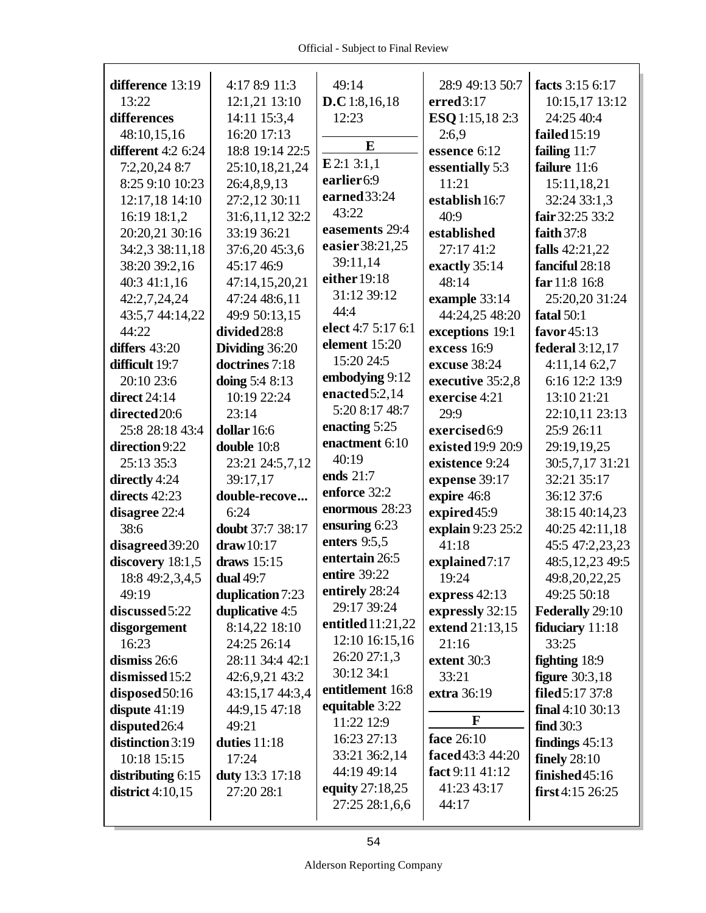**difference** 13:19 13:22
**differences** 48:10,15,16
**different** 4:2 6:24 7:2,20,24 8:7 8:25 9:10 10:23 12:17,18 14:10 16:19 18:1,2 20:20,21 30:16 34:2,3 38:11,18 38:20 39:2,16 40:3 41:1,16 42:2,7,24,24 43:5,7 44:14,22 44:22
**differs** 43:20
**difficult** 19:7 20:10 23:6
**direct** 24:14
**directed** 20:6 25:8 28:18 43:4
**direction** 9:22 25:13 35:3
**directly** 4:24
**directs** 42:23
**disagree** 22:4 38:6
**disagreed** 39:20
**discovery** 18:1,5 18:8 49:2,3,4,5 49:19
**discussed** 5:22
**disgorgement** 16:23
**dismiss** 26:6
**dismissed** 15:2
**disposed** 50:16
**dispute** 41:19
**disputed** 26:4
**distinction** 3:19 10:18 15:15
**distributing** 6:15
**district** 4:10,15 4:17 8:9 11:3 12:1,21 13:10 14:11 15:3,4 16:20 17:13 18:8 19:14 22:5 25:10,18,21,24 26:4,8,9,13 27:2,12 30:11 31:6,11,12 32:2 33:19 36:21 37:6,20 45:3,6 45:17 46:9 47:14,15,20,21 47:24 48:6,11 49:9 50:13,15
**divided** 28:8
**Dividing** 36:20
**doctrines** 7:18
**doing** 5:4 8:13 10:19 22:24 23:14
**dollar** 16:6
**double** 10:8 23:21 24:5,7,12 39:17,17
**double-recove...** 6:24
**doubt** 37:7 38:17
**draw** 10:17
**draws** 15:15
**dual** 49:7
**duplication** 7:23
**duplicative** 4:5 8:14,22 18:10 24:25 26:14 28:11 34:4 42:1 42:6,9,21 43:2 43:15,17 44:3,4 44:9,15 47:18 49:21
**duties** 11:18 17:24
**duty** 13:3 17:18 27:20 28:1 49:14
**D.C** 1:8,16,18 12:23

## E

**E** 2:1 3:1,1
**earlier** 6:9
**earned** 33:24 43:22
**easements** 29:4
**easier** 38:21,25 39:11,14
**either** 19:18 31:12 39:12 44:4
**elect** 4:7 5:17 6:1
**element** 15:20 15:20 24:5
**embodying** 9:12
**enacted** 5:2,14 5:20 8:17 48:7
**enacting** 5:25
**enactment** 6:10 40:19
**ends** 21:7
**enforce** 32:2
**enormous** 28:23
**ensuring** 6:23
**enters** 9:5,5
**entertain** 26:5
**entire** 39:22
**entirely** 28:24 29:17 39:24
**entitled** 11:21,22 12:10 16:15,16 26:20 27:1,3 30:12 34:1
**entitlement** 16:8
**equitable** 3:22 11:22 12:9 16:23 27:13 33:21 36:2,14 44:19 49:14
**equity** 27:18,25 27:25 28:1,6,6 28:9 49:13 50:7
**erred** 3:17
**ESQ** 1:15,18 2:3 2:6,9
**essence** 6:12
**essentially** 5:3 11:21
**establish** 16:7 40:9
**established** 27:17 41:2
**exactly** 35:14 48:14
**example** 33:14 44:24,25 48:20
**exceptions** 19:1
**excess** 16:9
**excuse** 38:24
**executive** 35:2,8
**exercise** 4:21 29:9
**exercised** 6:9
**existed** 19:9 20:9
**existence** 9:24
**expense** 39:17
**expire** 46:8
**expired** 45:9
**explain** 9:23 25:2 41:18
**explained** 7:17 19:24
**express** 42:13
**expressly** 32:15
**extend** 21:13,15 21:16
**extent** 30:3 33:21
**extra** 36:19

## F

**face** 26:10
**faced** 43:3 44:20
**fact** 9:11 41:12 41:23 43:17 44:17
**facts** 3:15 6:17 10:15,17 13:12 24:25 40:4
**failed** 15:19
**failing** 11:7
**failure** 11:6 15:11,18,21 32:24 33:1,3
**fair** 32:25 33:2
**faith** 37:8
**falls** 42:21,22
**fanciful** 28:18
**far** 11:8 16:8 25:20,20 31:24
**fatal** 50:1
**favor** 45:13
**federal** 3:12,17 4:11,14 6:2,7 6:16 12:2 13:9 13:10 21:21 22:10,11 23:13 25:9 26:11 29:19,19,25 30:5,7,17 31:21 32:21 35:17 36:12 37:6 38:15 40:14,23 40:25 42:11,18 45:5 47:2,23,23 48:5,12,23 49:5 49:8,20,22,25 49:25 50:18
**Federally** 29:10
**fiduciary** 11:18 33:25
**fighting** 18:9
**figure** 30:3,18
**filed** 5:17 37:8
**final** 4:10 30:13
**find** 30:3
**findings** 45:13
**finely** 28:10
**finished** 45:16
**first** 4:15 26:25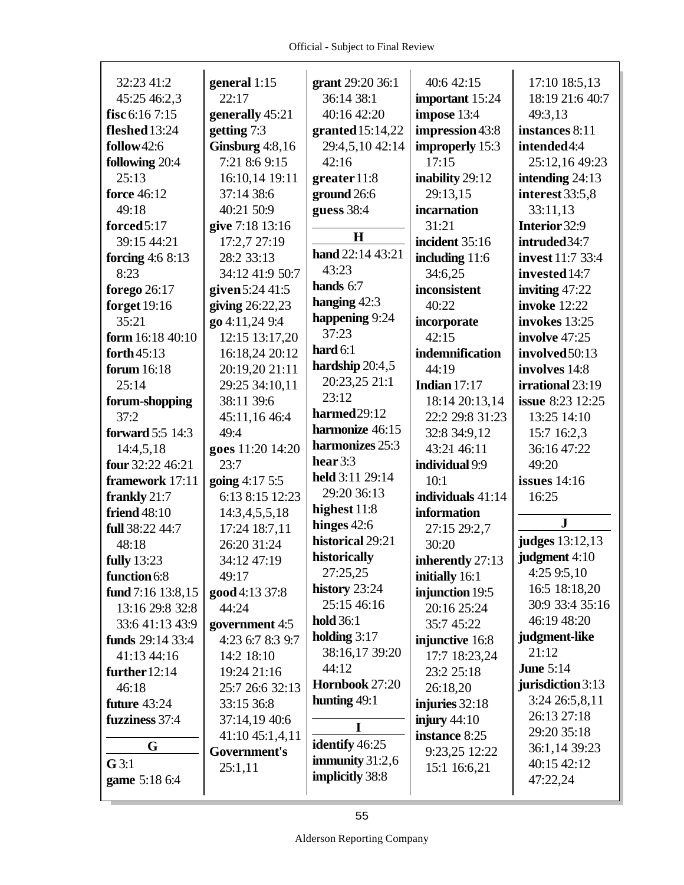32:23 41:2
45:25 46:2,3
**fisc** 6:16 7:15
**fleshed** 13:24
**follow** 42:6
**following** 20:4
25:13
**force** 46:12
49:18
**forced** 5:17
39:15 44:21
**forcing** 4:6 8:13
8:23
**forego** 26:17
**forget** 19:16
35:21
**form** 16:18 40:10
**forth** 45:13
**forum** 16:18
25:14
**forum-shopping**
37:2
**forward** 5:5 14:3
14:4,5,18
**four** 32:22 46:21
**framework** 17:11
**frankly** 21:7
**friend** 48:10
**full** 38:22 44:7
48:18
**fully** 13:23
**function** 6:8
**fund** 7:16 13:8,15
13:16 29:8 32:8
33:6 41:13 43:9
**funds** 29:14 33:4
41:13 44:16
**further** 12:14
46:18
**future** 43:24
**fuzziness** 37:4

**G**

**G** 3:1
**game** 5:18 6:4
**general** 1:15
22:17
**generally** 45:21
**getting** 7:3
**Ginsburg** 4:8,16
7:21 8:6 9:15
16:10,14 19:11
37:14 38:6
40:21 50:9
**give** 7:18 13:16
17:2,7 27:19
28:2 33:13
34:12 41:9 50:7
**given** 5:24 41:5
**giving** 26:22,23
**go** 4:11,24 9:4
12:15 13:17,20
16:18,24 20:12
20:19,20 21:11
29:25 34:10,11
38:11 39:6
45:11,16 46:4
49:4
**goes** 11:20 14:20
23:7
**going** 4:17 5:5
6:13 8:15 12:23
14:3,4,5,5,18
17:24 18:7,11
26:20 31:24
34:12 47:19
49:17
**good** 4:13 37:8
44:24
**government** 4:5
4:23 6:7 8:3 9:7
14:2 18:10
19:24 21:16
25:7 26:6 32:13
33:15 36:8
37:14,19 40:6
41:10 45:1,4,11
**Government's**
25:1,11
**grant** 29:20 36:1
36:14 38:1
40:16 42:20
**granted** 15:14,22
29:4,5,10 42:14
42:16
**greater** 11:8
**ground** 26:6
**guess** 38:4

**H**

**hand** 22:14 43:21
43:23
**hands** 6:7
**hanging** 42:3
**happening** 9:24
37:23
**hard** 6:1
**hardship** 20:4,5
20:23,25 21:1
23:12
**harmed** 29:12
**harmonize** 46:15
**harmonizes** 25:3
**hear** 3:3
**held** 3:11 29:14
29:20 36:13
**highest** 11:8
**hinges** 42:6
**historical** 29:21
**historically**
27:25,25
**history** 23:24
25:15 46:16
**hold** 36:1
**holding** 3:17
38:16,17 39:20
44:12
**Hornbook** 27:20
**hunting** 49:1

**I**

**identify** 46:25
**immunity** 31:2,6
**implicitly** 38:8
40:6 42:15
**important** 15:24
**impose** 13:4
**impression** 43:8
**improperly** 15:3
17:15
**inability** 29:12
29:13,15
**incarnation**
31:21
**incident** 35:16
**including** 11:6
34:6,25
**inconsistent**
40:22
**incorporate**
42:15
**indemnification**
44:19
**Indian** 17:17
18:14 20:13,14
22:2 29:8 31:23
32:8 34:9,12
43:21 46:11
**individual** 9:9
10:1
**individuals** 41:14
**information**
27:15 29:2,7
30:20
**inherently** 27:13
**initially** 16:1
**injunction** 19:5
20:16 25:24
35:7 45:22
**injunctive** 16:8
17:7 18:23,24
23:2 25:18
26:18,20
**injuries** 32:18
**injury** 44:10
**instance** 8:25
9:23,25 12:22
15:1 16:6,21
17:10 18:5,13
18:19 21:6 40:7
49:3,13
**instances** 8:11
**intended** 4:4
25:12,16 49:23
**intending** 24:13
**interest** 33:5,8
33:11,13
**Interior** 32:9
**intruded** 34:7
**invest** 11:7 33:4
**invested** 14:7
**inviting** 47:22
**invoke** 12:22
**invokes** 13:25
**involve** 47:25
**involved** 50:13
**involves** 14:8
**irrational** 23:19
**issue** 8:23 12:25
13:25 14:10
15:7 16:2,3
36:16 47:22
49:20
**issues** 14:16
16:25

**J**

**judges** 13:12,13
**judgment** 4:10
4:25 9:5,10
16:5 18:18,20
30:9 33:4 35:16
46:19 48:20
**judgment-like**
21:12
**June** 5:14
**jurisdiction** 3:13
3:24 26:5,8,11
26:13 27:18
29:20 35:18
36:1,14 39:23
40:15 42:12
47:22,24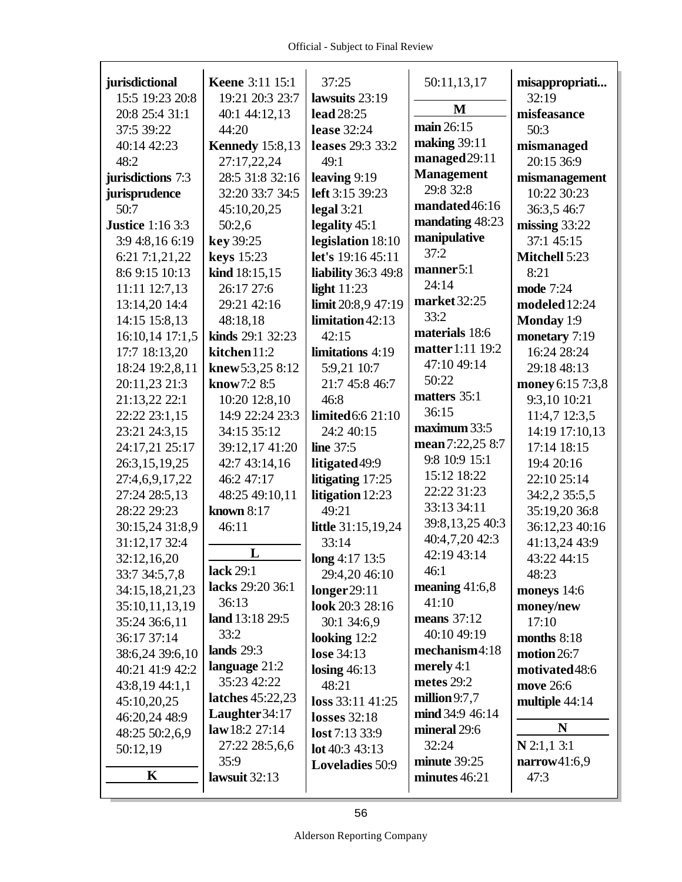**jurisdictional** 15:5 19:23 20:8 20:8 25:4 31:1 37:5 39:22 40:14 42:23 48:2
**jurisdictions** 7:3
**jurisprudence** 50:7
**Justice** 1:16 3:3 3:9 4:8,16 6:19 6:21 7:1,21,22 8:6 9:15 10:13 11:11 12:7,13 13:14,20 14:4 14:15 15:8,13 16:10,14 17:1,5 17:7 18:13,20 18:24 19:2,8,11 20:11,23 21:3 21:13,22 22:1 22:22 23:1,15 23:21 24:3,15 24:17,21 25:17 26:3,15,19,25 27:4,6,9,17,22 27:24 28:5,13 28:22 29:23 30:15,24 31:8,9 31:12,17 32:4 32:12,16,20 33:7 34:5,7,8 34:15,18,21,23 35:10,11,13,19 35:24 36:6,11 36:17 37:14 38:6,24 39:6,10 40:21 41:9 42:2 43:8,19 44:1,1 45:10,20,25 46:20,24 48:9 48:25 50:2,6,9 50:12,19

**K**

**Keene** 3:11 15:1 19:21 20:3 23:7 40:1 44:12,13 44:20
**Kennedy** 15:8,13 27:17,22,24 28:5 31:8 32:16 32:20 33:7 34:5 45:10,20,25 50:2,6
**key** 39:25
**keys** 15:23
**kind** 18:15,15 26:17 27:6 29:21 42:16 48:18,18
**kinds** 29:1 32:23
**kitchen** 11:2
**knew** 5:3,25 8:12
**know** 7:2 8:5 10:20 12:8,10 14:9 22:24 23:3 34:15 35:12 39:12,17 41:20 42:7 43:14,16 46:2 47:17 48:25 49:10,11
**known** 8:17 46:11

**L**

**lack** 29:1
**lacks** 29:20 36:1 36:13
**land** 13:18 29:5 33:2
**lands** 29:3
**language** 21:2 35:23 42:22
**latches** 45:22,23
**Laughter** 34:17
**law** 18:2 27:14 27:22 28:5,6,6 35:9
**lawsuit** 32:13 37:25
**lawsuits** 23:19
**lead** 28:25
**lease** 32:24
**leases** 29:3 33:2 49:1
**leaving** 9:19
**left** 3:15 39:23
**legal** 3:21
**legality** 45:1
**legislation** 18:10
**let's** 19:16 45:11
**liability** 36:3 49:8
**light** 11:23
**limit** 20:8,9 47:19
**limitation** 42:13 42:15
**limitations** 4:19 5:9,21 10:7 21:7 45:8 46:7 46:8
**limited** 6:6 21:10 24:2 40:15
**line** 37:5
**litigated** 49:9
**litigating** 17:25
**litigation** 12:23 49:21
**little** 31:15,19,24 33:14
**long** 4:17 13:5 29:4,20 46:10
**longer** 29:11
**look** 20:3 28:16 30:1 34:6,9
**looking** 12:2
**lose** 34:13
**losing** 46:13 48:21
**loss** 33:11 41:25
**losses** 32:18
**lost** 7:13 33:9
**lot** 40:3 43:13
**Loveladies** 50:9 50:11,13,17

**M**

**main** 26:15
**making** 39:11
**managed** 29:11
**Management** 29:8 32:8
**mandated** 46:16
**mandating** 48:23
**manipulative** 37:2
**manner** 5:1 24:14
**market** 32:25 33:2
**materials** 18:6
**matter** 1:11 19:2 47:10 49:14 50:22
**matters** 35:1 36:15
**maximum** 33:5
**mean** 7:22,25 8:7 9:8 10:9 15:1 15:12 18:22 22:22 31:23 33:13 34:11 39:8,13,25 40:3 40:4,7,20 42:3 42:19 43:14 46:1
**meaning** 41:6,8 41:10
**means** 37:12 40:10 49:19
**mechanism** 4:18
**merely** 4:1
**metes** 29:2
**million** 9:7,7
**mind** 34:9 46:14
**mineral** 29:6 32:24
**minute** 39:25
**minutes** 46:21
**misappropriati...** 32:19
**misfeasance** 50:3
**mismanaged** 20:15 36:9
**mismanagement** 10:22 30:23 36:3,5 46:7
**missing** 33:22 37:1 45:15
**Mitchell** 5:23 8:21
**mode** 7:24
**modeled** 12:24
**Monday** 1:9
**monetary** 7:19 16:24 28:24 29:18 48:13
**money** 6:15 7:3,8 9:3,10 10:21 11:4,7 12:3,5 14:19 17:10,13 17:14 18:15 19:4 20:16 22:10 25:14 34:2,2 35:5,5 35:19,20 36:8 36:12,23 40:16 41:13,24 43:9 43:22 44:15 48:23
**moneys** 14:6
**money/new** 17:10
**months** 8:18
**motion** 26:7
**motivated** 48:6
**move** 26:6
**multiple** 44:14

**N**

**N** 2:1,1 3:1
**narrow** 41:6,9 47:3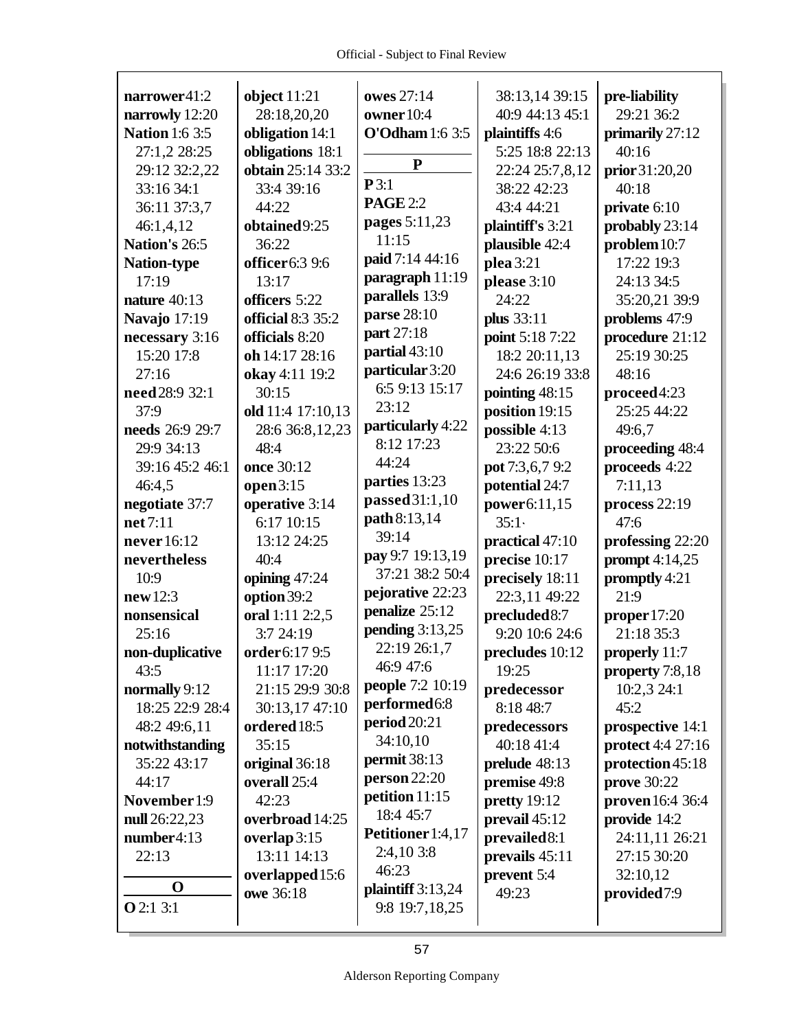**narrower** 41:2
**narrowly** 12:20
**Nation** 1:6 3:5 27:1,2 28:25 29:12 32:2,22 33:16 34:1 36:11 37:3,7 46:1,4,12
**Nation's** 26:5
**Nation-type** 17:19
**nature** 40:13
**Navajo** 17:19
**necessary** 3:16 15:20 17:8 27:16
**need** 28:9 32:1 37:9
**needs** 26:9 29:7 29:9 34:13 39:16 45:2 46:1 46:4,5
**negotiate** 37:7
**net** 7:11
**never** 16:12
**nevertheless** 10:9
**new** 12:3
**nonsensical** 25:16
**non-duplicative** 43:5
**normally** 9:12 18:25 22:9 28:4 48:2 49:6,11
**notwithstanding** 35:22 43:17 44:17
**November** 1:9
**null** 26:22,23
**number** 4:13 22:13

**O**

**O** 2:1 3:1
**object** 11:21 28:18,20,20
**obligation** 14:1
**obligations** 18:1
**obtain** 25:14 33:2 33:4 39:16 44:22
**obtained** 9:25 36:22
**officer** 6:3 9:6 13:17
**officers** 5:22
**official** 8:3 35:2
**officials** 8:20
**oh** 14:17 28:16
**okay** 4:11 19:2 30:15
**old** 11:4 17:10,13 28:6 36:8,12,23 48:4
**once** 30:12
**open** 3:15
**operative** 3:14 6:17 10:15 13:12 24:25 40:4
**opining** 47:24
**option** 39:2
**oral** 1:11 2:2,5 3:7 24:19
**order** 6:17 9:5 11:17 17:20 21:15 29:9 30:8 30:13,17 47:10
**ordered** 18:5 35:15
**original** 36:18
**overall** 25:4 42:23
**overbroad** 14:25
**overlap** 3:15 13:11 14:13
**overlapped** 15:6
**owe** 36:18
**owes** 27:14
**owner** 10:4
**O'Odham** 1:6 3:5

**P**

**P** 3:1
**PAGE** 2:2
**pages** 5:11,23 11:15
**paid** 7:14 44:16
**paragraph** 11:19
**parallels** 13:9
**parse** 28:10
**part** 27:18
**partial** 43:10
**particular** 3:20 6:5 9:13 15:17 23:12
**particularly** 4:22 8:12 17:23 44:24
**parties** 13:23
**passed** 31:1,10
**path** 8:13,14 39:14
**pay** 9:7 19:13,19 37:21 38:2 50:4
**pejorative** 22:23
**penalize** 25:12
**pending** 3:13,25 22:19 26:1,7 46:9 47:6
**people** 7:2 10:19
**performed** 6:8
**period** 20:21 34:10,10
**permit** 38:13
**person** 22:20
**petition** 11:15 18:4 45:7
**Petitioner** 1:4,17 2:4,10 3:8 46:23
**plaintiff** 3:13,24 9:8 19:7,18,25 38:13,14 39:15 40:9 44:13 45:1
**plaintiffs** 4:6 5:25 18:8 22:13 22:24 25:7,8,12 38:22 42:23 43:4 44:21
**plaintiff's** 3:21
**plausible** 42:4
**plea** 3:21
**please** 3:10 24:22
**plus** 33:11
**point** 5:18 7:22 18:2 20:11,13 24:6 26:19 33:8
**pointing** 48:15
**position** 19:15
**possible** 4:13 23:22 50:6
**pot** 7:3,6,7 9:2
**potential** 24:7
**power** 6:11,15 35:1
**practical** 47:10
**precise** 10:17
**precisely** 18:11 22:3,11 49:22
**precluded** 8:7 9:20 10:6 24:6
**precludes** 10:12 19:25
**predecessor** 8:18 48:7
**predecessors** 40:18 41:4
**prelude** 48:13
**premise** 49:8
**pretty** 19:12
**prevail** 45:12
**prevailed** 8:1
**prevails** 45:11
**prevent** 5:4 49:23
**pre-liability** 29:21 36:2
**primarily** 27:12 40:16
**prior** 31:20,20 40:18
**private** 6:10
**probably** 23:14
**problem** 10:7 17:22 19:3 24:13 34:5 35:20,21 39:9
**problems** 47:9
**procedure** 21:12 25:19 30:25 48:16
**proceed** 4:23 25:25 44:22 49:6,7
**proceeding** 48:4
**proceeds** 4:22 7:11,13
**process** 22:19 47:6
**professing** 22:20
**prompt** 4:14,25
**promptly** 4:21 21:9
**proper** 17:20 21:18 35:3
**properly** 11:7
**property** 7:8,18 10:2,3 24:1 45:2
**prospective** 14:1
**protect** 4:4 27:16
**protection** 45:18
**prove** 30:22
**proven** 16:4 36:4
**provide** 14:2 24:11,11 26:21 27:15 30:20 32:10,12
**provided** 7:9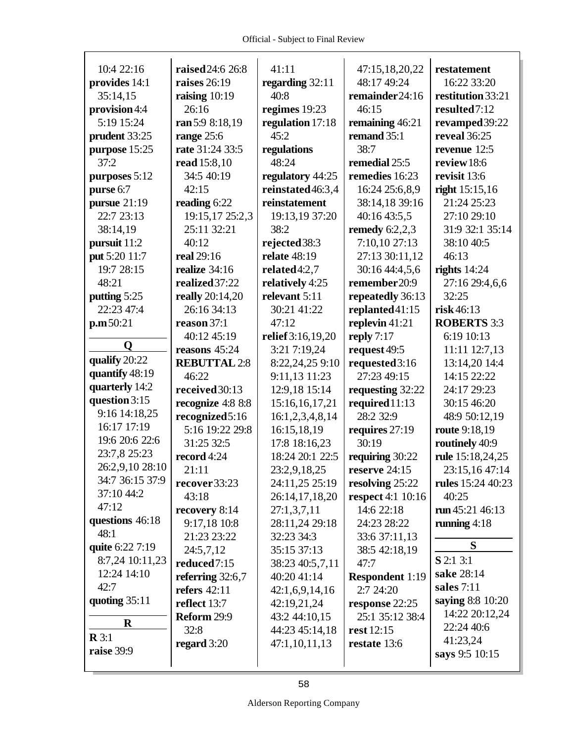10:4 22:16
**provides** 14:1 35:14,15
**provision** 4:4 5:19 15:24
**prudent** 33:25
**purpose** 15:25 37:2
**purposes** 5:12
**purse** 6:7
**pursue** 21:19 22:7 23:13 38:14,19
**pursuit** 11:2
**put** 5:20 11:7 19:7 28:15 48:21
**putting** 5:25 22:23 47:4
**p.m** 50:21

**Q**

**qualify** 20:22
**quantify** 48:19
**quarterly** 14:2
**question** 3:15 9:16 14:18,25 16:17 17:19 19:6 20:6 22:6 23:7,8 25:23 26:2,9,10 28:10 34:7 36:15 37:9 37:10 44:2 47:12
**questions** 46:18 48:1
**quite** 6:22 7:19 8:7,24 10:11,23 12:24 14:10 42:7
**quoting** 35:11

**R**

**R** 3:1
**raise** 39:9
**raised** 24:6 26:8
**raises** 26:19
**raising** 10:19 26:16
**ran** 5:9 8:18,19
**range** 25:6
**rate** 31:24 33:5
**read** 15:8,10 34:5 40:19 42:15
**reading** 6:22 19:15,17 25:2,3 25:11 32:21 40:12
**real** 29:16
**realize** 34:16
**realized** 37:22
**really** 20:14,20 26:16 34:13
**reason** 37:1 40:12 45:19
**reasons** 45:24
**REBUTTAL** 2:8 46:22
**received** 30:13
**recognize** 4:8 8:8
**recognized** 5:16 5:16 19:22 29:8 31:25 32:5
**record** 4:24 21:11
**recover** 33:23 43:18
**recovery** 8:14 9:17,18 10:8 21:23 23:22 24:5,7,12
**reduced** 7:15
**referring** 32:6,7
**refers** 42:11
**reflect** 13:7
**Reform** 29:9 32:8
**regard** 3:20
41:11
**regarding** 32:11 40:8
**regimes** 19:23
**regulation** 17:18 45:2
**regulations** 48:24
**regulatory** 44:25
**reinstated** 46:3,4
**reinstatement** 19:13,19 37:20 38:2
**rejected** 38:3
**relate** 48:19
**related** 4:2,7
**relatively** 4:25
**relevant** 5:11 30:21 41:22 47:12
**relief** 3:16,19,20 3:21 7:19,24 8:22,24,25 9:10 9:11,13 11:23 12:9,18 15:14 15:16,16,17,21 16:1,2,3,4,8,14 16:15,18,19 17:8 18:16,23 18:24 20:1 22:5 23:2,9,18,25 24:11,25 25:19 26:14,17,18,20 27:1,3,7,11 28:11,24 29:18 32:23 34:3 35:15 37:13 38:23 40:5,7,11 40:20 41:14 42:1,6,9,14,16 42:19,21,24 43:2 44:10,15 44:23 45:14,18 47:1,10,11,13
47:15,18,20,22 48:17 49:24
**remainder** 24:16 46:15
**remaining** 46:21
**remand** 35:1 38:7
**remedial** 25:5
**remedies** 16:23 16:24 25:6,8,9 38:14,18 39:16 40:16 43:5,5
**remedy** 6:2,2,3 7:10,10 27:13 27:13 30:11,12 30:16 44:4,5,6
**remember** 20:9
**repeatedly** 36:13
**replanted** 41:15
**replevin** 41:21
**reply** 7:17
**request** 49:5
**requested** 3:16 27:23 49:15
**requesting** 32:22
**required** 11:13 28:2 32:9
**requires** 27:19 30:19
**requiring** 30:22
**reserve** 24:15
**resolving** 25:22
**respect** 4:1 10:16 14:6 22:18 24:23 28:22 33:6 37:11,13 38:5 42:18,19 47:7
**Respondent** 1:19 2:7 24:20
**response** 22:25 25:1 35:12 38:4
**rest** 12:15
**restate** 13:6
**restatement** 16:22 33:20
**restitution** 33:21
**resulted** 7:12
**revamped** 39:22
**reveal** 36:25
**revenue** 12:5
**review** 18:6
**revisit** 13:6
**right** 15:15,16 21:24 25:23 27:10 29:10 31:9 32:1 35:14 38:10 40:5 46:13
**rights** 14:24 27:16 29:4,6,6 32:25
**risk** 46:13
**ROBERTS** 3:3 6:19 10:13 11:11 12:7,13 13:14,20 14:4 14:15 22:22 24:17 29:23 30:15 46:20 48:9 50:12,19
**route** 9:18,19
**routinely** 40:9
**rule** 15:18,24,25 23:15,16 47:14
**rules** 15:24 40:23 40:25
**run** 45:21 46:13
**running** 4:18

**S**

**S** 2:1 3:1
**sake** 28:14
**sales** 7:11
**saying** 8:8 10:20 14:22 20:12,24 22:24 40:6 41:23,24
**says** 9:5 10:15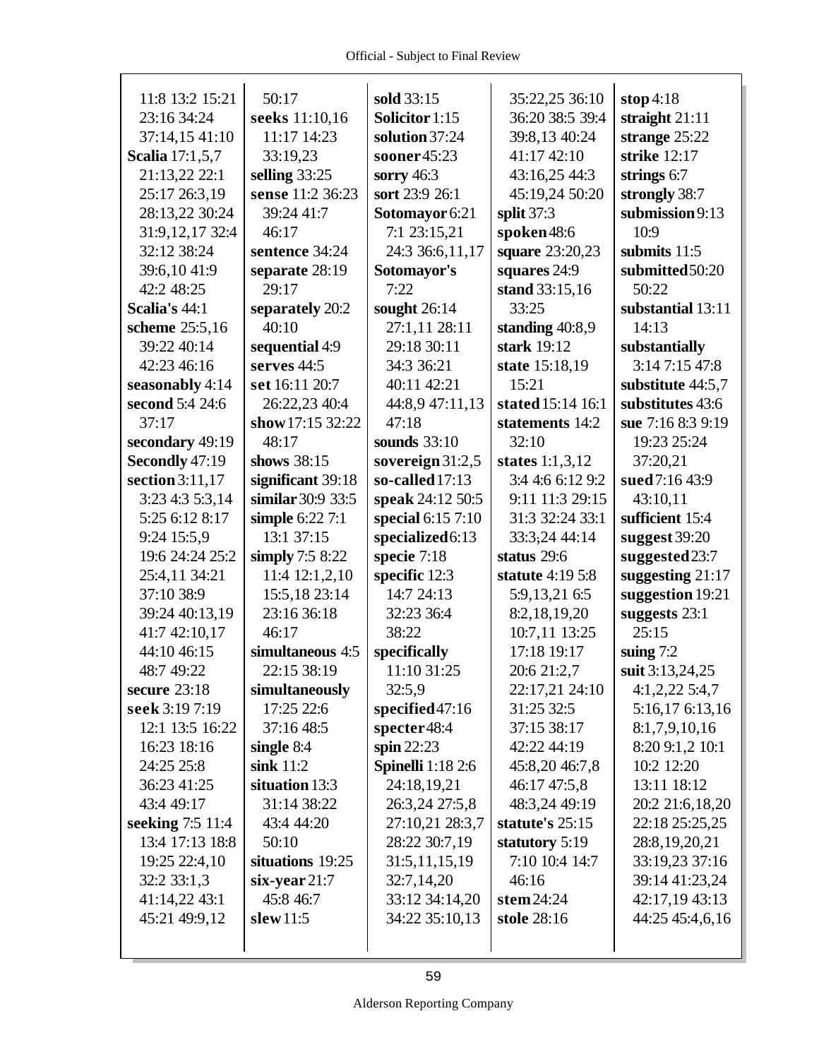11:8 13:2 15:21 23:16 34:24 37:14,15 41:10
**Scalia** 17:1,5,7 21:13,22 22:1 25:17 26:3,19 28:13,22 30:24 31:9,12,17 32:4 32:12 38:24 39:6,10 41:9 42:2 48:25
**Scalia's** 44:1
**scheme** 25:5,16 39:22 40:14 42:23 46:16
**seasonably** 4:14
**second** 5:4 24:6 37:17
**secondary** 49:19
**Secondly** 47:19
**section** 3:11,17 3:23 4:3 5:3,14 5:25 6:12 8:17 9:24 15:5,9 19:6 24:24 25:2 25:4,11 34:21 37:10 38:9 39:24 40:13,19 41:7 42:10,17 44:10 46:15 48:7 49:22
**secure** 23:18
**seek** 3:19 7:19 12:1 13:5 16:22 16:23 18:16 24:25 25:8 36:23 41:25 43:4 49:17
**seeking** 7:5 11:4 13:4 17:13 18:8 19:25 22:4,10 32:2 33:1,3 41:14,22 43:1 45:21 49:9,12
50:17
**seeks** 11:10,16 11:17 14:23 33:19,23
**selling** 33:25
**sense** 11:2 36:23 39:24 41:7 46:17
**sentence** 34:24
**separate** 28:19 29:17
**separately** 20:2 40:10
**sequential** 4:9
**serves** 44:5
**set** 16:11 20:7 26:22,23 40:4
**show** 17:15 32:22 48:17
**shows** 38:15
**significant** 39:18
**similar** 30:9 33:5
**simple** 6:22 7:1 13:1 37:15
**simply** 7:5 8:22 11:4 12:1,2,10 15:5,18 23:14 23:16 36:18 46:17
**simultaneous** 4:5 22:15 38:19
**simultaneously** 17:25 22:6 37:16 48:5
**single** 8:4
**sink** 11:2
**situation** 13:3 31:14 38:22 43:4 44:20 50:10
**situations** 19:25
**six-year** 21:7 45:8 46:7
**slew** 11:5
**sold** 33:15
**Solicitor** 1:15
**solution** 37:24
**sooner** 45:23
**sorry** 46:3
**sort** 23:9 26:1
**Sotomayor** 6:21 7:1 23:15,21 24:3 36:6,11,17
**Sotomayor's** 7:22
**sought** 26:14 27:1,11 28:11 29:18 30:11 34:3 36:21 40:11 42:21 44:8,9 47:11,13 47:18
**sounds** 33:10
**sovereign** 31:2,5
**so-called** 17:13
**speak** 24:12 50:5
**special** 6:15 7:10
**specialized** 6:13
**specie** 7:18
**specific** 12:3 14:7 24:13 32:23 36:4 38:22
**specifically** 11:10 31:25 32:5,9
**specified** 47:16
**specter** 48:4
**spin** 22:23
**Spinelli** 1:18 2:6 24:18,19,21 26:3,24 27:5,8 27:10,21 28:3,7 28:22 30:7,19 31:5,11,15,19 32:7,14,20 33:12 34:14,20 34:22 35:10,13
35:22,25 36:10 36:20 38:5 39:4 39:8,13 40:24 41:17 42:10 43:16,25 44:3 45:19,24 50:20
**split** 37:3
**spoken** 48:6
**square** 23:20,23
**squares** 24:9
**stand** 33:15,16 33:25
**standing** 40:8,9
**stark** 19:12
**state** 15:18,19 15:21
**stated** 15:14 16:1
**statements** 14:2 32:10
**states** 1:1,3,12 3:4 4:6 6:12 9:2 9:11 11:3 29:15 31:3 32:24 33:1 33:3;24 44:14
**status** 29:6
**statute** 4:19 5:8 5:9,13,21 6:5 8:2,18,19,20 10:7,11 13:25 17:18 19:17 20:6 21:2,7 22:17,21 24:10 31:25 32:5 37:15 38:17 42:22 44:19 45:8,20 46:7,8 46:17 47:5,8 48:3,24 49:19
**statute's** 25:15
**statutory** 5:19 7:10 10:4 14:7 46:16
**stem** 24:24
**stole** 28:16
**stop** 4:18
**straight** 21:11
**strange** 25:22
**strike** 12:17
**strings** 6:7
**strongly** 38:7
**submission** 9:13 10:9
**submits** 11:5
**submitted** 50:20 50:22
**substantial** 13:11 14:13
**substantially** 3:14 7:15 47:8
**substitute** 44:5,7
**substitutes** 43:6
**sue** 7:16 8:3 9:19 19:23 25:24 37:20,21
**sued** 7:16 43:9 43:10,11
**sufficient** 15:4
**suggest** 39:20
**suggested** 23:7
**suggesting** 21:17
**suggestion** 19:21
**suggests** 23:1 25:15
**suing** 7:2
**suit** 3:13,24,25 4:1,2,22 5:4,7 5:16,17 6:13,16 8:1,7,9,10,16 8:20 9:1,2 10:1 10:2 12:20 13:11 18:12 20:2 21:6,18,20 22:18 25:25,25 28:8,19,20,21 33:19,23 37:16 39:14 41:23,24 42:17,19 43:13 44:25 45:4,6,16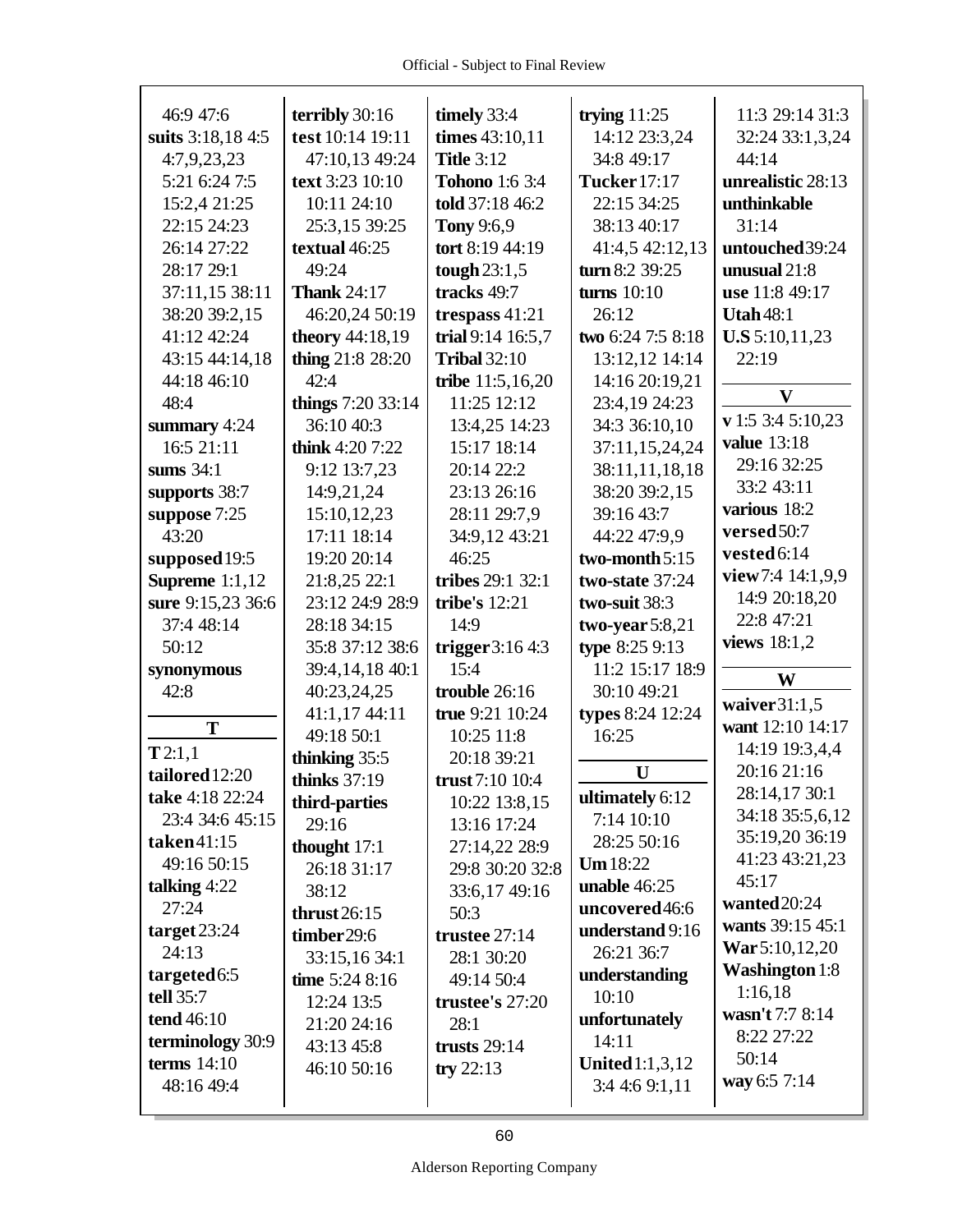46:9 47:6
**suits** 3:18,18 4:5 4:7,9,23,23 5:21 6:24 7:5 15:2,4 21:25 22:15 24:23 26:14 27:22 28:17 29:1 37:11,15 38:11 38:20 39:2,15 41:12 42:24 43:15 44:14,18 44:18 46:10 48:4
**summary** 4:24 16:5 21:11
**sums** 34:1
**supports** 38:7
**suppose** 7:25 43:20
**supposed** 19:5
**Supreme** 1:1,12
**sure** 9:15,23 36:6 37:4 48:14 50:12
**synonymous** 42:8

**T**

**T** 2:1,1
**tailored** 12:20
**take** 4:18 22:24 23:4 34:6 45:15
**taken** 41:15 49:16 50:15
**talking** 4:22 27:24
**target** 23:24 24:13
**targeted** 6:5
**tell** 35:7
**tend** 46:10
**terminology** 30:9
**terms** 14:10 48:16 49:4
**terribly** 30:16
**test** 10:14 19:11 47:10,13 49:24
**text** 3:23 10:10 10:11 24:10 25:3,15 39:25
**textual** 46:25 49:24
**Thank** 24:17 46:20,24 50:19
**theory** 44:18,19
**thing** 21:8 28:20 42:4
**things** 7:20 33:14 36:10 40:3
**think** 4:20 7:22 9:12 13:7,23 14:9,21,24 15:10,12,23 17:11 18:14 19:20 20:14 21:8,25 22:1 23:12 24:9 28:9 28:18 34:15 35:8 37:12 38:6 39:4,14,18 40:1 40:23,24,25 41:1,17 44:11 49:18 50:1
**thinking** 35:5
**thinks** 37:19
**third-parties** 29:16
**thought** 17:1 26:18 31:17 38:12
**thrust** 26:15
**timber** 29:6 33:15,16 34:1
**time** 5:24 8:16 12:24 13:5 21:20 24:16 43:13 45:8 46:10 50:16
**timely** 33:4
**times** 43:10,11
**Title** 3:12
**Tohono** 1:6 3:4
**told** 37:18 46:2
**Tony** 9:6,9
**tort** 8:19 44:19
**tough** 23:1,5
**tracks** 49:7
**trespass** 41:21
**trial** 9:14 16:5,7
**Tribal** 32:10
**tribe** 11:5,16,20 11:25 12:12 13:4,25 14:23 15:17 18:14 20:14 22:2 23:13 26:16 28:11 29:7,9 34:9,12 43:21 46:25
**tribes** 29:1 32:1
**tribe's** 12:21 14:9
**trigger** 3:16 4:3 15:4
**trouble** 26:16
**true** 9:21 10:24 10:25 11:8 20:18 39:21
**trust** 7:10 10:4 10:22 13:8,15 13:16 17:24 27:14,22 28:9 29:8 30:20 32:8 33:6,17 49:16 50:3
**trustee** 27:14 28:1 30:20 49:14 50:4
**trustee's** 27:20 28:1
**trusts** 29:14
**try** 22:13
**trying** 11:25 14:12 23:3,24 34:8 49:17
**Tucker** 17:17 22:15 34:25 38:13 40:17 41:4,5 42:12,13
**turn** 8:2 39:25
**turns** 10:10 26:12
**two** 6:24 7:5 8:18 13:12,12 14:14 14:16 20:19,21 23:4,19 24:23 34:3 36:10,10 37:11,15,24,24 38:11,11,18,18 38:20 39:2,15 39:16 43:7 44:22 47:9,9
**two-month** 5:15
**two-state** 37:24
**two-suit** 38:3
**two-year** 5:8,21
**type** 8:25 9:13 11:2 15:17 18:9 30:10 49:21
**types** 8:24 12:24 16:25

**U**

**ultimately** 6:12 7:14 10:10 28:25 50:16
**Um** 18:22
**unable** 46:25
**uncovered** 46:6
**understand** 9:16 26:21 36:7
**understanding** 10:10
**unfortunately** 14:11
**United** 1:1,3,12 3:4 4:6 9:1,11 11:3 29:14 31:3 32:24 33:1,3,24 44:14
**unrealistic** 28:13
**unthinkable** 31:14
**untouched** 39:24
**unusual** 21:8
**use** 11:8 49:17
**Utah** 48:1
**U.S** 5:10,11,23 22:19

**V**

**v** 1:5 3:4 5:10,23
**value** 13:18 29:16 32:25 33:2 43:11
**various** 18:2
**versed** 50:7
**vested** 6:14
**view** 7:4 14:1,9,9 14:9 20:18,20 22:8 47:21
**views** 18:1,2

**W**

**waiver** 31:1,5
**want** 12:10 14:17 14:19 19:3,4,4 20:16 21:16 28:14,17 30:1 34:18 35:5,6,12 35:19,20 36:19 41:23 43:21,23 45:17
**wanted** 20:24
**wants** 39:15 45:1
**War** 5:10,12,20
**Washington** 1:8 1:16,18
**wasn't** 7:7 8:14 8:22 27:22 50:14
**way** 6:5 7:14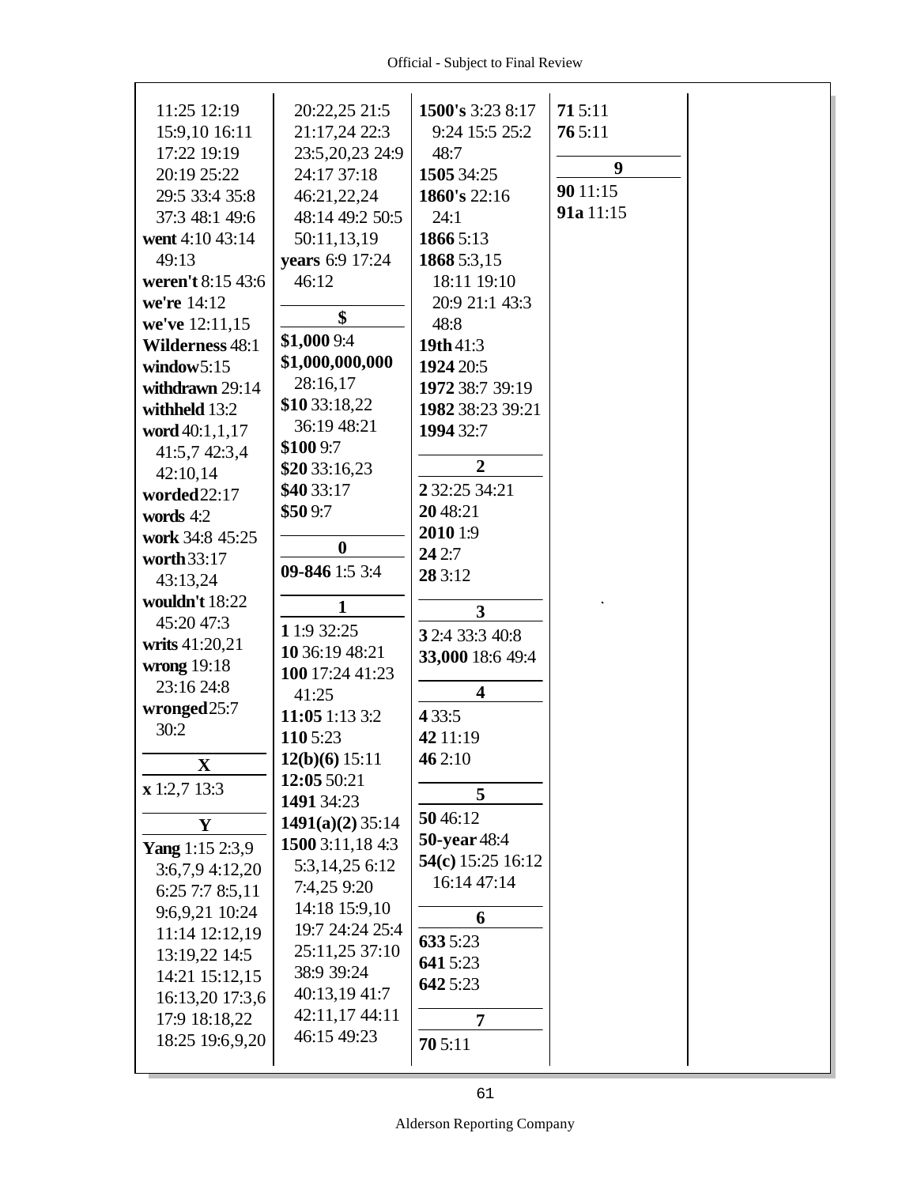11:25 12:19 15:9,10 16:11 17:22 19:19 20:19 25:22 29:5 33:4 35:8 37:3 48:1 49:6
**went** 4:10 43:14 49:13
**weren't** 8:15 43:6
**we're** 14:12
**we've** 12:11,15
**Wilderness** 48:1
**window** 5:15
**withdrawn** 29:14
**withheld** 13:2
**word** 40:1,1,17 41:5,7 42:3,4 42:10,14
**worded** 22:17
**words** 4:2
**work** 34:8 45:25
**worth** 33:17 43:13,24
**wouldn't** 18:22 45:20 47:3
**writs** 41:20,21
**wrong** 19:18 23:16 24:8
**wronged** 25:7 30:2

**X**

**x** 1:2,7 13:3

**Y**

**Yang** 1:15 2:3,9 3:6,7,9 4:12,20 6:25 7:7 8:5,11 9:6,9,21 10:24 11:14 12:12,19 13:19,22 14:5 14:21 15:12,15 16:13,20 17:3,6 17:9 18:18,22 18:25 19:6,9,20 20:22,25 21:5 21:17,24 22:3 23:5,20,23 24:9 24:17 37:18 46:21,22,24 48:14 49:2 50:5 50:11,13,19
**years** 6:9 17:24 46:12

**$**

**$1,000** 9:4
**$1,000,000,000** 28:16,17
**$10** 33:18,22 36:19 48:21
**$100** 9:7
**$20** 33:16,23
**$40** 33:17
**$50** 9:7

**0**

**09-846** 1:5 3:4

**1**

**1** 1:9 32:25
**10** 36:19 48:21
**100** 17:24 41:23 41:25
**11:05** 1:13 3:2
**110** 5:23
**12(b)(6)** 15:11
**12:05** 50:21
**1491** 34:23
**1491(a)(2)** 35:14
**1500** 3:11,18 4:3 5:3,14,25 6:12 7:4,25 9:20 14:18 15:9,10 19:7 24:24 25:4 25:11,25 37:10 38:9 39:24 40:13,19 41:7 42:11,17 44:11 46:15 49:23
**1500's** 3:23 8:17 9:24 15:5 25:2 48:7
**1505** 34:25
**1860's** 22:16 24:1
**1866** 5:13
**1868** 5:3,15 18:11 19:10 20:9 21:1 43:3 48:8
**19th** 41:3
**1924** 20:5
**1972** 38:7 39:19
**1982** 38:23 39:21
**1994** 32:7

**2**

**2** 32:25 34:21
**20** 48:21
**2010** 1:9
**24** 2:7
**28** 3:12

**3**

**3** 2:4 33:3 40:8
**33,000** 18:6 49:4

**4**

**4** 33:5
**42** 11:19
**46** 2:10

**5**

**50** 46:12
**50-year** 48:4
**54(c)** 15:25 16:12 16:14 47:14

**6**

**633** 5:23
**641** 5:23
**642** 5:23

**7**

**70** 5:11
**71** 5:11
**76** 5:11

**9**

**90** 11:15
**91a** 11:15